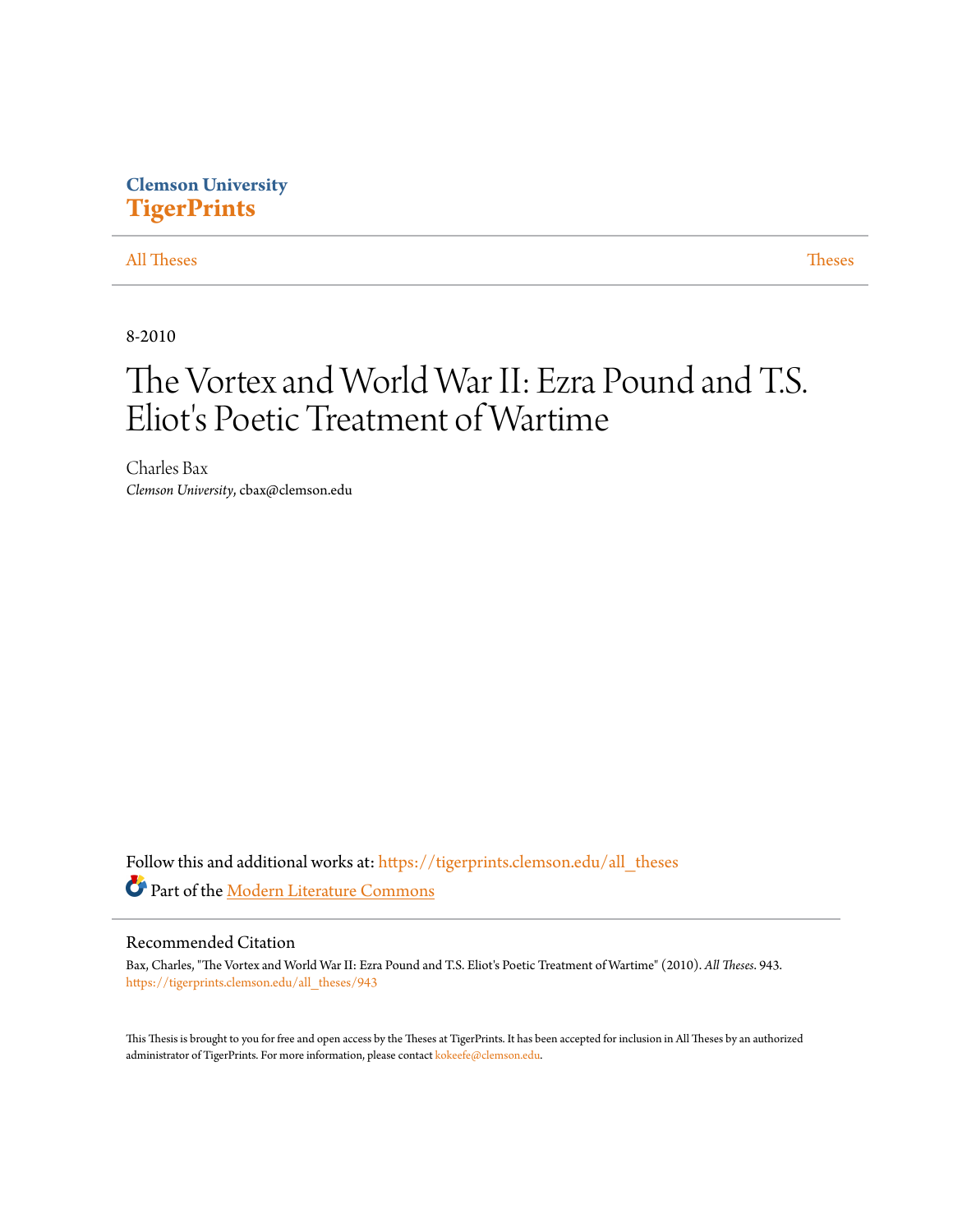Clemson University
**TigerPrints**

All Theses | Theses

8-2010

# The Vortex and World War II: Ezra Pound and T.S. Eliot's Poetic Treatment of Wartime

Charles Bax
*Clemson University*, cbax@clemson.edu

Follow this and additional works at: https://tigerprints.clemson.edu/all_theses

Part of the Modern Literature Commons

## Recommended Citation

Bax, Charles, "The Vortex and World War II: Ezra Pound and T.S. Eliot's Poetic Treatment of Wartime" (2010). *All Theses*. 943.
https://tigerprints.clemson.edu/all_theses/943

This Thesis is brought to you for free and open access by the Theses at TigerPrints. It has been accepted for inclusion in All Theses by an authorized administrator of TigerPrints. For more information, please contact kokeefe@clemson.edu.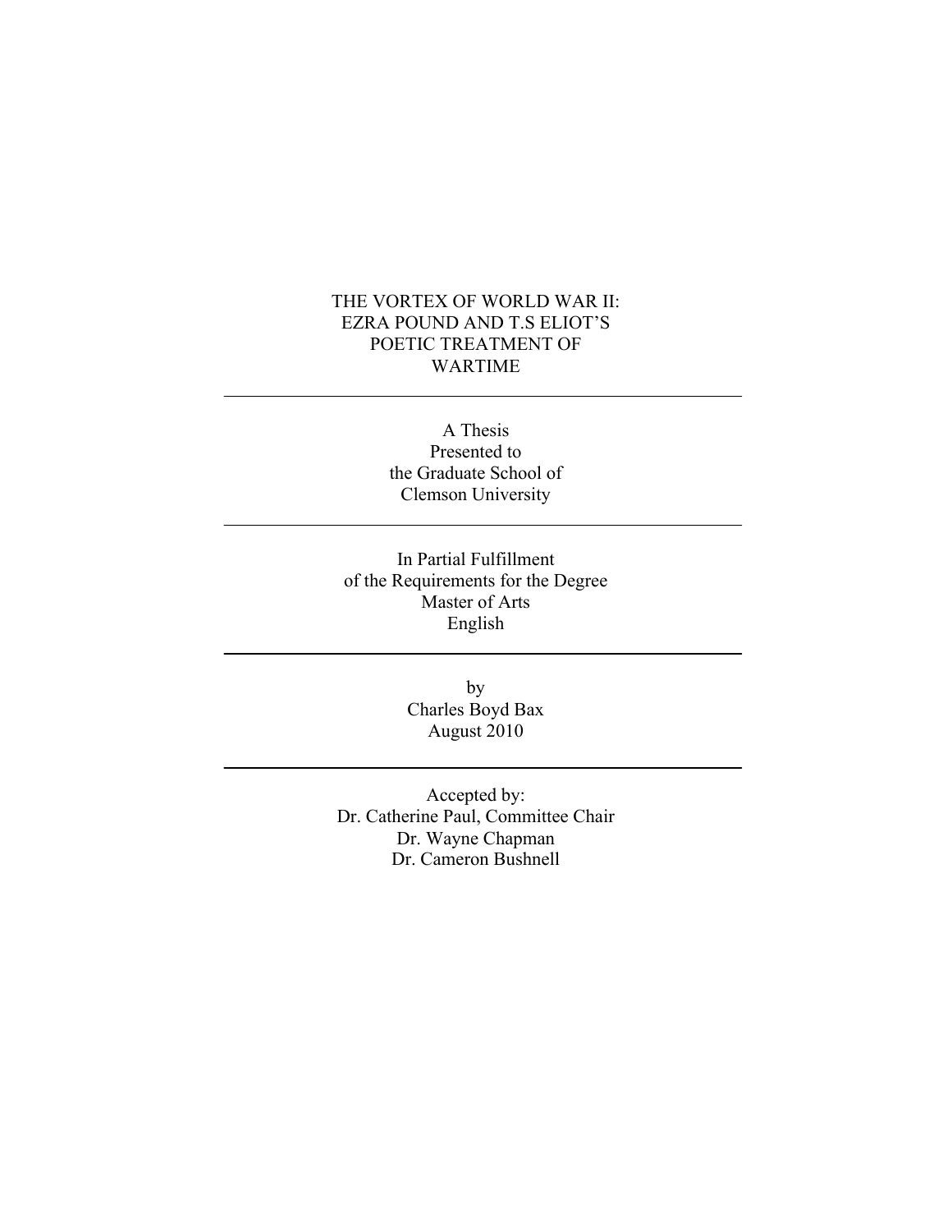# THE VORTEX OF WORLD WAR II: EZRA POUND AND T.S ELIOT'S POETIC TREATMENT OF WARTIME

---

A Thesis
Presented to
the Graduate School of
Clemson University

---

In Partial Fulfillment
of the Requirements for the Degree
Master of Arts
English

---

by
Charles Boyd Bax
August 2010

---

Accepted by:
Dr. Catherine Paul, Committee Chair
Dr. Wayne Chapman
Dr. Cameron Bushnell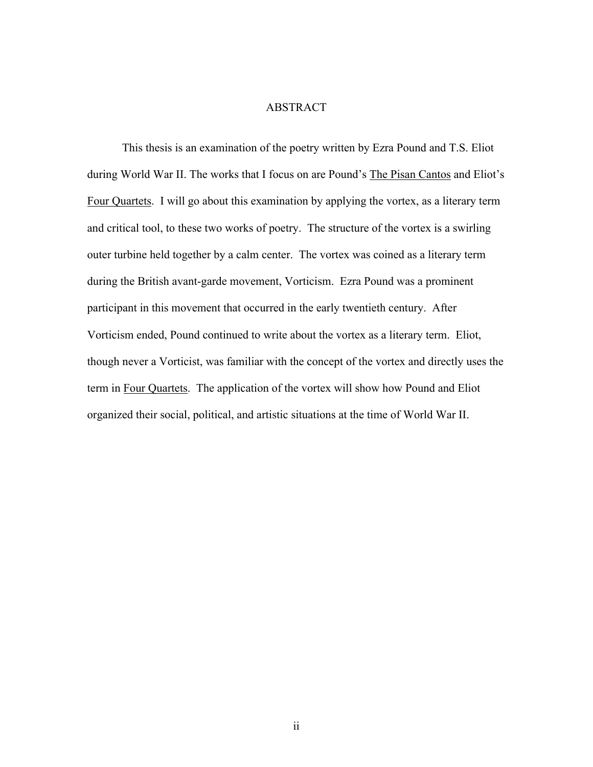# ABSTRACT

This thesis is an examination of the poetry written by Ezra Pound and T.S. Eliot during World War II. The works that I focus on are Pound's The Pisan Cantos and Eliot's Four Quartets. I will go about this examination by applying the vortex, as a literary term and critical tool, to these two works of poetry. The structure of the vortex is a swirling outer turbine held together by a calm center. The vortex was coined as a literary term during the British avant-garde movement, Vorticism. Ezra Pound was a prominent participant in this movement that occurred in the early twentieth century. After Vorticism ended, Pound continued to write about the vortex as a literary term. Eliot, though never a Vorticist, was familiar with the concept of the vortex and directly uses the term in Four Quartets. The application of the vortex will show how Pound and Eliot organized their social, political, and artistic situations at the time of World War II.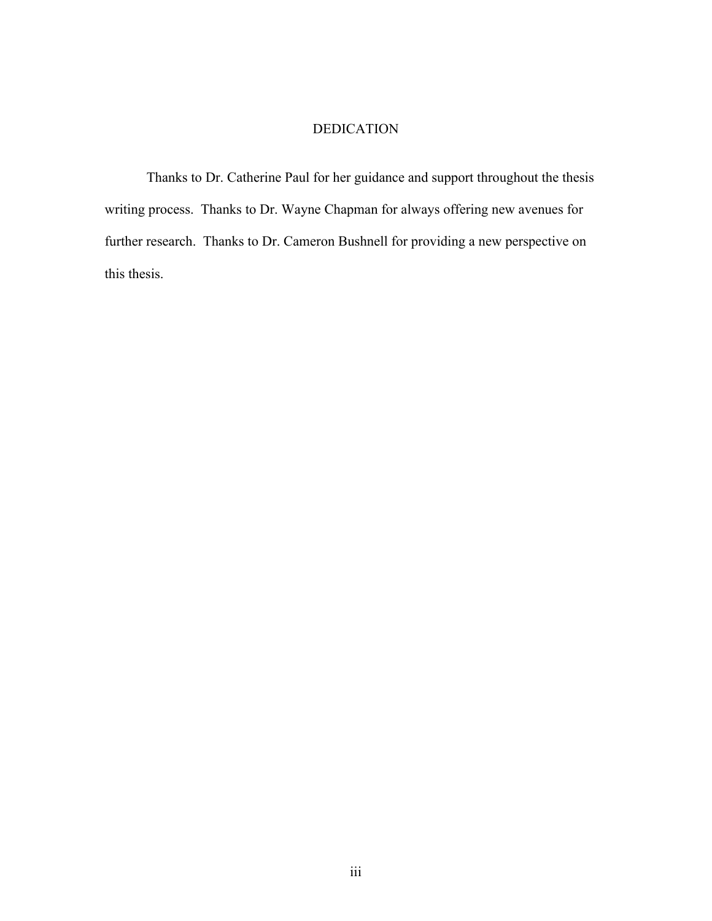# DEDICATION

Thanks to Dr. Catherine Paul for her guidance and support throughout the thesis writing process. Thanks to Dr. Wayne Chapman for always offering new avenues for further research. Thanks to Dr. Cameron Bushnell for providing a new perspective on this thesis.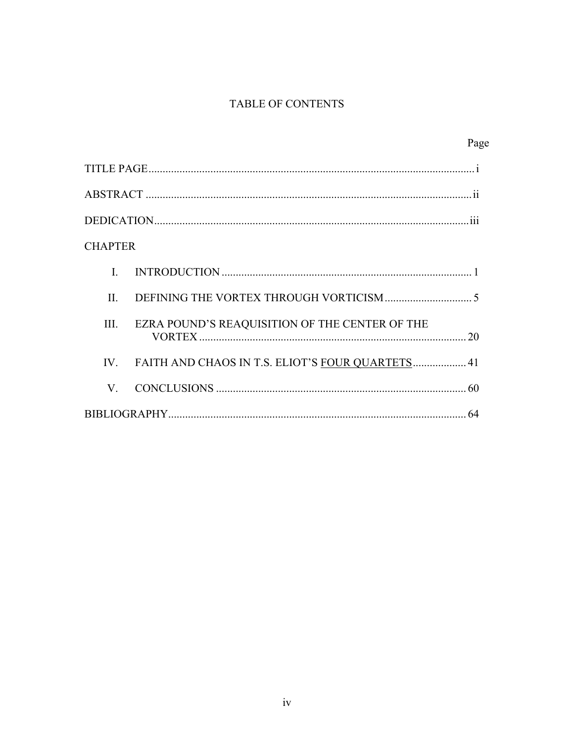# TABLE OF CONTENTS

| | | Page |
|---|---|---|
| TITLE PAGE | | i |
| ABSTRACT | | ii |
| DEDICATION | | iii |
| CHAPTER | | |
| I. | INTRODUCTION | 1 |
| II. | DEFINING THE VORTEX THROUGH VORTICISM | 5 |
| III. | EZRA POUND'S REAQUISITION OF THE CENTER OF THE VORTEX | 20 |
| IV. | FAITH AND CHAOS IN T.S. ELIOT'S <u>FOUR QUARTETS</u> | 41 |
| V. | CONCLUSIONS | 60 |
| BIBLIOGRAPHY | | 64 |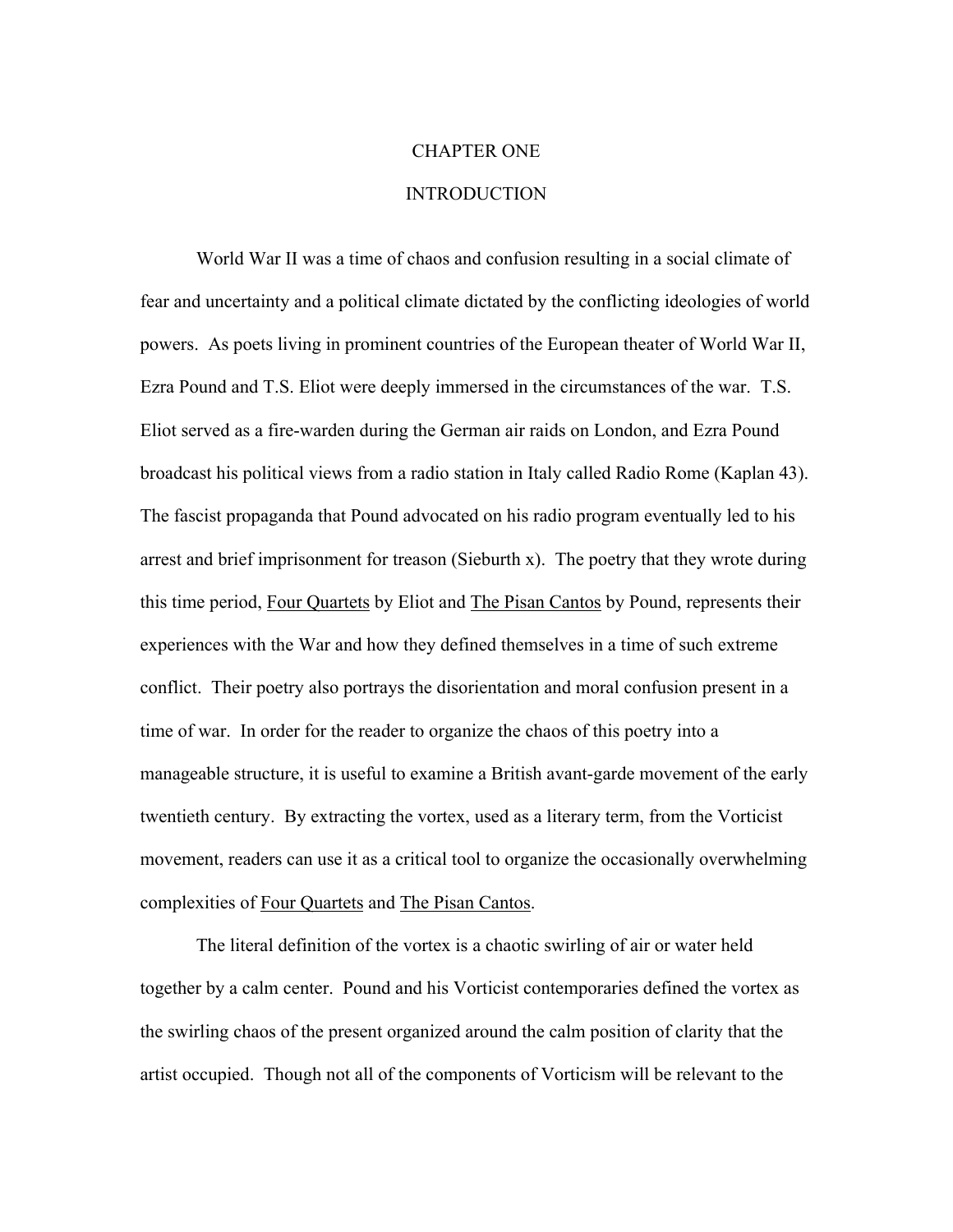# CHAPTER ONE

## INTRODUCTION

World War II was a time of chaos and confusion resulting in a social climate of fear and uncertainty and a political climate dictated by the conflicting ideologies of world powers. As poets living in prominent countries of the European theater of World War II, Ezra Pound and T.S. Eliot were deeply immersed in the circumstances of the war. T.S. Eliot served as a fire-warden during the German air raids on London, and Ezra Pound broadcast his political views from a radio station in Italy called Radio Rome (Kaplan 43). The fascist propaganda that Pound advocated on his radio program eventually led to his arrest and brief imprisonment for treason (Sieburth x). The poetry that they wrote during this time period, Four Quartets by Eliot and The Pisan Cantos by Pound, represents their experiences with the War and how they defined themselves in a time of such extreme conflict. Their poetry also portrays the disorientation and moral confusion present in a time of war. In order for the reader to organize the chaos of this poetry into a manageable structure, it is useful to examine a British avant-garde movement of the early twentieth century. By extracting the vortex, used as a literary term, from the Vorticist movement, readers can use it as a critical tool to organize the occasionally overwhelming complexities of Four Quartets and The Pisan Cantos.

The literal definition of the vortex is a chaotic swirling of air or water held together by a calm center. Pound and his Vorticist contemporaries defined the vortex as the swirling chaos of the present organized around the calm position of clarity that the artist occupied. Though not all of the components of Vorticism will be relevant to the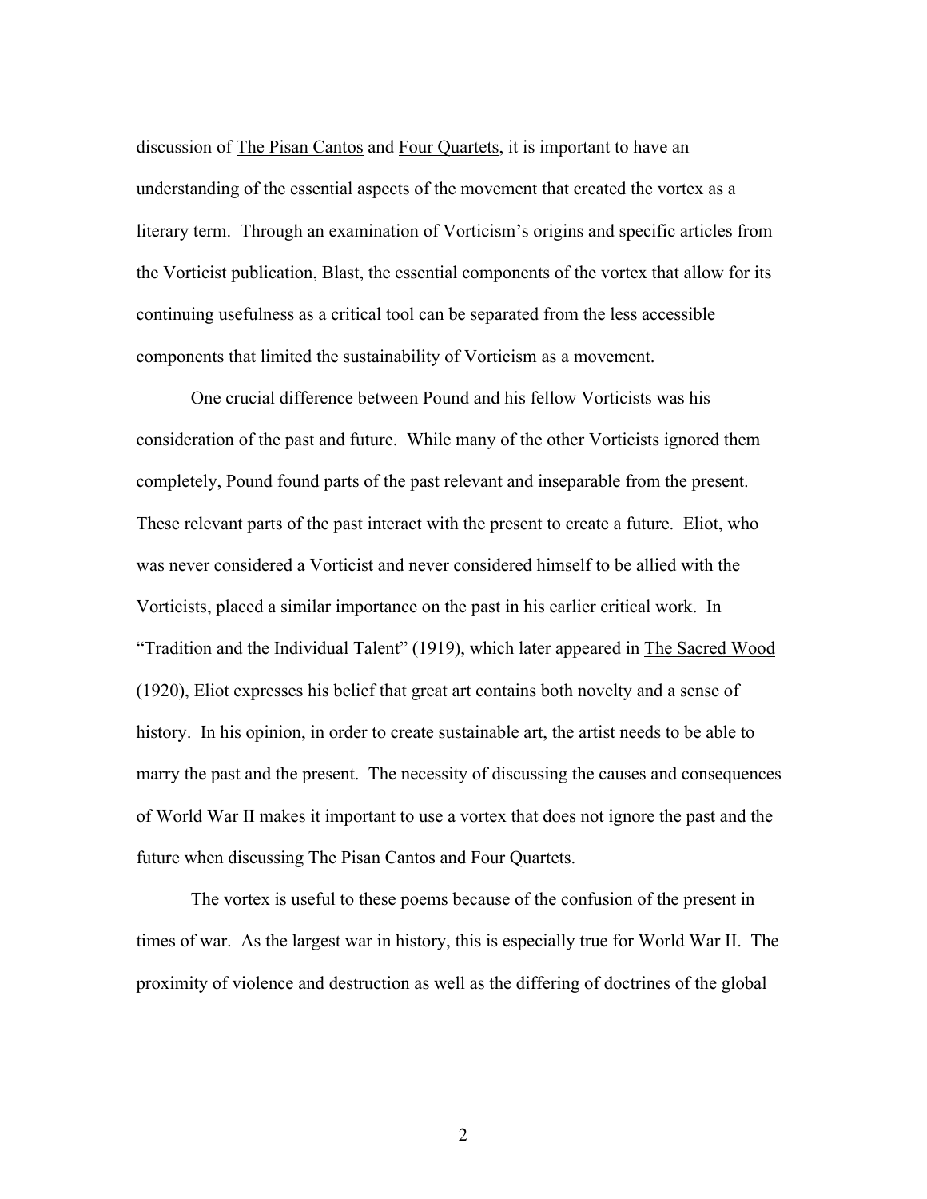discussion of The Pisan Cantos and Four Quartets, it is important to have an understanding of the essential aspects of the movement that created the vortex as a literary term. Through an examination of Vorticism's origins and specific articles from the Vorticist publication, Blast, the essential components of the vortex that allow for its continuing usefulness as a critical tool can be separated from the less accessible components that limited the sustainability of Vorticism as a movement.

One crucial difference between Pound and his fellow Vorticists was his consideration of the past and future. While many of the other Vorticists ignored them completely, Pound found parts of the past relevant and inseparable from the present. These relevant parts of the past interact with the present to create a future. Eliot, who was never considered a Vorticist and never considered himself to be allied with the Vorticists, placed a similar importance on the past in his earlier critical work. In "Tradition and the Individual Talent" (1919), which later appeared in The Sacred Wood (1920), Eliot expresses his belief that great art contains both novelty and a sense of history. In his opinion, in order to create sustainable art, the artist needs to be able to marry the past and the present. The necessity of discussing the causes and consequences of World War II makes it important to use a vortex that does not ignore the past and the future when discussing The Pisan Cantos and Four Quartets.

The vortex is useful to these poems because of the confusion of the present in times of war. As the largest war in history, this is especially true for World War II. The proximity of violence and destruction as well as the differing of doctrines of the global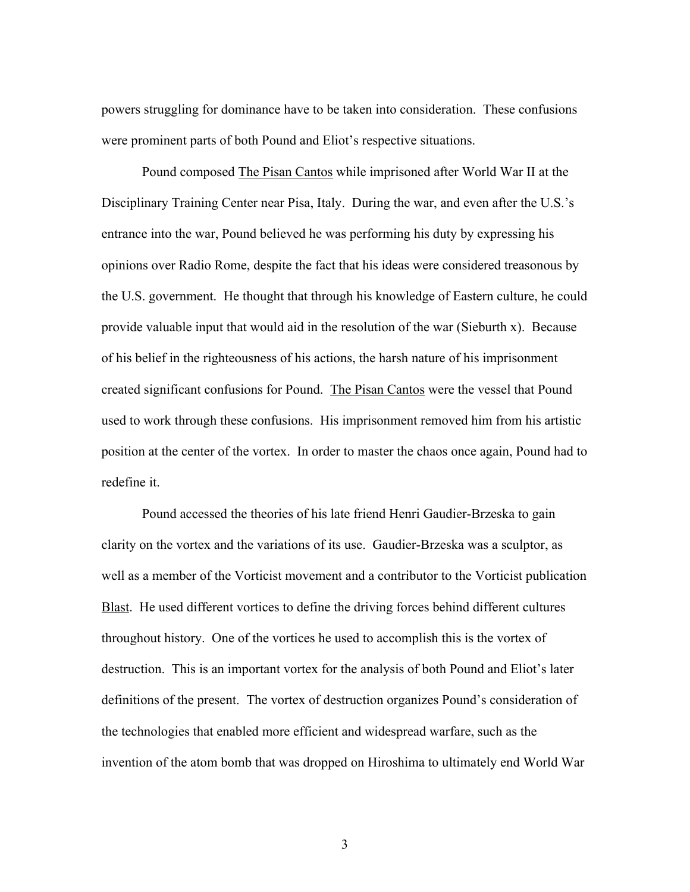powers struggling for dominance have to be taken into consideration. These confusions were prominent parts of both Pound and Eliot's respective situations.

Pound composed The Pisan Cantos while imprisoned after World War II at the Disciplinary Training Center near Pisa, Italy. During the war, and even after the U.S.'s entrance into the war, Pound believed he was performing his duty by expressing his opinions over Radio Rome, despite the fact that his ideas were considered treasonous by the U.S. government. He thought that through his knowledge of Eastern culture, he could provide valuable input that would aid in the resolution of the war (Sieburth x). Because of his belief in the righteousness of his actions, the harsh nature of his imprisonment created significant confusions for Pound. The Pisan Cantos were the vessel that Pound used to work through these confusions. His imprisonment removed him from his artistic position at the center of the vortex. In order to master the chaos once again, Pound had to redefine it.

Pound accessed the theories of his late friend Henri Gaudier-Brzeska to gain clarity on the vortex and the variations of its use. Gaudier-Brzeska was a sculptor, as well as a member of the Vorticist movement and a contributor to the Vorticist publication Blast. He used different vortices to define the driving forces behind different cultures throughout history. One of the vortices he used to accomplish this is the vortex of destruction. This is an important vortex for the analysis of both Pound and Eliot's later definitions of the present. The vortex of destruction organizes Pound's consideration of the technologies that enabled more efficient and widespread warfare, such as the invention of the atom bomb that was dropped on Hiroshima to ultimately end World War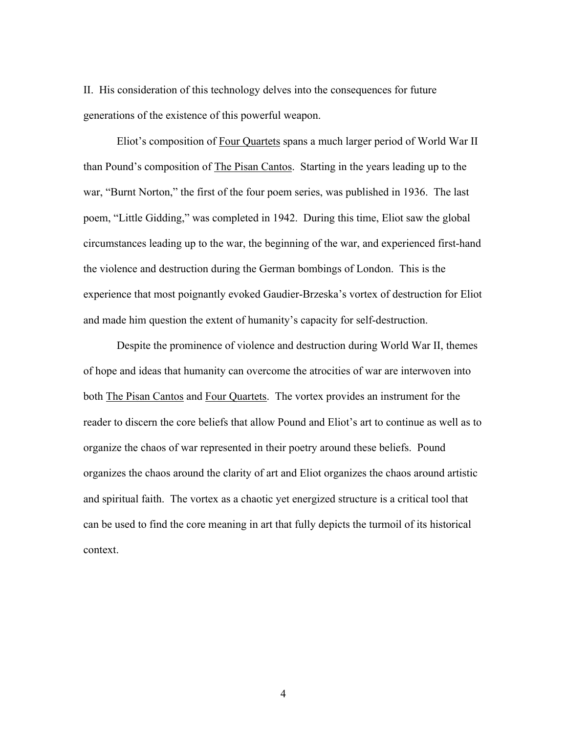II. His consideration of this technology delves into the consequences for future generations of the existence of this powerful weapon.

Eliot's composition of <u>Four Quartets</u> spans a much larger period of World War II than Pound's composition of <u>The Pisan Cantos</u>. Starting in the years leading up to the war, "Burnt Norton," the first of the four poem series, was published in 1936. The last poem, "Little Gidding," was completed in 1942. During this time, Eliot saw the global circumstances leading up to the war, the beginning of the war, and experienced first-hand the violence and destruction during the German bombings of London. This is the experience that most poignantly evoked Gaudier-Brzeska's vortex of destruction for Eliot and made him question the extent of humanity's capacity for self-destruction.

Despite the prominence of violence and destruction during World War II, themes of hope and ideas that humanity can overcome the atrocities of war are interwoven into both <u>The Pisan Cantos</u> and <u>Four Quartets</u>. The vortex provides an instrument for the reader to discern the core beliefs that allow Pound and Eliot's art to continue as well as to organize the chaos of war represented in their poetry around these beliefs. Pound organizes the chaos around the clarity of art and Eliot organizes the chaos around artistic and spiritual faith. The vortex as a chaotic yet energized structure is a critical tool that can be used to find the core meaning in art that fully depicts the turmoil of its historical context.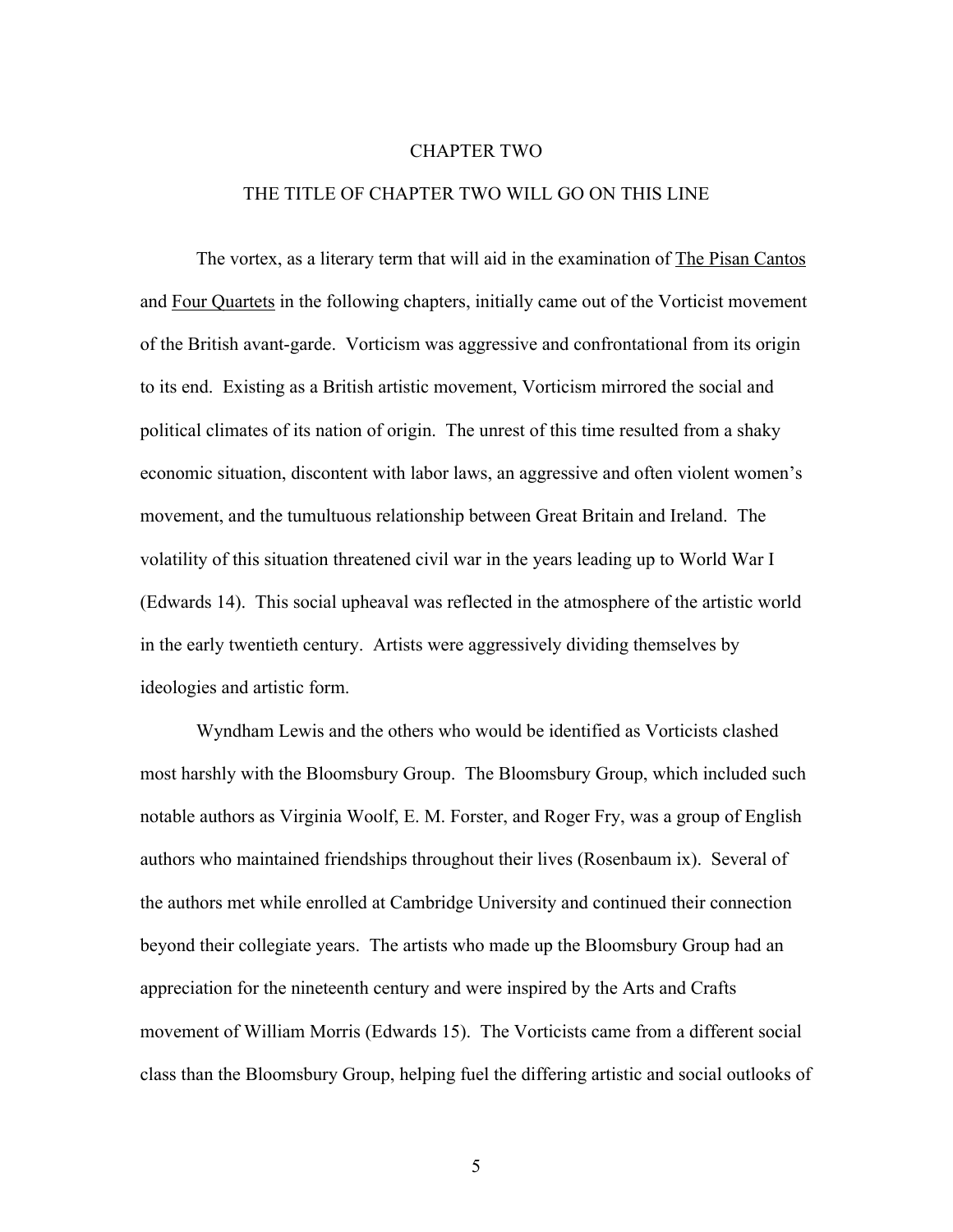# CHAPTER TWO

## THE TITLE OF CHAPTER TWO WILL GO ON THIS LINE

The vortex, as a literary term that will aid in the examination of The Pisan Cantos and Four Quartets in the following chapters, initially came out of the Vorticist movement of the British avant-garde. Vorticism was aggressive and confrontational from its origin to its end. Existing as a British artistic movement, Vorticism mirrored the social and political climates of its nation of origin. The unrest of this time resulted from a shaky economic situation, discontent with labor laws, an aggressive and often violent women's movement, and the tumultuous relationship between Great Britain and Ireland. The volatility of this situation threatened civil war in the years leading up to World War I (Edwards 14). This social upheaval was reflected in the atmosphere of the artistic world in the early twentieth century. Artists were aggressively dividing themselves by ideologies and artistic form.

Wyndham Lewis and the others who would be identified as Vorticists clashed most harshly with the Bloomsbury Group. The Bloomsbury Group, which included such notable authors as Virginia Woolf, E. M. Forster, and Roger Fry, was a group of English authors who maintained friendships throughout their lives (Rosenbaum ix). Several of the authors met while enrolled at Cambridge University and continued their connection beyond their collegiate years. The artists who made up the Bloomsbury Group had an appreciation for the nineteenth century and were inspired by the Arts and Crafts movement of William Morris (Edwards 15). The Vorticists came from a different social class than the Bloomsbury Group, helping fuel the differing artistic and social outlooks of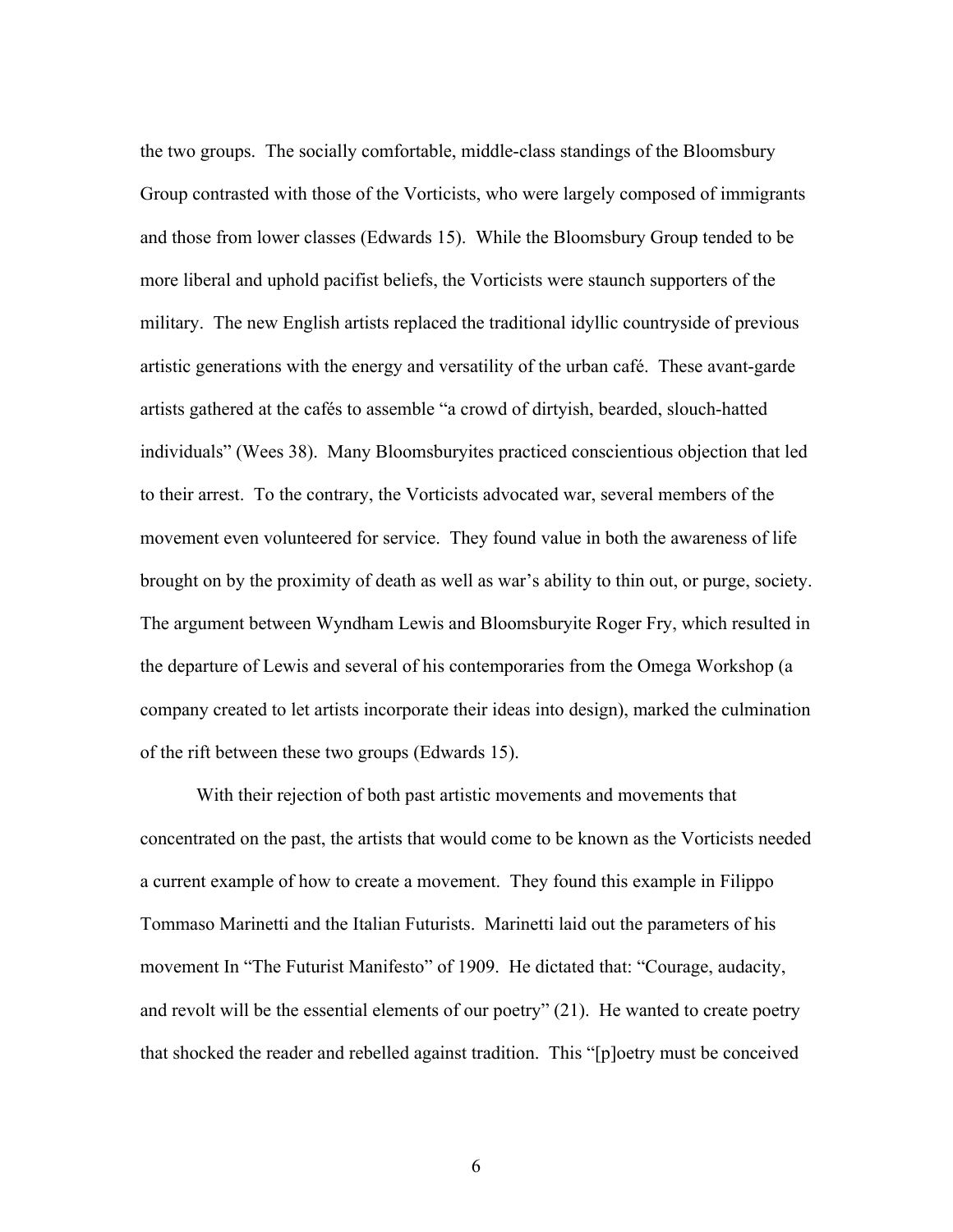the two groups. The socially comfortable, middle-class standings of the Bloomsbury Group contrasted with those of the Vorticists, who were largely composed of immigrants and those from lower classes (Edwards 15). While the Bloomsbury Group tended to be more liberal and uphold pacifist beliefs, the Vorticists were staunch supporters of the military. The new English artists replaced the traditional idyllic countryside of previous artistic generations with the energy and versatility of the urban café. These avant-garde artists gathered at the cafés to assemble "a crowd of dirtyish, bearded, slouch-hatted individuals" (Wees 38). Many Bloomsburyites practiced conscientious objection that led to their arrest. To the contrary, the Vorticists advocated war, several members of the movement even volunteered for service. They found value in both the awareness of life brought on by the proximity of death as well as war's ability to thin out, or purge, society. The argument between Wyndham Lewis and Bloomsburyite Roger Fry, which resulted in the departure of Lewis and several of his contemporaries from the Omega Workshop (a company created to let artists incorporate their ideas into design), marked the culmination of the rift between these two groups (Edwards 15).

With their rejection of both past artistic movements and movements that concentrated on the past, the artists that would come to be known as the Vorticists needed a current example of how to create a movement. They found this example in Filippo Tommaso Marinetti and the Italian Futurists. Marinetti laid out the parameters of his movement In "The Futurist Manifesto" of 1909. He dictated that: "Courage, audacity, and revolt will be the essential elements of our poetry" (21). He wanted to create poetry that shocked the reader and rebelled against tradition. This "[p]oetry must be conceived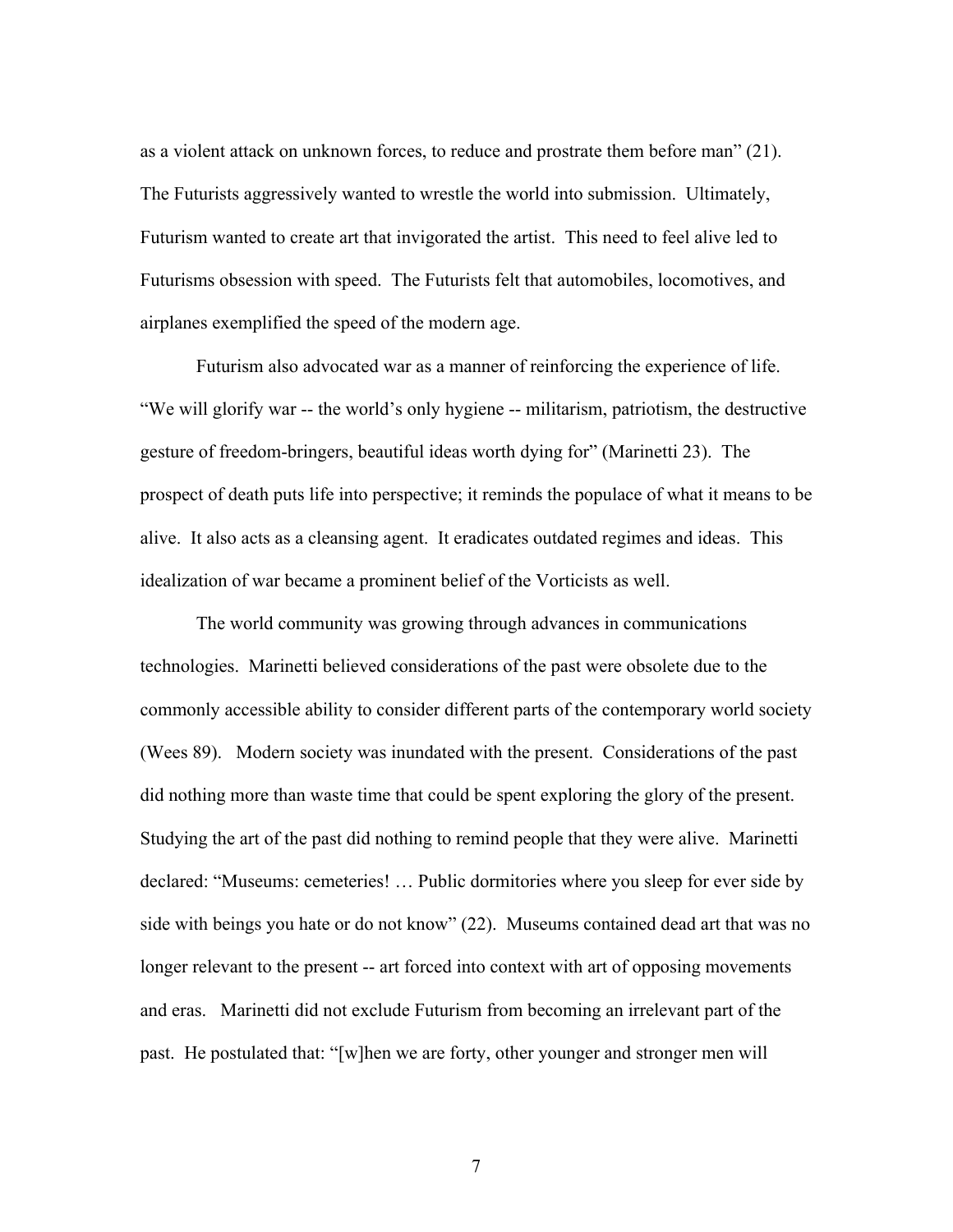as a violent attack on unknown forces, to reduce and prostrate them before man" (21). The Futurists aggressively wanted to wrestle the world into submission. Ultimately, Futurism wanted to create art that invigorated the artist. This need to feel alive led to Futurisms obsession with speed. The Futurists felt that automobiles, locomotives, and airplanes exemplified the speed of the modern age.

Futurism also advocated war as a manner of reinforcing the experience of life. "We will glorify war -- the world's only hygiene -- militarism, patriotism, the destructive gesture of freedom-bringers, beautiful ideas worth dying for" (Marinetti 23). The prospect of death puts life into perspective; it reminds the populace of what it means to be alive. It also acts as a cleansing agent. It eradicates outdated regimes and ideas. This idealization of war became a prominent belief of the Vorticists as well.

The world community was growing through advances in communications technologies. Marinetti believed considerations of the past were obsolete due to the commonly accessible ability to consider different parts of the contemporary world society (Wees 89). Modern society was inundated with the present. Considerations of the past did nothing more than waste time that could be spent exploring the glory of the present. Studying the art of the past did nothing to remind people that they were alive. Marinetti declared: "Museums: cemeteries! … Public dormitories where you sleep for ever side by side with beings you hate or do not know" (22). Museums contained dead art that was no longer relevant to the present -- art forced into context with art of opposing movements and eras. Marinetti did not exclude Futurism from becoming an irrelevant part of the past. He postulated that: "[w]hen we are forty, other younger and stronger men will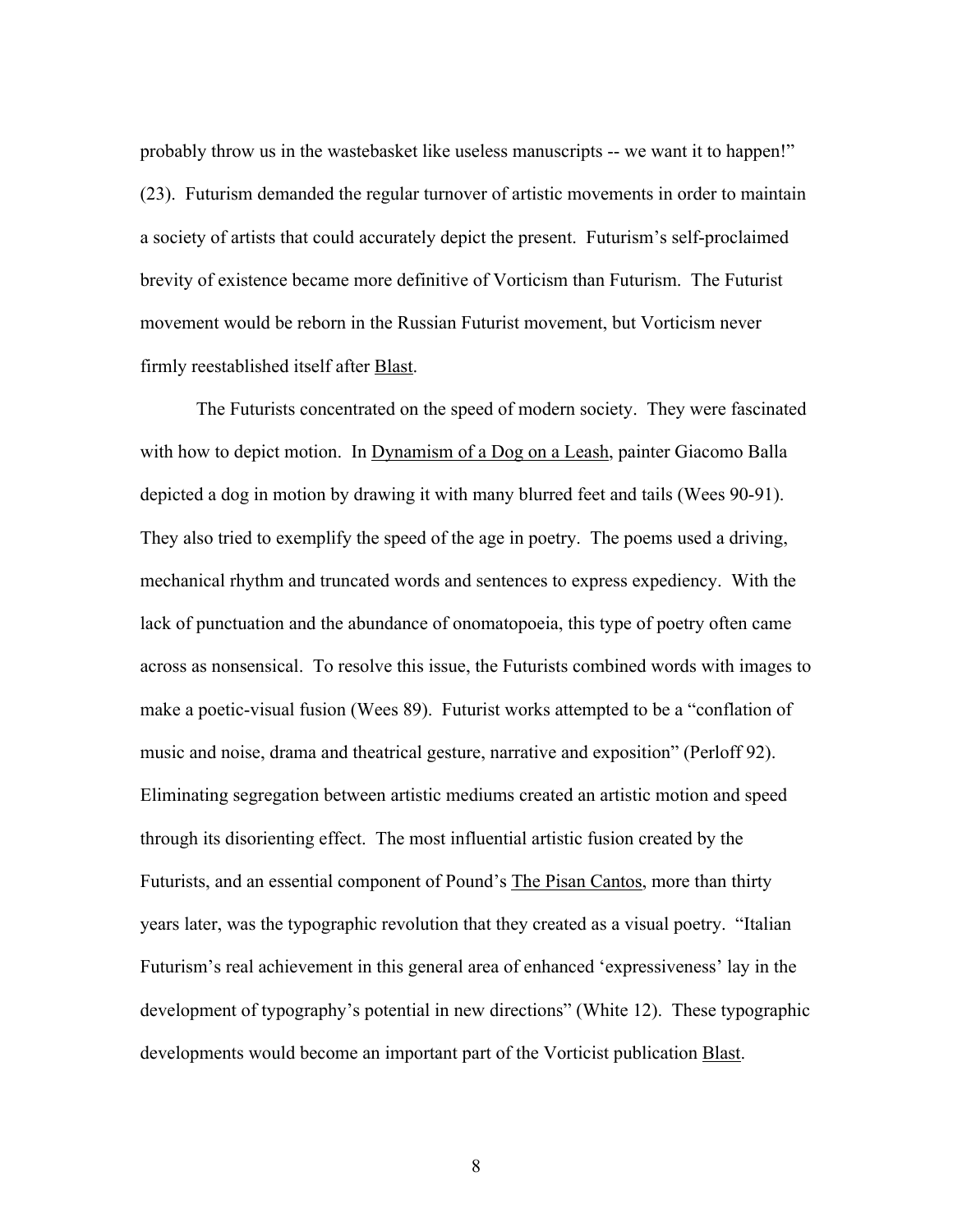probably throw us in the wastebasket like useless manuscripts -- we want it to happen!" (23). Futurism demanded the regular turnover of artistic movements in order to maintain a society of artists that could accurately depict the present. Futurism's self-proclaimed brevity of existence became more definitive of Vorticism than Futurism. The Futurist movement would be reborn in the Russian Futurist movement, but Vorticism never firmly reestablished itself after Blast.

The Futurists concentrated on the speed of modern society. They were fascinated with how to depict motion. In Dynamism of a Dog on a Leash, painter Giacomo Balla depicted a dog in motion by drawing it with many blurred feet and tails (Wees 90-91). They also tried to exemplify the speed of the age in poetry. The poems used a driving, mechanical rhythm and truncated words and sentences to express expediency. With the lack of punctuation and the abundance of onomatopoeia, this type of poetry often came across as nonsensical. To resolve this issue, the Futurists combined words with images to make a poetic-visual fusion (Wees 89). Futurist works attempted to be a "conflation of music and noise, drama and theatrical gesture, narrative and exposition" (Perloff 92). Eliminating segregation between artistic mediums created an artistic motion and speed through its disorienting effect. The most influential artistic fusion created by the Futurists, and an essential component of Pound's The Pisan Cantos, more than thirty years later, was the typographic revolution that they created as a visual poetry. "Italian Futurism's real achievement in this general area of enhanced 'expressiveness' lay in the development of typography's potential in new directions" (White 12). These typographic developments would become an important part of the Vorticist publication Blast.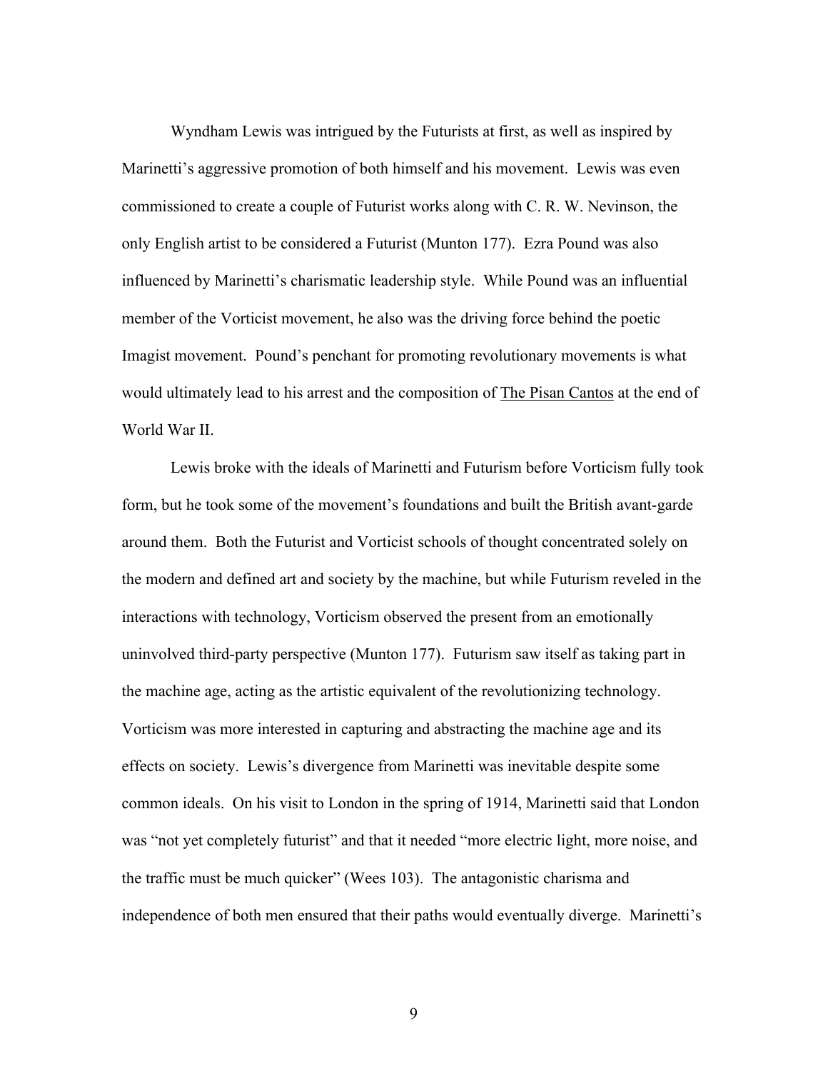Wyndham Lewis was intrigued by the Futurists at first, as well as inspired by Marinetti's aggressive promotion of both himself and his movement. Lewis was even commissioned to create a couple of Futurist works along with C. R. W. Nevinson, the only English artist to be considered a Futurist (Munton 177). Ezra Pound was also influenced by Marinetti's charismatic leadership style. While Pound was an influential member of the Vorticist movement, he also was the driving force behind the poetic Imagist movement. Pound's penchant for promoting revolutionary movements is what would ultimately lead to his arrest and the composition of <u>The Pisan Cantos</u> at the end of World War II.

Lewis broke with the ideals of Marinetti and Futurism before Vorticism fully took form, but he took some of the movement's foundations and built the British avant-garde around them. Both the Futurist and Vorticist schools of thought concentrated solely on the modern and defined art and society by the machine, but while Futurism reveled in the interactions with technology, Vorticism observed the present from an emotionally uninvolved third-party perspective (Munton 177). Futurism saw itself as taking part in the machine age, acting as the artistic equivalent of the revolutionizing technology. Vorticism was more interested in capturing and abstracting the machine age and its effects on society. Lewis's divergence from Marinetti was inevitable despite some common ideals. On his visit to London in the spring of 1914, Marinetti said that London was "not yet completely futurist" and that it needed "more electric light, more noise, and the traffic must be much quicker" (Wees 103). The antagonistic charisma and independence of both men ensured that their paths would eventually diverge. Marinetti's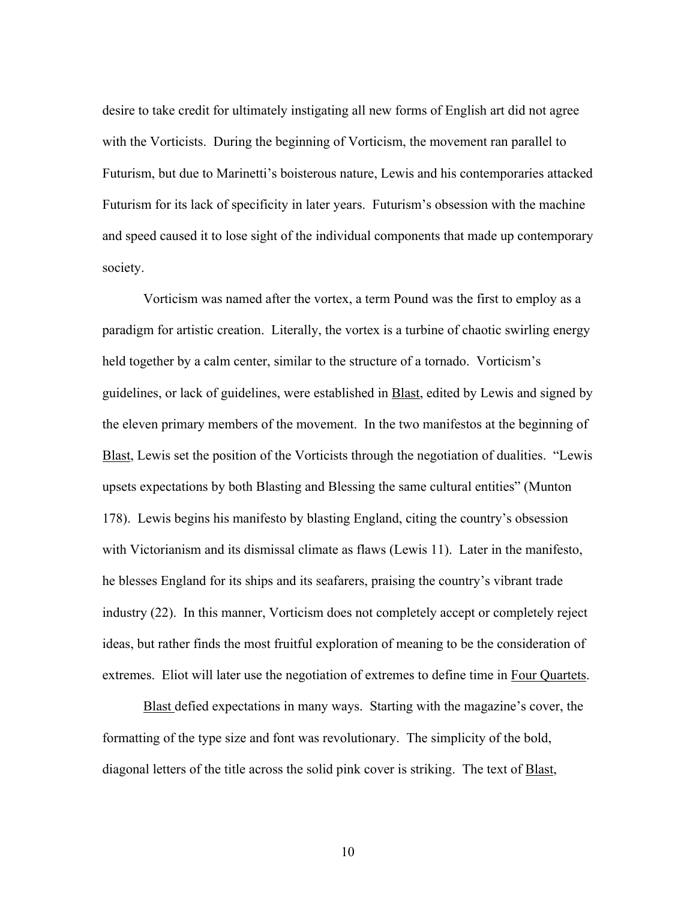desire to take credit for ultimately instigating all new forms of English art did not agree with the Vorticists. During the beginning of Vorticism, the movement ran parallel to Futurism, but due to Marinetti's boisterous nature, Lewis and his contemporaries attacked Futurism for its lack of specificity in later years. Futurism's obsession with the machine and speed caused it to lose sight of the individual components that made up contemporary society.

Vorticism was named after the vortex, a term Pound was the first to employ as a paradigm for artistic creation. Literally, the vortex is a turbine of chaotic swirling energy held together by a calm center, similar to the structure of a tornado. Vorticism's guidelines, or lack of guidelines, were established in <u>Blast</u>, edited by Lewis and signed by the eleven primary members of the movement. In the two manifestos at the beginning of <u>Blast</u>, Lewis set the position of the Vorticists through the negotiation of dualities. "Lewis upsets expectations by both Blasting and Blessing the same cultural entities" (Munton 178). Lewis begins his manifesto by blasting England, citing the country's obsession with Victorianism and its dismissal climate as flaws (Lewis 11). Later in the manifesto, he blesses England for its ships and its seafarers, praising the country's vibrant trade industry (22). In this manner, Vorticism does not completely accept or completely reject ideas, but rather finds the most fruitful exploration of meaning to be the consideration of extremes. Eliot will later use the negotiation of extremes to define time in <u>Four Quartets</u>.

<u>Blast</u> defied expectations in many ways. Starting with the magazine's cover, the formatting of the type size and font was revolutionary. The simplicity of the bold, diagonal letters of the title across the solid pink cover is striking. The text of <u>Blast</u>,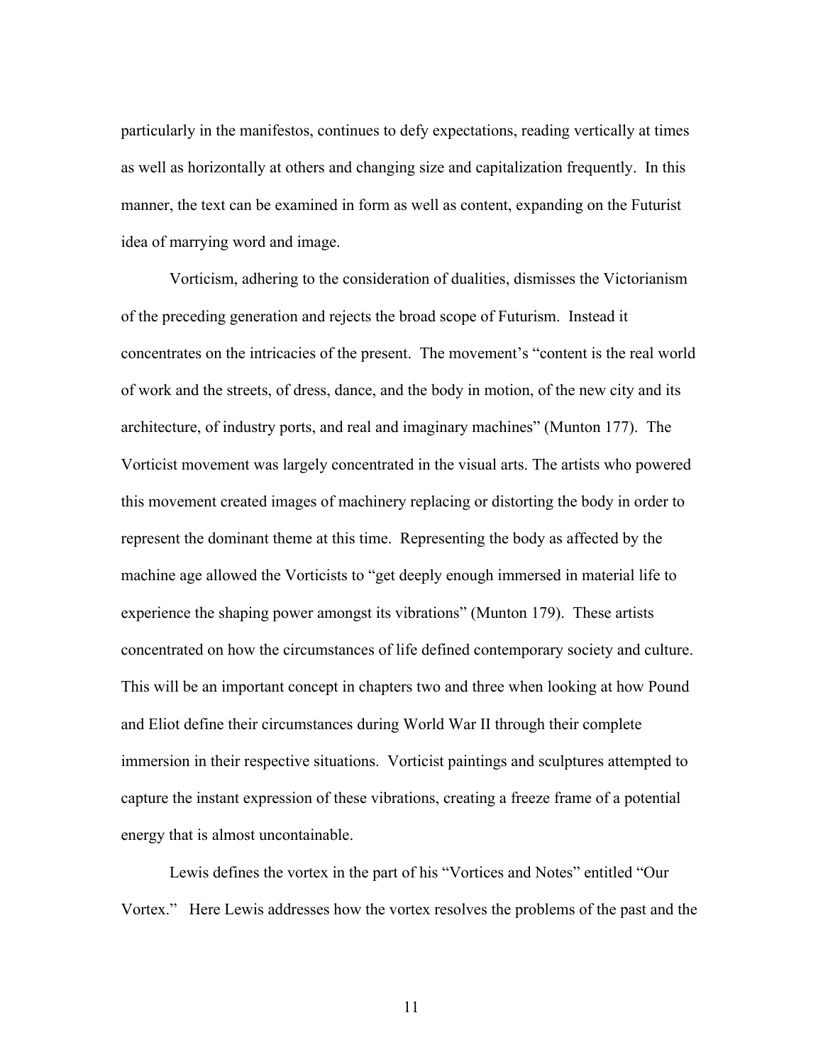particularly in the manifestos, continues to defy expectations, reading vertically at times as well as horizontally at others and changing size and capitalization frequently. In this manner, the text can be examined in form as well as content, expanding on the Futurist idea of marrying word and image.

Vorticism, adhering to the consideration of dualities, dismisses the Victorianism of the preceding generation and rejects the broad scope of Futurism. Instead it concentrates on the intricacies of the present. The movement's "content is the real world of work and the streets, of dress, dance, and the body in motion, of the new city and its architecture, of industry ports, and real and imaginary machines" (Munton 177). The Vorticist movement was largely concentrated in the visual arts. The artists who powered this movement created images of machinery replacing or distorting the body in order to represent the dominant theme at this time. Representing the body as affected by the machine age allowed the Vorticists to "get deeply enough immersed in material life to experience the shaping power amongst its vibrations" (Munton 179). These artists concentrated on how the circumstances of life defined contemporary society and culture. This will be an important concept in chapters two and three when looking at how Pound and Eliot define their circumstances during World War II through their complete immersion in their respective situations. Vorticist paintings and sculptures attempted to capture the instant expression of these vibrations, creating a freeze frame of a potential energy that is almost uncontainable.

Lewis defines the vortex in the part of his "Vortices and Notes" entitled "Our Vortex." Here Lewis addresses how the vortex resolves the problems of the past and the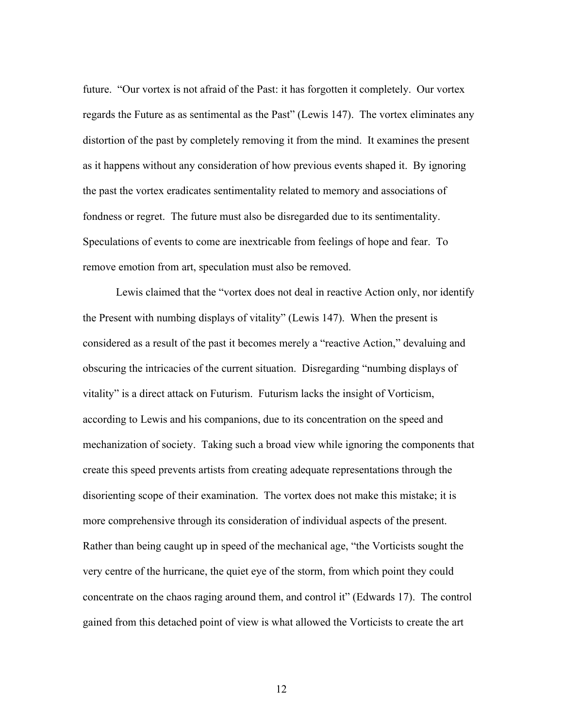future. "Our vortex is not afraid of the Past: it has forgotten it completely. Our vortex regards the Future as as sentimental as the Past" (Lewis 147). The vortex eliminates any distortion of the past by completely removing it from the mind. It examines the present as it happens without any consideration of how previous events shaped it. By ignoring the past the vortex eradicates sentimentality related to memory and associations of fondness or regret. The future must also be disregarded due to its sentimentality. Speculations of events to come are inextricable from feelings of hope and fear. To remove emotion from art, speculation must also be removed.

Lewis claimed that the "vortex does not deal in reactive Action only, nor identify the Present with numbing displays of vitality" (Lewis 147). When the present is considered as a result of the past it becomes merely a "reactive Action," devaluing and obscuring the intricacies of the current situation. Disregarding "numbing displays of vitality" is a direct attack on Futurism. Futurism lacks the insight of Vorticism, according to Lewis and his companions, due to its concentration on the speed and mechanization of society. Taking such a broad view while ignoring the components that create this speed prevents artists from creating adequate representations through the disorienting scope of their examination. The vortex does not make this mistake; it is more comprehensive through its consideration of individual aspects of the present. Rather than being caught up in speed of the mechanical age, "the Vorticists sought the very centre of the hurricane, the quiet eye of the storm, from which point they could concentrate on the chaos raging around them, and control it" (Edwards 17). The control gained from this detached point of view is what allowed the Vorticists to create the art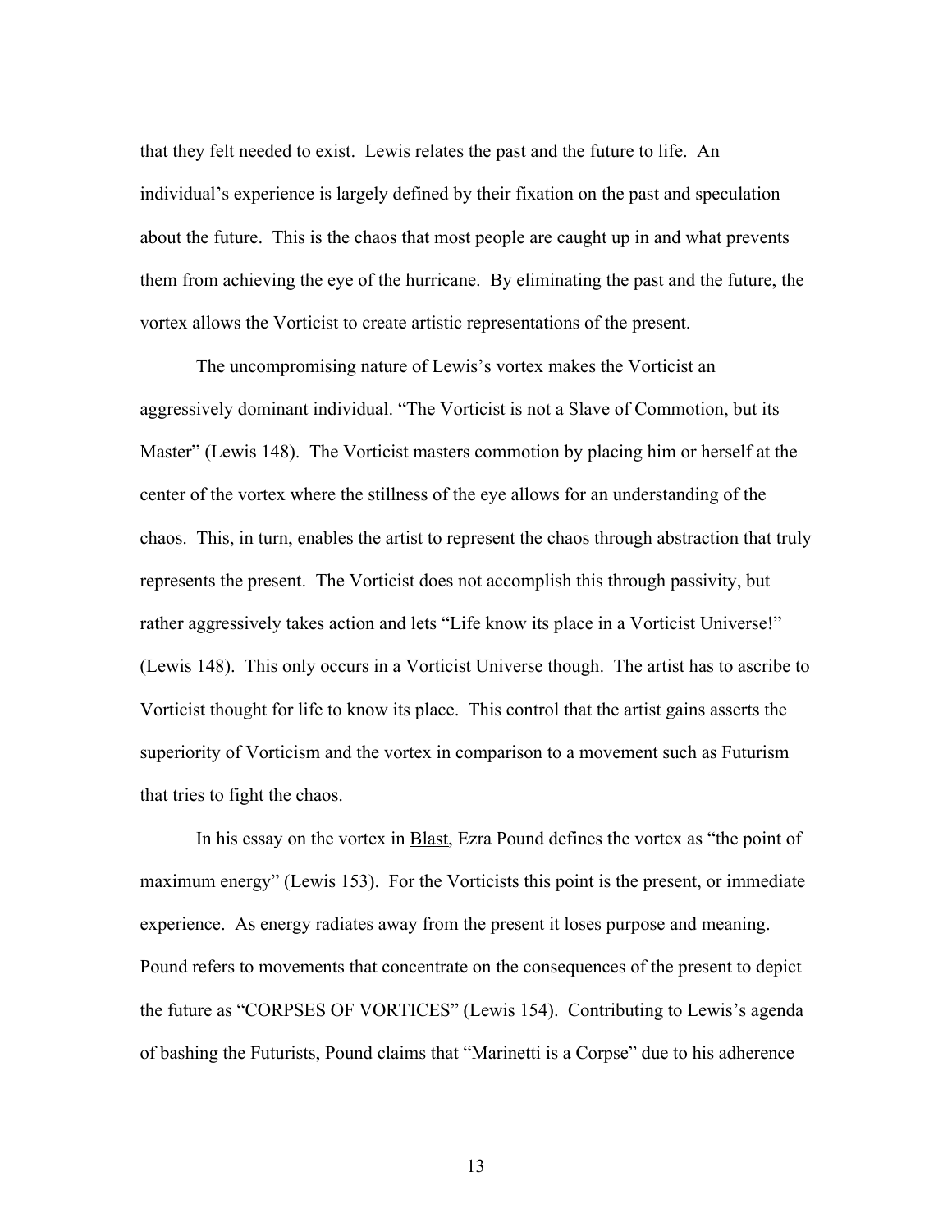that they felt needed to exist. Lewis relates the past and the future to life. An individual's experience is largely defined by their fixation on the past and speculation about the future. This is the chaos that most people are caught up in and what prevents them from achieving the eye of the hurricane. By eliminating the past and the future, the vortex allows the Vorticist to create artistic representations of the present.

The uncompromising nature of Lewis's vortex makes the Vorticist an aggressively dominant individual. "The Vorticist is not a Slave of Commotion, but its Master" (Lewis 148). The Vorticist masters commotion by placing him or herself at the center of the vortex where the stillness of the eye allows for an understanding of the chaos. This, in turn, enables the artist to represent the chaos through abstraction that truly represents the present. The Vorticist does not accomplish this through passivity, but rather aggressively takes action and lets "Life know its place in a Vorticist Universe!" (Lewis 148). This only occurs in a Vorticist Universe though. The artist has to ascribe to Vorticist thought for life to know its place. This control that the artist gains asserts the superiority of Vorticism and the vortex in comparison to a movement such as Futurism that tries to fight the chaos.

In his essay on the vortex in Blast, Ezra Pound defines the vortex as "the point of maximum energy" (Lewis 153). For the Vorticists this point is the present, or immediate experience. As energy radiates away from the present it loses purpose and meaning. Pound refers to movements that concentrate on the consequences of the present to depict the future as "CORPSES OF VORTICES" (Lewis 154). Contributing to Lewis's agenda of bashing the Futurists, Pound claims that "Marinetti is a Corpse" due to his adherence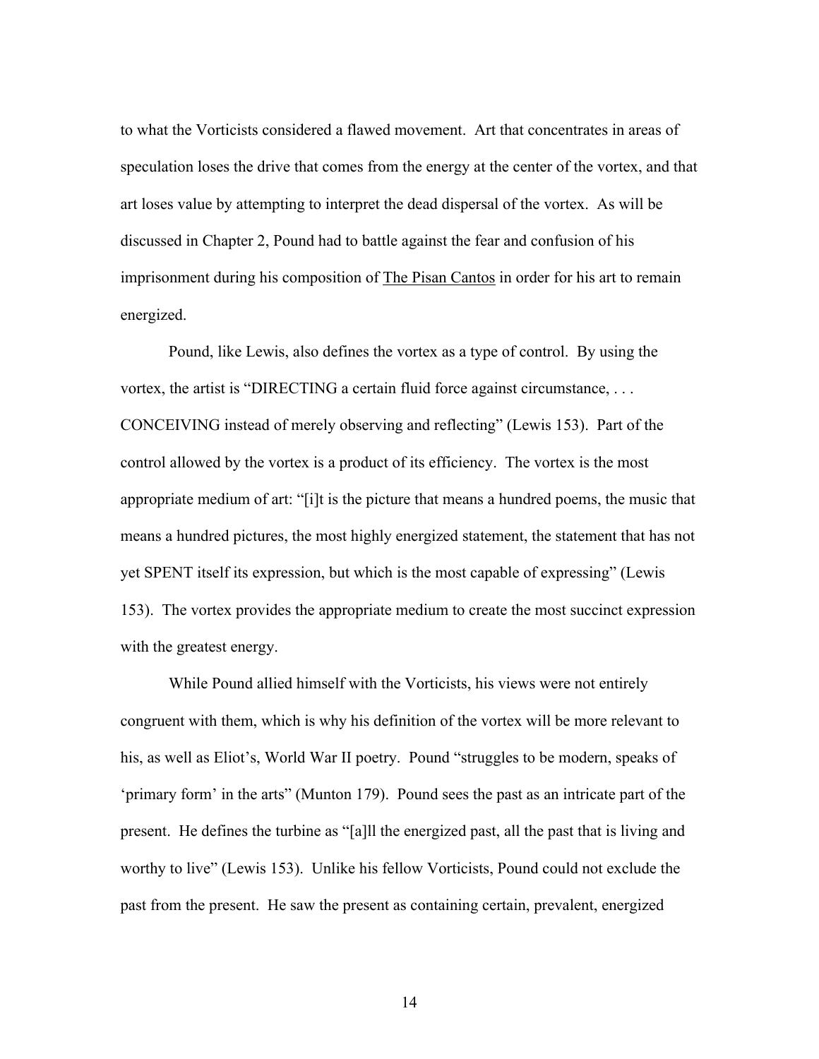to what the Vorticists considered a flawed movement. Art that concentrates in areas of speculation loses the drive that comes from the energy at the center of the vortex, and that art loses value by attempting to interpret the dead dispersal of the vortex. As will be discussed in Chapter 2, Pound had to battle against the fear and confusion of his imprisonment during his composition of The Pisan Cantos in order for his art to remain energized.

Pound, like Lewis, also defines the vortex as a type of control. By using the vortex, the artist is "DIRECTING a certain fluid force against circumstance, . . . CONCEIVING instead of merely observing and reflecting" (Lewis 153). Part of the control allowed by the vortex is a product of its efficiency. The vortex is the most appropriate medium of art: "[i]t is the picture that means a hundred poems, the music that means a hundred pictures, the most highly energized statement, the statement that has not yet SPENT itself its expression, but which is the most capable of expressing" (Lewis 153). The vortex provides the appropriate medium to create the most succinct expression with the greatest energy.

While Pound allied himself with the Vorticists, his views were not entirely congruent with them, which is why his definition of the vortex will be more relevant to his, as well as Eliot's, World War II poetry. Pound "struggles to be modern, speaks of 'primary form' in the arts" (Munton 179). Pound sees the past as an intricate part of the present. He defines the turbine as "[a]ll the energized past, all the past that is living and worthy to live" (Lewis 153). Unlike his fellow Vorticists, Pound could not exclude the past from the present. He saw the present as containing certain, prevalent, energized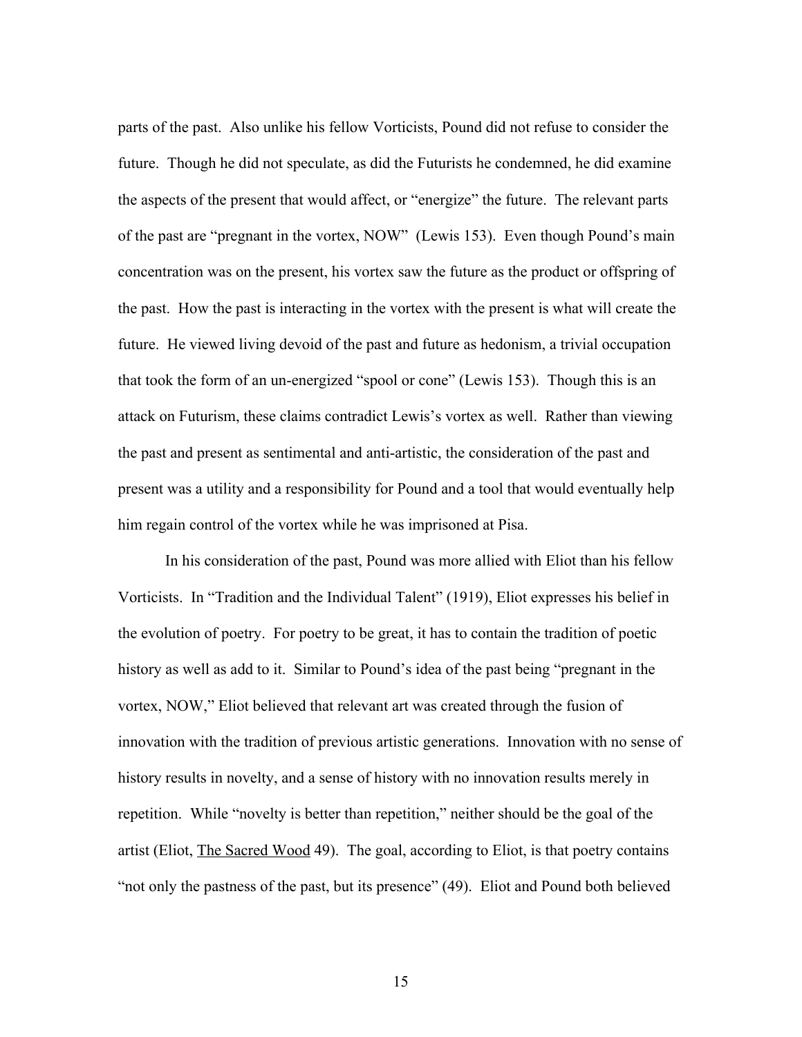parts of the past. Also unlike his fellow Vorticists, Pound did not refuse to consider the future. Though he did not speculate, as did the Futurists he condemned, he did examine the aspects of the present that would affect, or "energize" the future. The relevant parts of the past are "pregnant in the vortex, NOW" (Lewis 153). Even though Pound's main concentration was on the present, his vortex saw the future as the product or offspring of the past. How the past is interacting in the vortex with the present is what will create the future. He viewed living devoid of the past and future as hedonism, a trivial occupation that took the form of an un-energized "spool or cone" (Lewis 153). Though this is an attack on Futurism, these claims contradict Lewis's vortex as well. Rather than viewing the past and present as sentimental and anti-artistic, the consideration of the past and present was a utility and a responsibility for Pound and a tool that would eventually help him regain control of the vortex while he was imprisoned at Pisa.

In his consideration of the past, Pound was more allied with Eliot than his fellow Vorticists. In "Tradition and the Individual Talent" (1919), Eliot expresses his belief in the evolution of poetry. For poetry to be great, it has to contain the tradition of poetic history as well as add to it. Similar to Pound's idea of the past being "pregnant in the vortex, NOW," Eliot believed that relevant art was created through the fusion of innovation with the tradition of previous artistic generations. Innovation with no sense of history results in novelty, and a sense of history with no innovation results merely in repetition. While "novelty is better than repetition," neither should be the goal of the artist (Eliot, <u>The Sacred Wood</u> 49). The goal, according to Eliot, is that poetry contains "not only the pastness of the past, but its presence" (49). Eliot and Pound both believed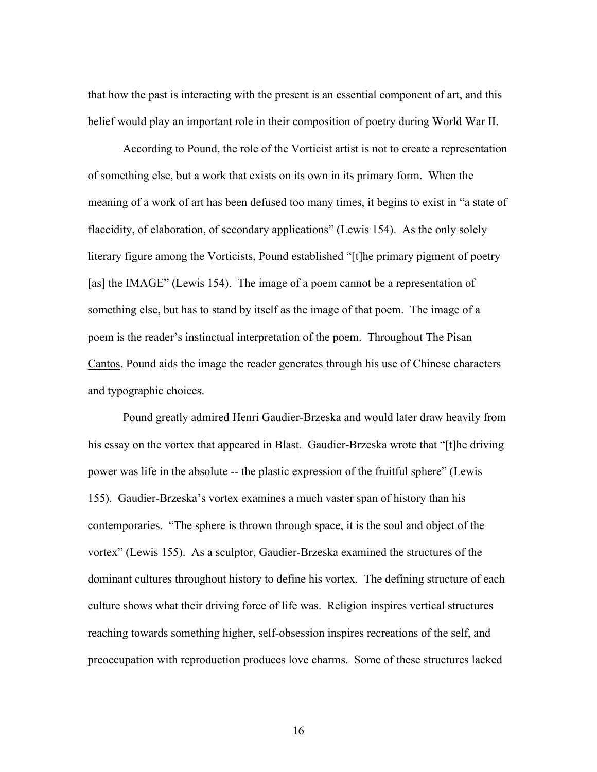that how the past is interacting with the present is an essential component of art, and this belief would play an important role in their composition of poetry during World War II.

According to Pound, the role of the Vorticist artist is not to create a representation of something else, but a work that exists on its own in its primary form. When the meaning of a work of art has been defused too many times, it begins to exist in "a state of flaccidity, of elaboration, of secondary applications" (Lewis 154). As the only solely literary figure among the Vorticists, Pound established "[t]he primary pigment of poetry [as] the IMAGE" (Lewis 154). The image of a poem cannot be a representation of something else, but has to stand by itself as the image of that poem. The image of a poem is the reader's instinctual interpretation of the poem. Throughout The Pisan Cantos, Pound aids the image the reader generates through his use of Chinese characters and typographic choices.

Pound greatly admired Henri Gaudier-Brzeska and would later draw heavily from his essay on the vortex that appeared in Blast. Gaudier-Brzeska wrote that "[t]he driving power was life in the absolute -- the plastic expression of the fruitful sphere" (Lewis 155). Gaudier-Brzeska's vortex examines a much vaster span of history than his contemporaries. "The sphere is thrown through space, it is the soul and object of the vortex" (Lewis 155). As a sculptor, Gaudier-Brzeska examined the structures of the dominant cultures throughout history to define his vortex. The defining structure of each culture shows what their driving force of life was. Religion inspires vertical structures reaching towards something higher, self-obsession inspires recreations of the self, and preoccupation with reproduction produces love charms. Some of these structures lacked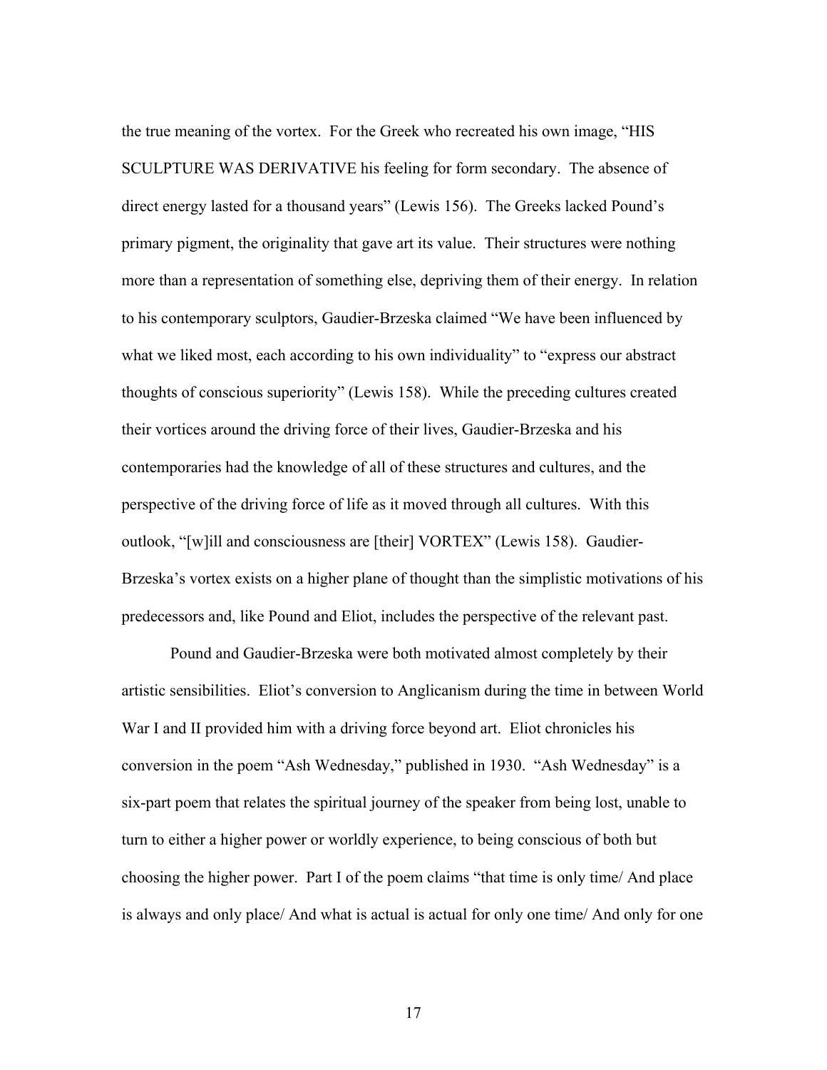the true meaning of the vortex. For the Greek who recreated his own image, "HIS SCULPTURE WAS DERIVATIVE his feeling for form secondary. The absence of direct energy lasted for a thousand years" (Lewis 156). The Greeks lacked Pound's primary pigment, the originality that gave art its value. Their structures were nothing more than a representation of something else, depriving them of their energy. In relation to his contemporary sculptors, Gaudier-Brzeska claimed "We have been influenced by what we liked most, each according to his own individuality" to "express our abstract thoughts of conscious superiority" (Lewis 158). While the preceding cultures created their vortices around the driving force of their lives, Gaudier-Brzeska and his contemporaries had the knowledge of all of these structures and cultures, and the perspective of the driving force of life as it moved through all cultures. With this outlook, "[w]ill and consciousness are [their] VORTEX" (Lewis 158). Gaudier-Brzeska's vortex exists on a higher plane of thought than the simplistic motivations of his predecessors and, like Pound and Eliot, includes the perspective of the relevant past.

Pound and Gaudier-Brzeska were both motivated almost completely by their artistic sensibilities. Eliot's conversion to Anglicanism during the time in between World War I and II provided him with a driving force beyond art. Eliot chronicles his conversion in the poem "Ash Wednesday," published in 1930. "Ash Wednesday" is a six-part poem that relates the spiritual journey of the speaker from being lost, unable to turn to either a higher power or worldly experience, to being conscious of both but choosing the higher power. Part I of the poem claims "that time is only time/ And place is always and only place/ And what is actual is actual for only one time/ And only for one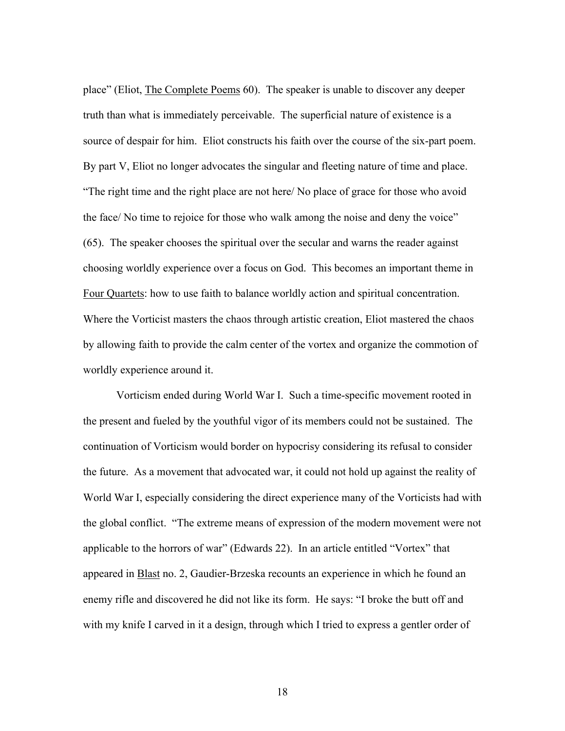place" (Eliot, The Complete Poems 60). The speaker is unable to discover any deeper truth than what is immediately perceivable. The superficial nature of existence is a source of despair for him. Eliot constructs his faith over the course of the six-part poem. By part V, Eliot no longer advocates the singular and fleeting nature of time and place. "The right time and the right place are not here/ No place of grace for those who avoid the face/ No time to rejoice for those who walk among the noise and deny the voice" (65). The speaker chooses the spiritual over the secular and warns the reader against choosing worldly experience over a focus on God. This becomes an important theme in Four Quartets: how to use faith to balance worldly action and spiritual concentration. Where the Vorticist masters the chaos through artistic creation, Eliot mastered the chaos by allowing faith to provide the calm center of the vortex and organize the commotion of worldly experience around it.

Vorticism ended during World War I. Such a time-specific movement rooted in the present and fueled by the youthful vigor of its members could not be sustained. The continuation of Vorticism would border on hypocrisy considering its refusal to consider the future. As a movement that advocated war, it could not hold up against the reality of World War I, especially considering the direct experience many of the Vorticists had with the global conflict. "The extreme means of expression of the modern movement were not applicable to the horrors of war" (Edwards 22). In an article entitled "Vortex" that appeared in Blast no. 2, Gaudier-Brzeska recounts an experience in which he found an enemy rifle and discovered he did not like its form. He says: "I broke the butt off and with my knife I carved in it a design, through which I tried to express a gentler order of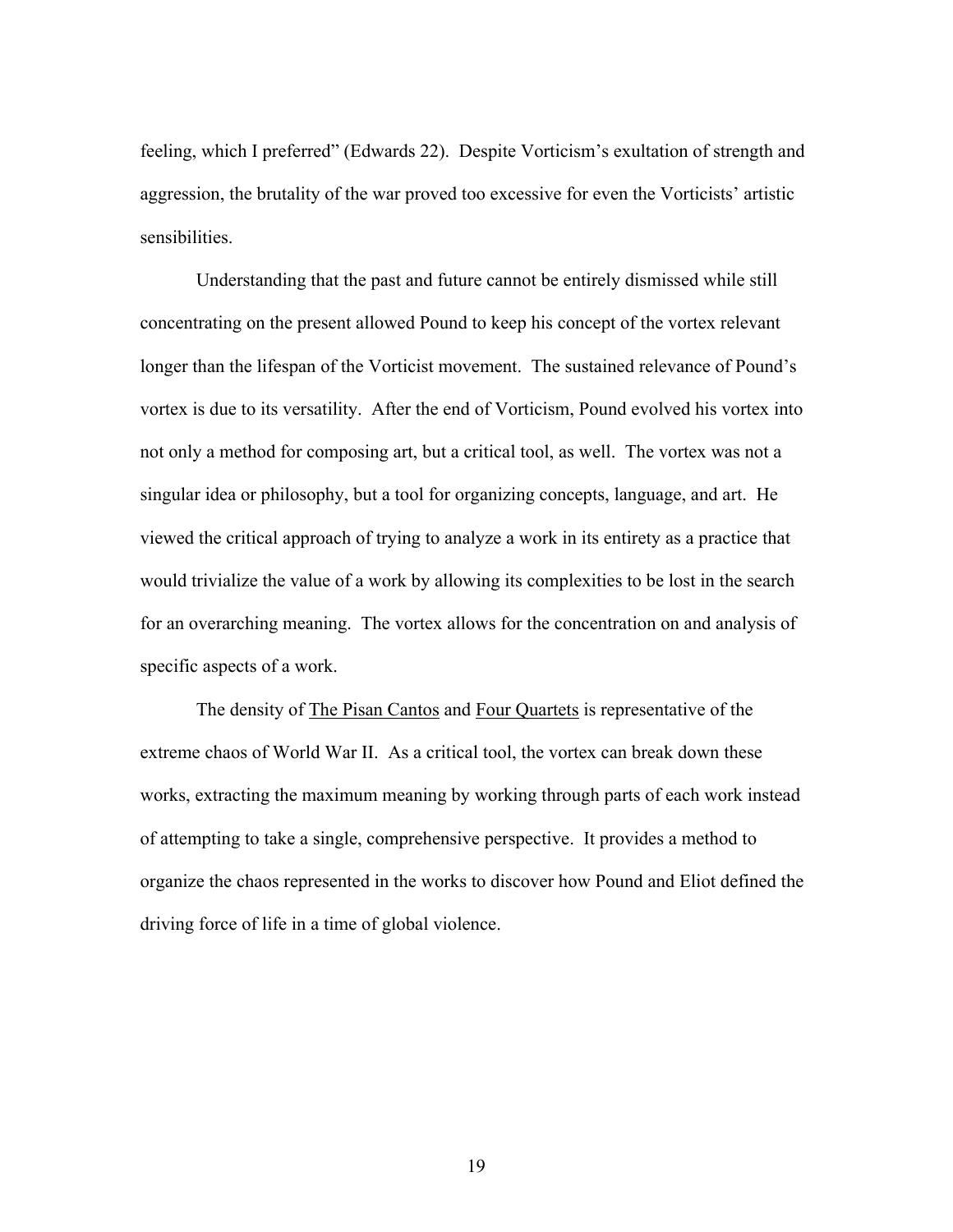feeling, which I preferred" (Edwards 22). Despite Vorticism's exultation of strength and aggression, the brutality of the war proved too excessive for even the Vorticists' artistic sensibilities.

Understanding that the past and future cannot be entirely dismissed while still concentrating on the present allowed Pound to keep his concept of the vortex relevant longer than the lifespan of the Vorticist movement. The sustained relevance of Pound's vortex is due to its versatility. After the end of Vorticism, Pound evolved his vortex into not only a method for composing art, but a critical tool, as well. The vortex was not a singular idea or philosophy, but a tool for organizing concepts, language, and art. He viewed the critical approach of trying to analyze a work in its entirety as a practice that would trivialize the value of a work by allowing its complexities to be lost in the search for an overarching meaning. The vortex allows for the concentration on and analysis of specific aspects of a work.

The density of <u>The Pisan Cantos</u> and <u>Four Quartets</u> is representative of the extreme chaos of World War II. As a critical tool, the vortex can break down these works, extracting the maximum meaning by working through parts of each work instead of attempting to take a single, comprehensive perspective. It provides a method to organize the chaos represented in the works to discover how Pound and Eliot defined the driving force of life in a time of global violence.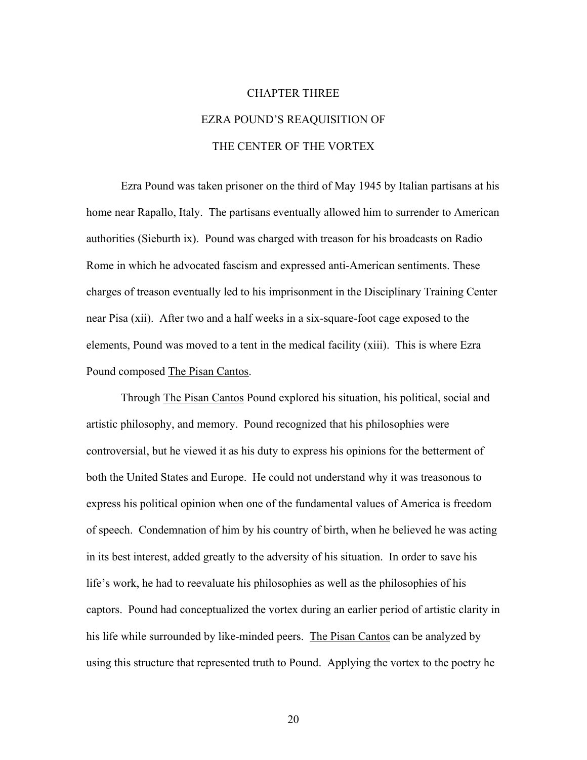# CHAPTER THREE

# EZRA POUND'S REAQUISITION OF THE CENTER OF THE VORTEX

Ezra Pound was taken prisoner on the third of May 1945 by Italian partisans at his home near Rapallo, Italy. The partisans eventually allowed him to surrender to American authorities (Sieburth ix). Pound was charged with treason for his broadcasts on Radio Rome in which he advocated fascism and expressed anti-American sentiments. These charges of treason eventually led to his imprisonment in the Disciplinary Training Center near Pisa (xii). After two and a half weeks in a six-square-foot cage exposed to the elements, Pound was moved to a tent in the medical facility (xiii). This is where Ezra Pound composed The Pisan Cantos.

Through The Pisan Cantos Pound explored his situation, his political, social and artistic philosophy, and memory. Pound recognized that his philosophies were controversial, but he viewed it as his duty to express his opinions for the betterment of both the United States and Europe. He could not understand why it was treasonous to express his political opinion when one of the fundamental values of America is freedom of speech. Condemnation of him by his country of birth, when he believed he was acting in its best interest, added greatly to the adversity of his situation. In order to save his life's work, he had to reevaluate his philosophies as well as the philosophies of his captors. Pound had conceptualized the vortex during an earlier period of artistic clarity in his life while surrounded by like-minded peers. The Pisan Cantos can be analyzed by using this structure that represented truth to Pound. Applying the vortex to the poetry he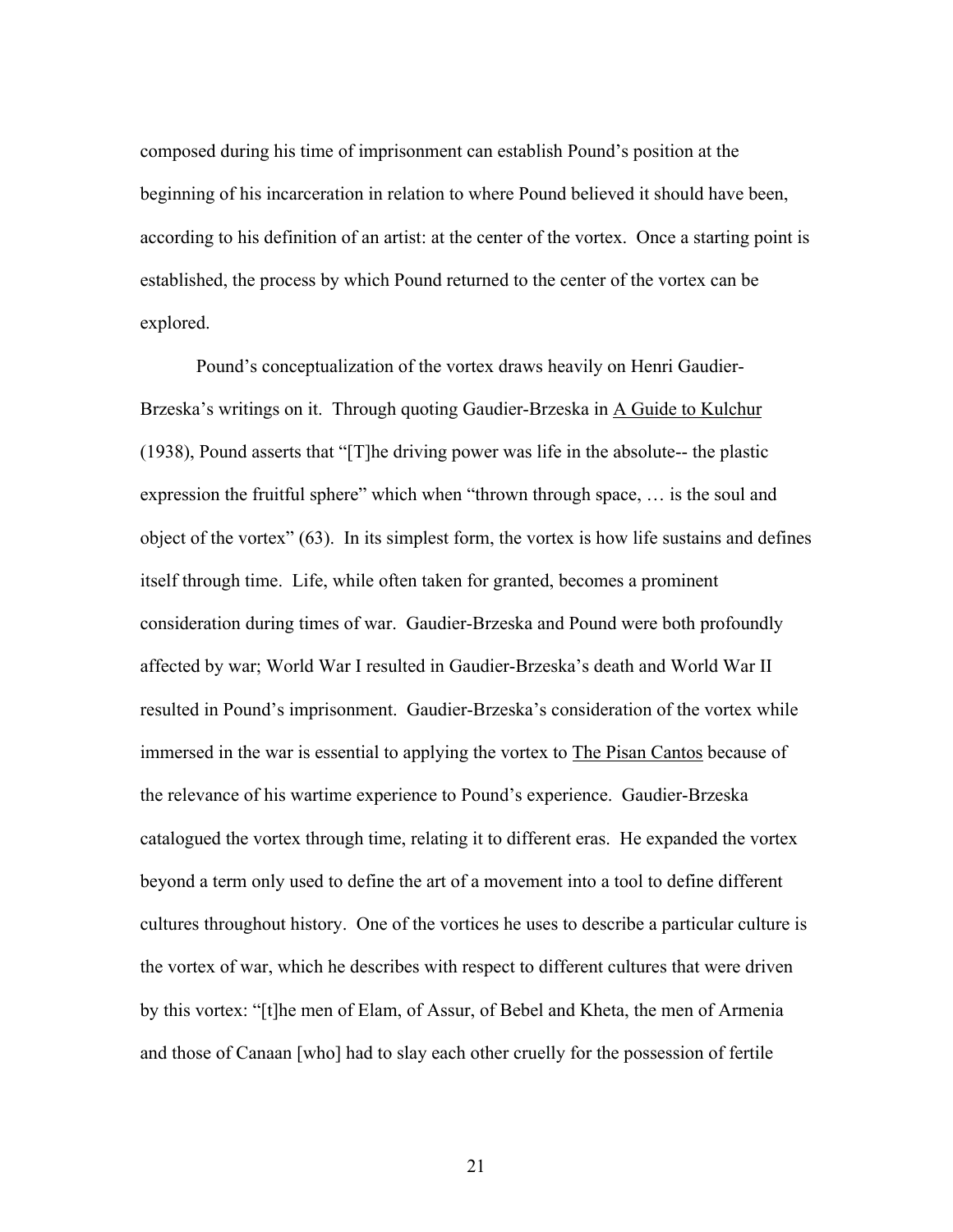composed during his time of imprisonment can establish Pound's position at the beginning of his incarceration in relation to where Pound believed it should have been, according to his definition of an artist: at the center of the vortex. Once a starting point is established, the process by which Pound returned to the center of the vortex can be explored.

Pound's conceptualization of the vortex draws heavily on Henri Gaudier-Brzeska's writings on it. Through quoting Gaudier-Brzeska in A Guide to Kulchur (1938), Pound asserts that "[T]he driving power was life in the absolute-- the plastic expression the fruitful sphere" which when "thrown through space, … is the soul and object of the vortex" (63). In its simplest form, the vortex is how life sustains and defines itself through time. Life, while often taken for granted, becomes a prominent consideration during times of war. Gaudier-Brzeska and Pound were both profoundly affected by war; World War I resulted in Gaudier-Brzeska's death and World War II resulted in Pound's imprisonment. Gaudier-Brzeska's consideration of the vortex while immersed in the war is essential to applying the vortex to The Pisan Cantos because of the relevance of his wartime experience to Pound's experience. Gaudier-Brzeska catalogued the vortex through time, relating it to different eras. He expanded the vortex beyond a term only used to define the art of a movement into a tool to define different cultures throughout history. One of the vortices he uses to describe a particular culture is the vortex of war, which he describes with respect to different cultures that were driven by this vortex: "[t]he men of Elam, of Assur, of Bebel and Kheta, the men of Armenia and those of Canaan [who] had to slay each other cruelly for the possession of fertile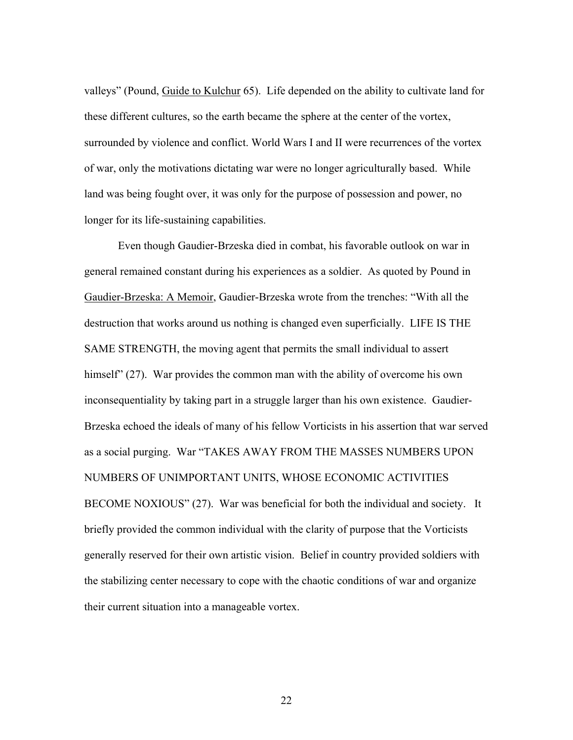valleys" (Pound, Guide to Kulchur 65). Life depended on the ability to cultivate land for these different cultures, so the earth became the sphere at the center of the vortex, surrounded by violence and conflict. World Wars I and II were recurrences of the vortex of war, only the motivations dictating war were no longer agriculturally based. While land was being fought over, it was only for the purpose of possession and power, no longer for its life-sustaining capabilities.

Even though Gaudier-Brzeska died in combat, his favorable outlook on war in general remained constant during his experiences as a soldier. As quoted by Pound in Gaudier-Brzeska: A Memoir, Gaudier-Brzeska wrote from the trenches: "With all the destruction that works around us nothing is changed even superficially. LIFE IS THE SAME STRENGTH, the moving agent that permits the small individual to assert himself" (27). War provides the common man with the ability of overcome his own inconsequentiality by taking part in a struggle larger than his own existence. Gaudier-Brzeska echoed the ideals of many of his fellow Vorticists in his assertion that war served as a social purging. War "TAKES AWAY FROM THE MASSES NUMBERS UPON NUMBERS OF UNIMPORTANT UNITS, WHOSE ECONOMIC ACTIVITIES BECOME NOXIOUS" (27). War was beneficial for both the individual and society. It briefly provided the common individual with the clarity of purpose that the Vorticists generally reserved for their own artistic vision. Belief in country provided soldiers with the stabilizing center necessary to cope with the chaotic conditions of war and organize their current situation into a manageable vortex.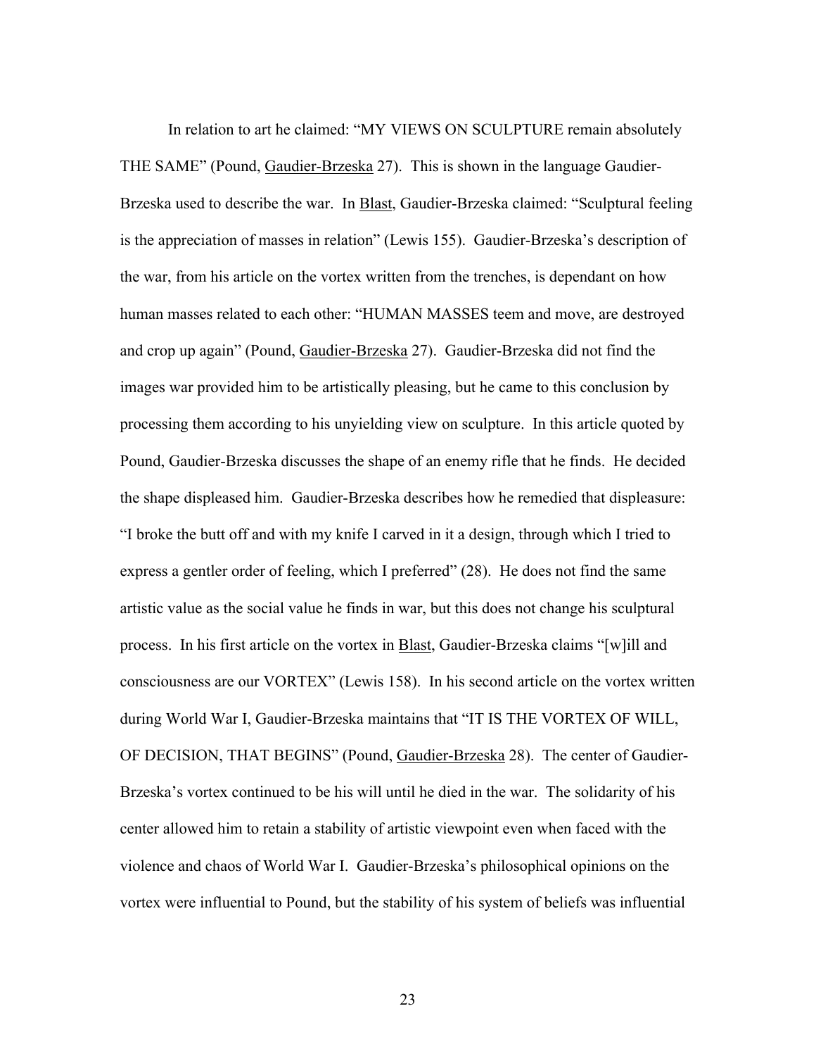In relation to art he claimed: "MY VIEWS ON SCULPTURE remain absolutely THE SAME" (Pound, Gaudier-Brzeska 27). This is shown in the language Gaudier-Brzeska used to describe the war. In Blast, Gaudier-Brzeska claimed: "Sculptural feeling is the appreciation of masses in relation" (Lewis 155). Gaudier-Brzeska's description of the war, from his article on the vortex written from the trenches, is dependant on how human masses related to each other: "HUMAN MASSES teem and move, are destroyed and crop up again" (Pound, Gaudier-Brzeska 27). Gaudier-Brzeska did not find the images war provided him to be artistically pleasing, but he came to this conclusion by processing them according to his unyielding view on sculpture. In this article quoted by Pound, Gaudier-Brzeska discusses the shape of an enemy rifle that he finds. He decided the shape displeased him. Gaudier-Brzeska describes how he remedied that displeasure: "I broke the butt off and with my knife I carved in it a design, through which I tried to express a gentler order of feeling, which I preferred" (28). He does not find the same artistic value as the social value he finds in war, but this does not change his sculptural process. In his first article on the vortex in Blast, Gaudier-Brzeska claims "[w]ill and consciousness are our VORTEX" (Lewis 158). In his second article on the vortex written during World War I, Gaudier-Brzeska maintains that "IT IS THE VORTEX OF WILL, OF DECISION, THAT BEGINS" (Pound, Gaudier-Brzeska 28). The center of Gaudier-Brzeska's vortex continued to be his will until he died in the war. The solidarity of his center allowed him to retain a stability of artistic viewpoint even when faced with the violence and chaos of World War I. Gaudier-Brzeska's philosophical opinions on the vortex were influential to Pound, but the stability of his system of beliefs was influential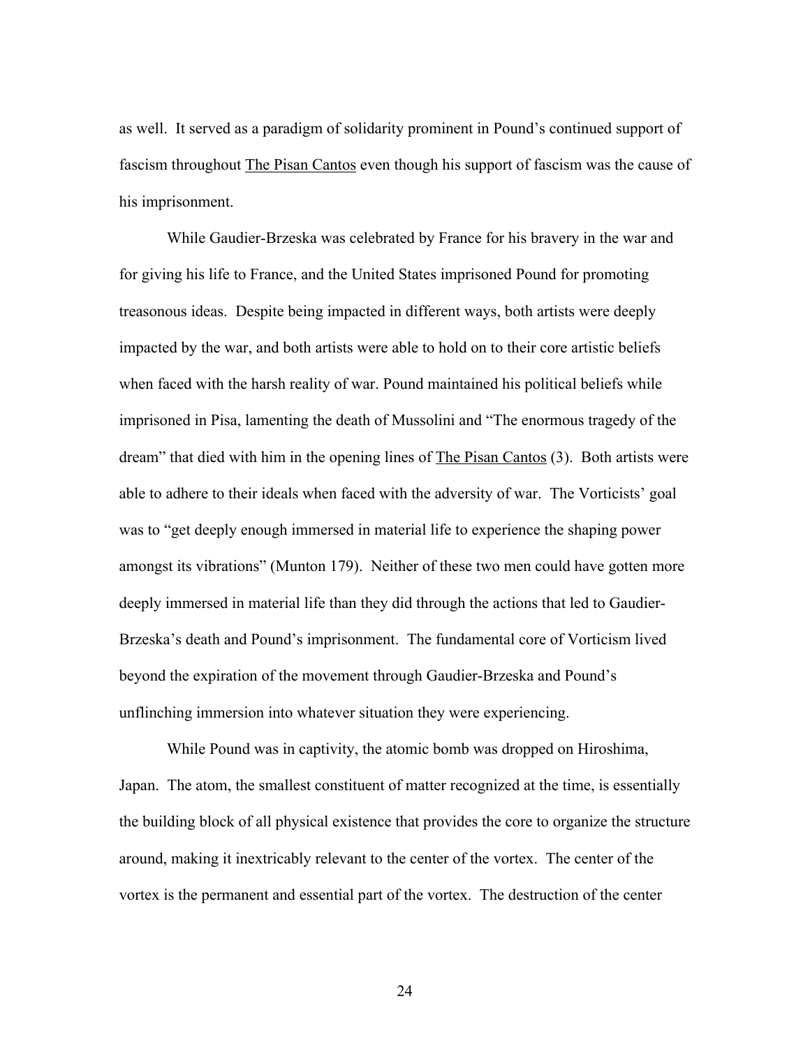as well. It served as a paradigm of solidarity prominent in Pound's continued support of fascism throughout <u>The Pisan Cantos</u> even though his support of fascism was the cause of his imprisonment.

While Gaudier-Brzeska was celebrated by France for his bravery in the war and for giving his life to France, and the United States imprisoned Pound for promoting treasonous ideas. Despite being impacted in different ways, both artists were deeply impacted by the war, and both artists were able to hold on to their core artistic beliefs when faced with the harsh reality of war. Pound maintained his political beliefs while imprisoned in Pisa, lamenting the death of Mussolini and "The enormous tragedy of the dream" that died with him in the opening lines of <u>The Pisan Cantos</u> (3). Both artists were able to adhere to their ideals when faced with the adversity of war. The Vorticists' goal was to "get deeply enough immersed in material life to experience the shaping power amongst its vibrations" (Munton 179). Neither of these two men could have gotten more deeply immersed in material life than they did through the actions that led to Gaudier-Brzeska's death and Pound's imprisonment. The fundamental core of Vorticism lived beyond the expiration of the movement through Gaudier-Brzeska and Pound's unflinching immersion into whatever situation they were experiencing.

While Pound was in captivity, the atomic bomb was dropped on Hiroshima, Japan. The atom, the smallest constituent of matter recognized at the time, is essentially the building block of all physical existence that provides the core to organize the structure around, making it inextricably relevant to the center of the vortex. The center of the vortex is the permanent and essential part of the vortex. The destruction of the center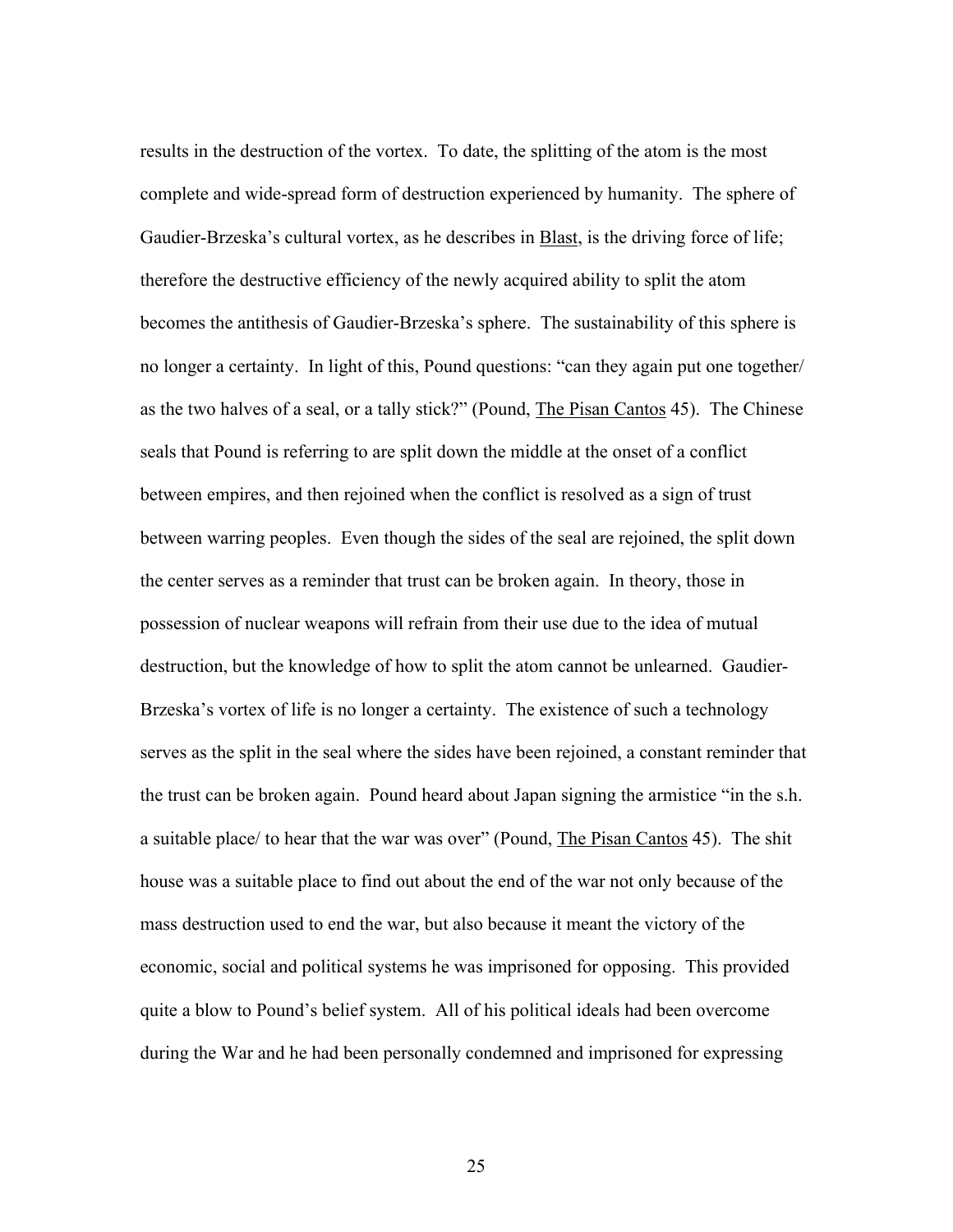results in the destruction of the vortex. To date, the splitting of the atom is the most complete and wide-spread form of destruction experienced by humanity. The sphere of Gaudier-Brzeska's cultural vortex, as he describes in Blast, is the driving force of life; therefore the destructive efficiency of the newly acquired ability to split the atom becomes the antithesis of Gaudier-Brzeska's sphere. The sustainability of this sphere is no longer a certainty. In light of this, Pound questions: "can they again put one together/ as the two halves of a seal, or a tally stick?" (Pound, The Pisan Cantos 45). The Chinese seals that Pound is referring to are split down the middle at the onset of a conflict between empires, and then rejoined when the conflict is resolved as a sign of trust between warring peoples. Even though the sides of the seal are rejoined, the split down the center serves as a reminder that trust can be broken again. In theory, those in possession of nuclear weapons will refrain from their use due to the idea of mutual destruction, but the knowledge of how to split the atom cannot be unlearned. Gaudier-Brzeska's vortex of life is no longer a certainty. The existence of such a technology serves as the split in the seal where the sides have been rejoined, a constant reminder that the trust can be broken again. Pound heard about Japan signing the armistice "in the s.h. a suitable place/ to hear that the war was over" (Pound, The Pisan Cantos 45). The shit house was a suitable place to find out about the end of the war not only because of the mass destruction used to end the war, but also because it meant the victory of the economic, social and political systems he was imprisoned for opposing. This provided quite a blow to Pound's belief system. All of his political ideals had been overcome during the War and he had been personally condemned and imprisoned for expressing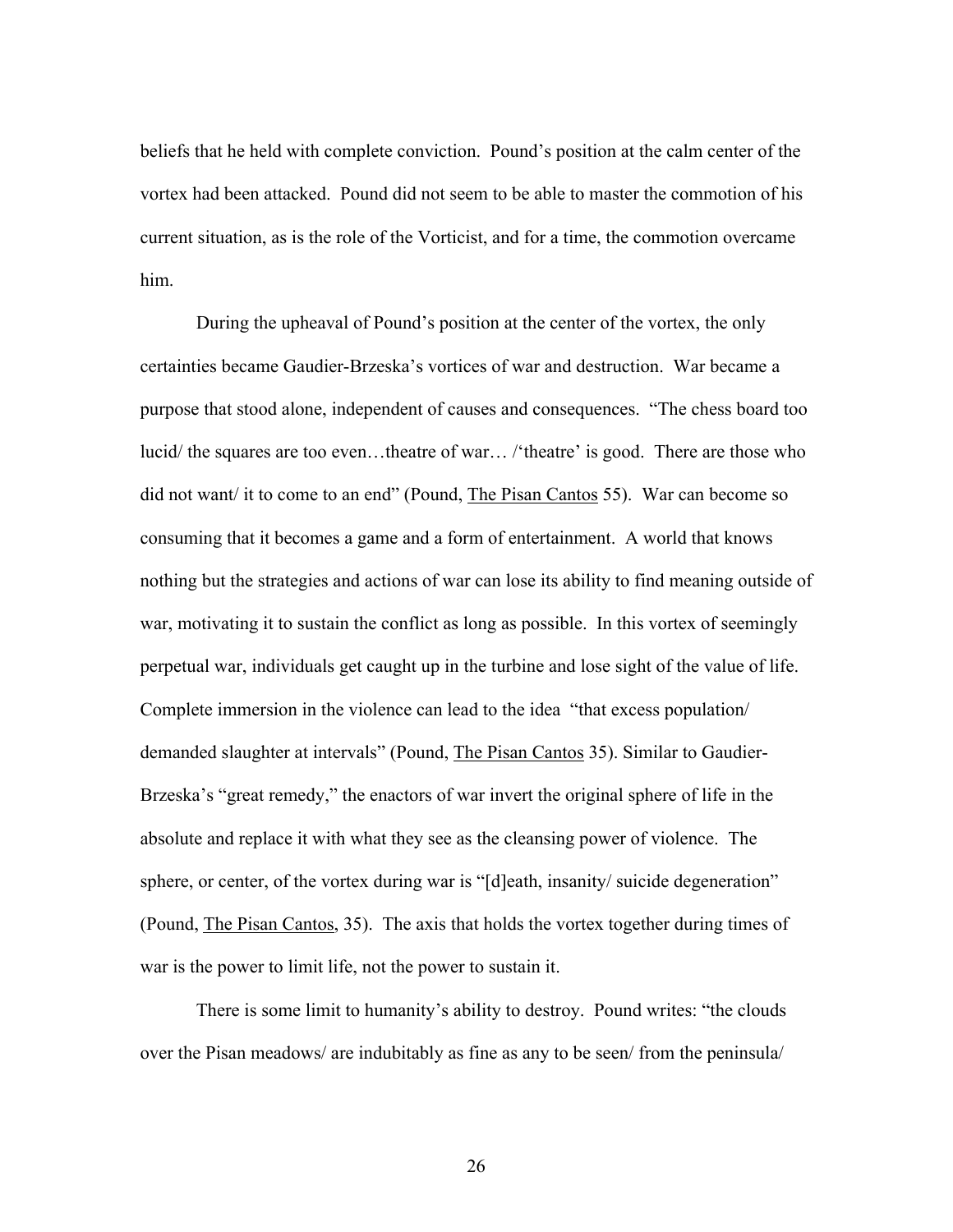beliefs that he held with complete conviction. Pound's position at the calm center of the vortex had been attacked. Pound did not seem to be able to master the commotion of his current situation, as is the role of the Vorticist, and for a time, the commotion overcame him.

During the upheaval of Pound's position at the center of the vortex, the only certainties became Gaudier-Brzeska's vortices of war and destruction. War became a purpose that stood alone, independent of causes and consequences. "The chess board too lucid/ the squares are too even…theatre of war… /'theatre' is good. There are those who did not want/ it to come to an end" (Pound, The Pisan Cantos 55). War can become so consuming that it becomes a game and a form of entertainment. A world that knows nothing but the strategies and actions of war can lose its ability to find meaning outside of war, motivating it to sustain the conflict as long as possible. In this vortex of seemingly perpetual war, individuals get caught up in the turbine and lose sight of the value of life. Complete immersion in the violence can lead to the idea "that excess population/ demanded slaughter at intervals" (Pound, The Pisan Cantos 35). Similar to Gaudier-Brzeska's "great remedy," the enactors of war invert the original sphere of life in the absolute and replace it with what they see as the cleansing power of violence. The sphere, or center, of the vortex during war is "[d]eath, insanity/ suicide degeneration" (Pound, The Pisan Cantos, 35). The axis that holds the vortex together during times of war is the power to limit life, not the power to sustain it.

There is some limit to humanity's ability to destroy. Pound writes: "the clouds over the Pisan meadows/ are indubitably as fine as any to be seen/ from the peninsula/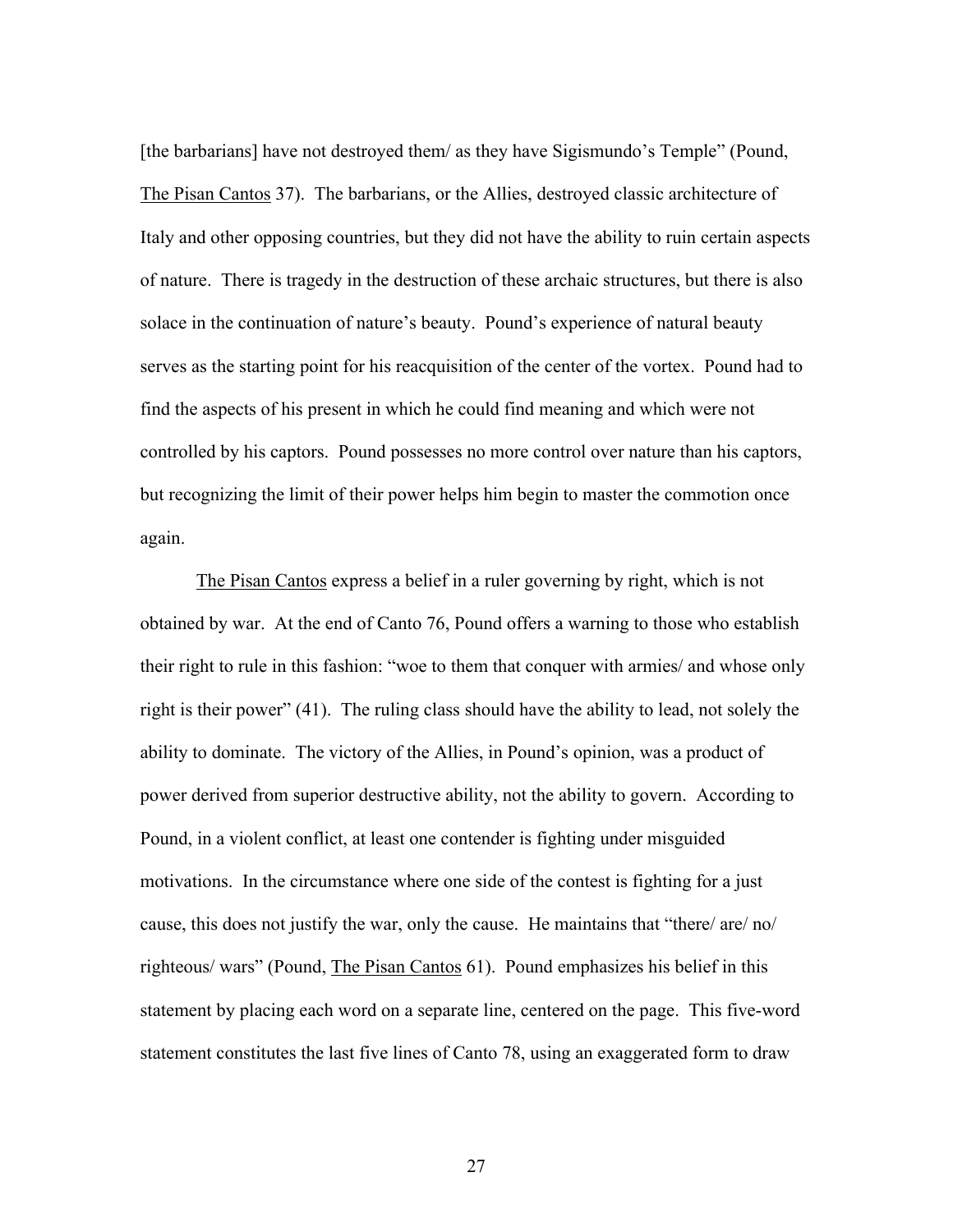[the barbarians] have not destroyed them/ as they have Sigismundo's Temple" (Pound, The Pisan Cantos 37). The barbarians, or the Allies, destroyed classic architecture of Italy and other opposing countries, but they did not have the ability to ruin certain aspects of nature. There is tragedy in the destruction of these archaic structures, but there is also solace in the continuation of nature's beauty. Pound's experience of natural beauty serves as the starting point for his reacquisition of the center of the vortex. Pound had to find the aspects of his present in which he could find meaning and which were not controlled by his captors. Pound possesses no more control over nature than his captors, but recognizing the limit of their power helps him begin to master the commotion once again.

The Pisan Cantos express a belief in a ruler governing by right, which is not obtained by war. At the end of Canto 76, Pound offers a warning to those who establish their right to rule in this fashion: "woe to them that conquer with armies/ and whose only right is their power" (41). The ruling class should have the ability to lead, not solely the ability to dominate. The victory of the Allies, in Pound's opinion, was a product of power derived from superior destructive ability, not the ability to govern. According to Pound, in a violent conflict, at least one contender is fighting under misguided motivations. In the circumstance where one side of the contest is fighting for a just cause, this does not justify the war, only the cause. He maintains that "there/ are/ no/ righteous/ wars" (Pound, The Pisan Cantos 61). Pound emphasizes his belief in this statement by placing each word on a separate line, centered on the page. This five-word statement constitutes the last five lines of Canto 78, using an exaggerated form to draw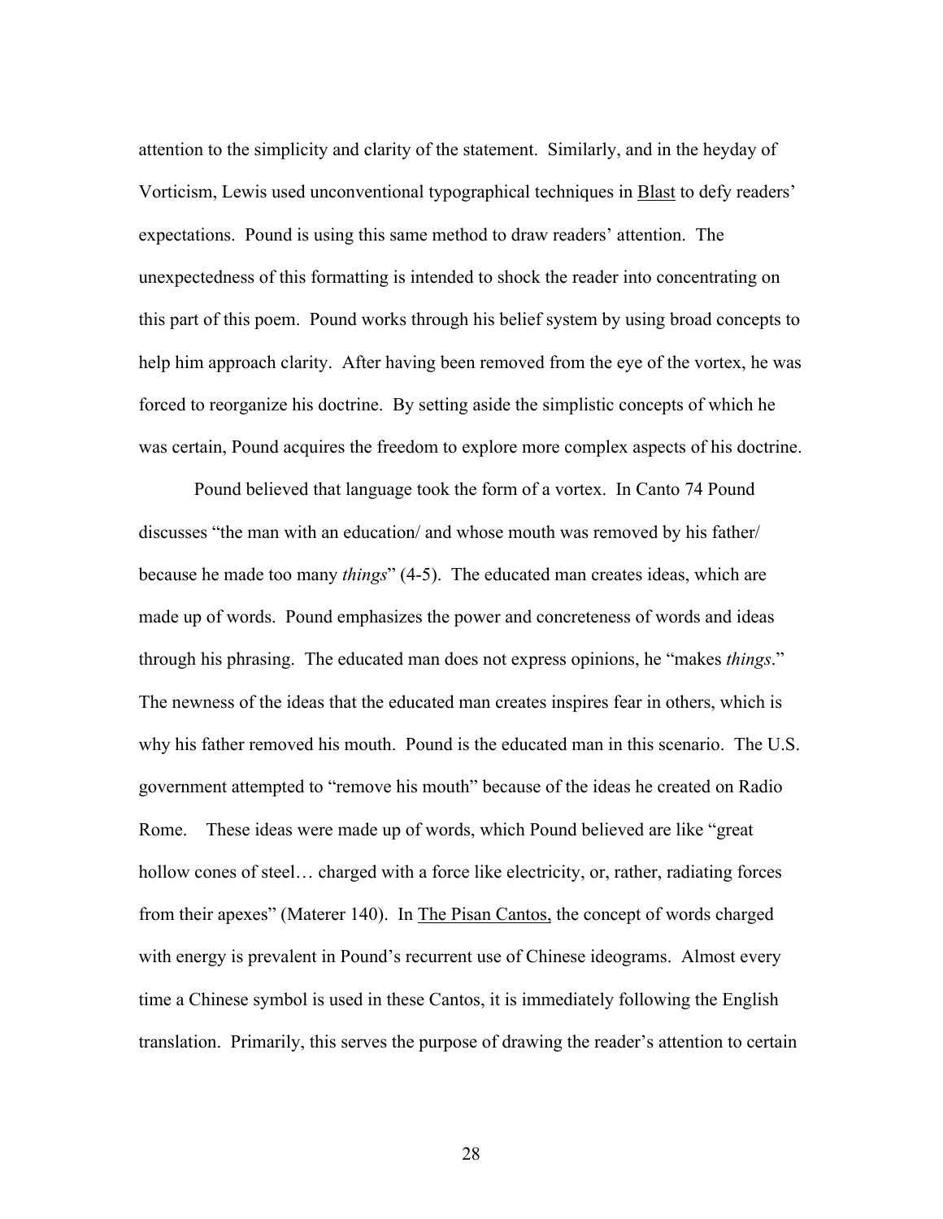attention to the simplicity and clarity of the statement. Similarly, and in the heyday of Vorticism, Lewis used unconventional typographical techniques in Blast to defy readers' expectations. Pound is using this same method to draw readers' attention. The unexpectedness of this formatting is intended to shock the reader into concentrating on this part of this poem. Pound works through his belief system by using broad concepts to help him approach clarity. After having been removed from the eye of the vortex, he was forced to reorganize his doctrine. By setting aside the simplistic concepts of which he was certain, Pound acquires the freedom to explore more complex aspects of his doctrine.

Pound believed that language took the form of a vortex. In Canto 74 Pound discusses "the man with an education/ and whose mouth was removed by his father/ because he made too many *things*" (4-5). The educated man creates ideas, which are made up of words. Pound emphasizes the power and concreteness of words and ideas through his phrasing. The educated man does not express opinions, he "makes *things*." The newness of the ideas that the educated man creates inspires fear in others, which is why his father removed his mouth. Pound is the educated man in this scenario. The U.S. government attempted to "remove his mouth" because of the ideas he created on Radio Rome. These ideas were made up of words, which Pound believed are like "great hollow cones of steel… charged with a force like electricity, or, rather, radiating forces from their apexes" (Materer 140). In The Pisan Cantos, the concept of words charged with energy is prevalent in Pound's recurrent use of Chinese ideograms. Almost every time a Chinese symbol is used in these Cantos, it is immediately following the English translation. Primarily, this serves the purpose of drawing the reader's attention to certain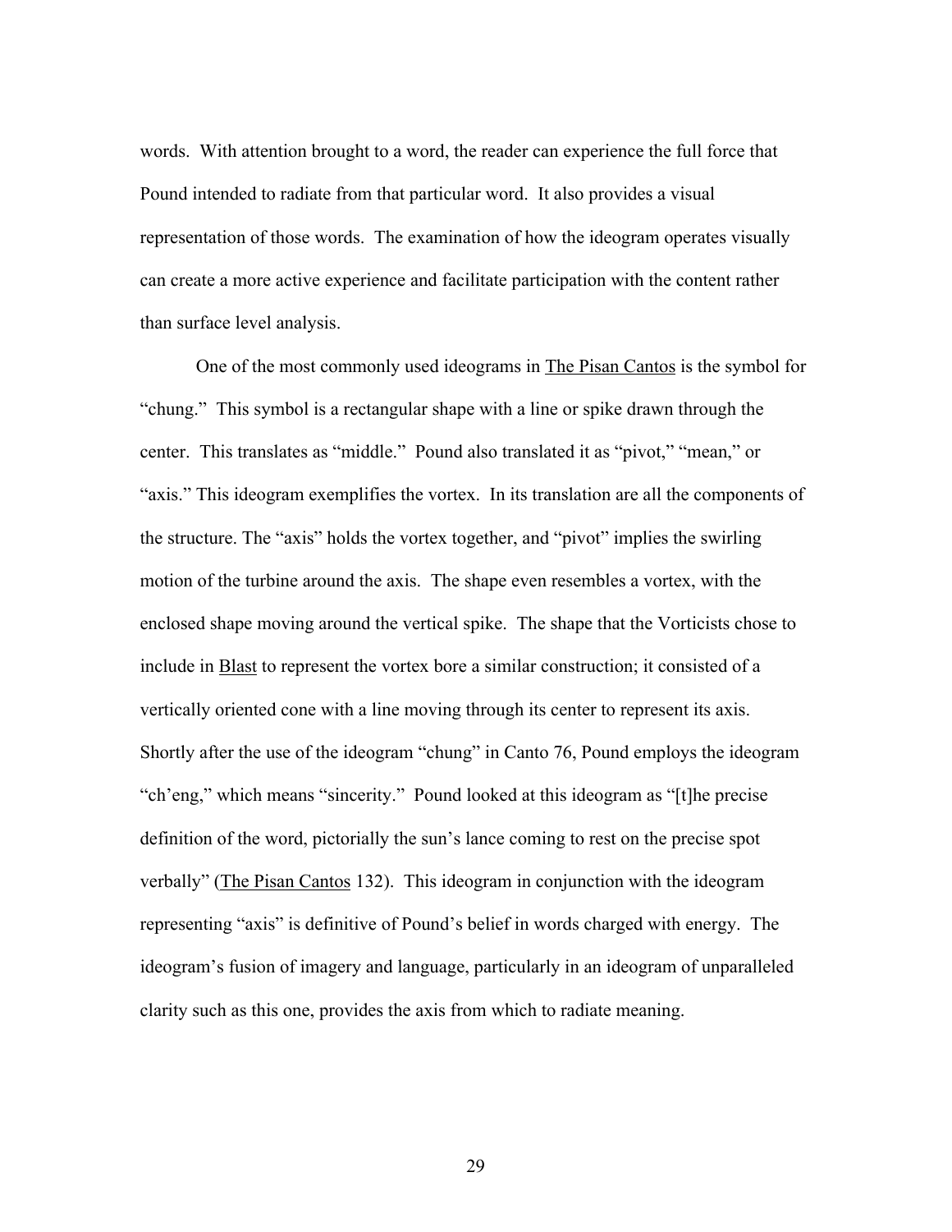words.  With attention brought to a word, the reader can experience the full force that Pound intended to radiate from that particular word.  It also provides a visual representation of those words.  The examination of how the ideogram operates visually can create a more active experience and facilitate participation with the content rather than surface level analysis.

One of the most commonly used ideograms in The Pisan Cantos is the symbol for "chung."  This symbol is a rectangular shape with a line or spike drawn through the center.  This translates as "middle."  Pound also translated it as "pivot," "mean," or "axis." This ideogram exemplifies the vortex.  In its translation are all the components of the structure. The "axis" holds the vortex together, and "pivot" implies the swirling motion of the turbine around the axis.  The shape even resembles a vortex, with the enclosed shape moving around the vertical spike.  The shape that the Vorticists chose to include in Blast to represent the vortex bore a similar construction; it consisted of a vertically oriented cone with a line moving through its center to represent its axis. Shortly after the use of the ideogram "chung" in Canto 76, Pound employs the ideogram "ch'eng," which means "sincerity."  Pound looked at this ideogram as "[t]he precise definition of the word, pictorially the sun's lance coming to rest on the precise spot verbally" (The Pisan Cantos 132).  This ideogram in conjunction with the ideogram representing "axis" is definitive of Pound's belief in words charged with energy.  The ideogram's fusion of imagery and language, particularly in an ideogram of unparalleled clarity such as this one, provides the axis from which to radiate meaning.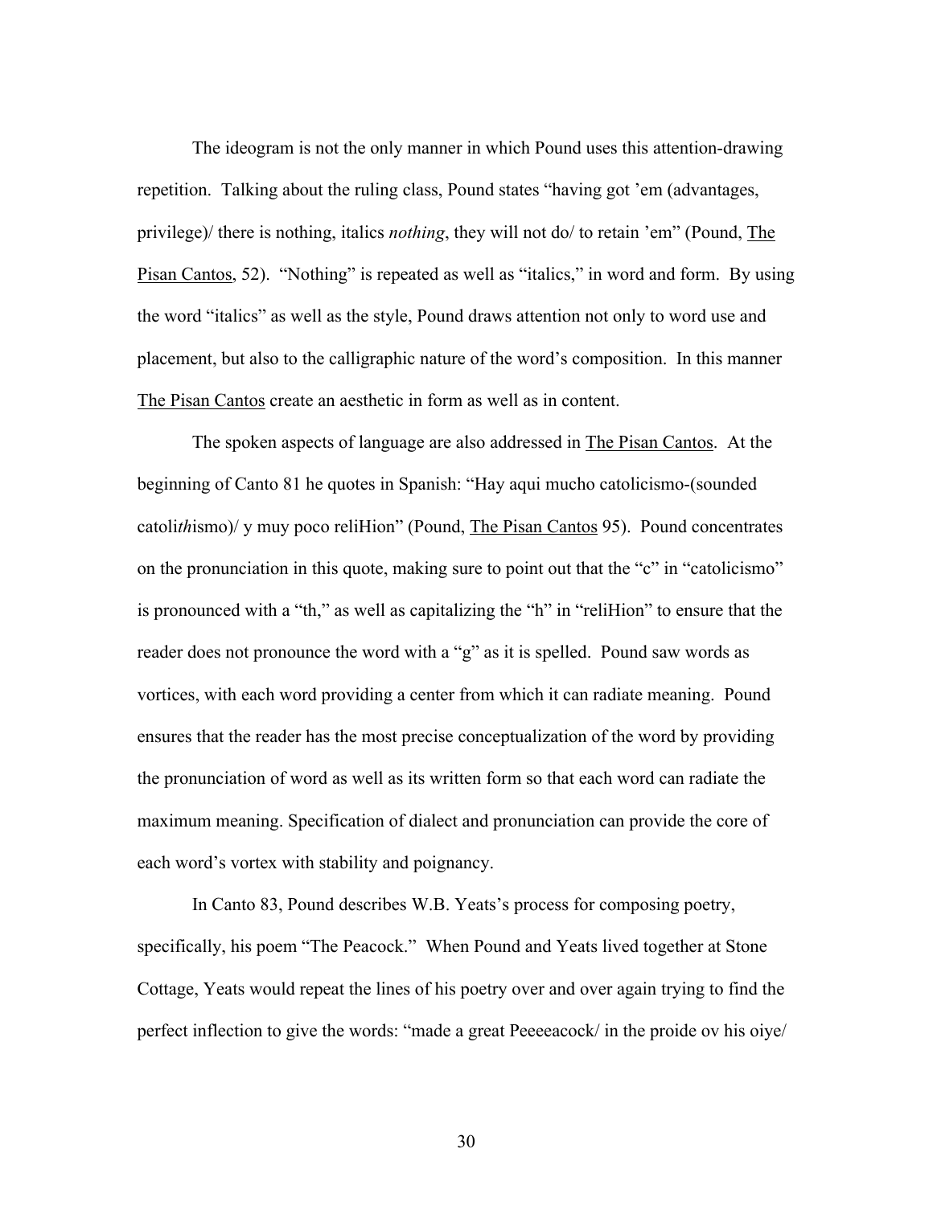The ideogram is not the only manner in which Pound uses this attention-drawing repetition. Talking about the ruling class, Pound states "having got 'em (advantages, privilege)/ there is nothing, italics *nothing*, they will not do/ to retain 'em" (Pound, The Pisan Cantos, 52). "Nothing" is repeated as well as "italics," in word and form. By using the word "italics" as well as the style, Pound draws attention not only to word use and placement, but also to the calligraphic nature of the word's composition. In this manner The Pisan Cantos create an aesthetic in form as well as in content.

The spoken aspects of language are also addressed in The Pisan Cantos. At the beginning of Canto 81 he quotes in Spanish: "Hay aqui mucho catolicismo-(sounded catoli*th*ismo)/ y muy poco reliHion" (Pound, The Pisan Cantos 95). Pound concentrates on the pronunciation in this quote, making sure to point out that the "c" in "catolicismo" is pronounced with a "th," as well as capitalizing the "h" in "reliHion" to ensure that the reader does not pronounce the word with a "g" as it is spelled. Pound saw words as vortices, with each word providing a center from which it can radiate meaning. Pound ensures that the reader has the most precise conceptualization of the word by providing the pronunciation of word as well as its written form so that each word can radiate the maximum meaning. Specification of dialect and pronunciation can provide the core of each word's vortex with stability and poignancy.

In Canto 83, Pound describes W.B. Yeats's process for composing poetry, specifically, his poem "The Peacock." When Pound and Yeats lived together at Stone Cottage, Yeats would repeat the lines of his poetry over and over again trying to find the perfect inflection to give the words: "made a great Peeeeacock/ in the proide ov his oiye/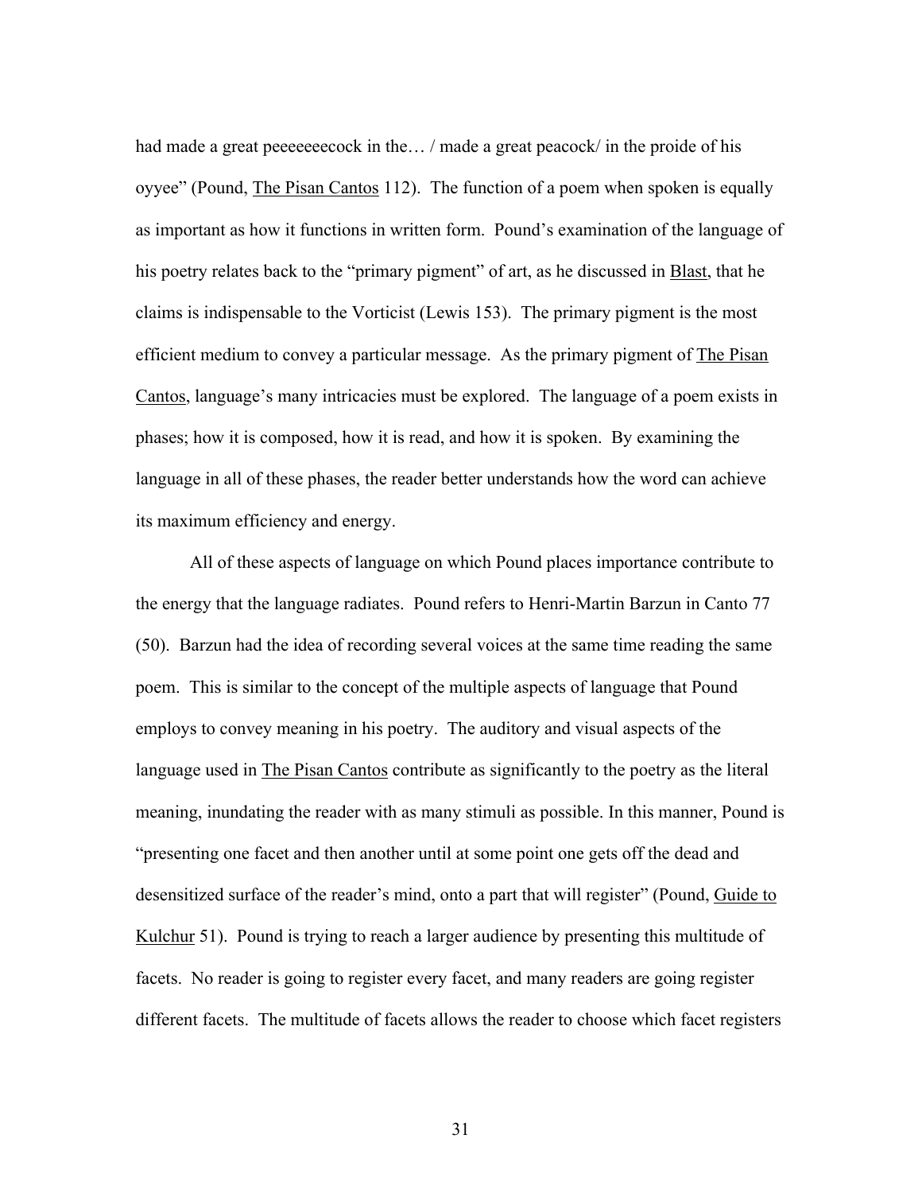had made a great peeeeeeecock in the… / made a great peacock/ in the proide of his oyyee" (Pound, The Pisan Cantos 112). The function of a poem when spoken is equally as important as how it functions in written form. Pound's examination of the language of his poetry relates back to the "primary pigment" of art, as he discussed in Blast, that he claims is indispensable to the Vorticist (Lewis 153). The primary pigment is the most efficient medium to convey a particular message. As the primary pigment of The Pisan Cantos, language's many intricacies must be explored. The language of a poem exists in phases; how it is composed, how it is read, and how it is spoken. By examining the language in all of these phases, the reader better understands how the word can achieve its maximum efficiency and energy.

All of these aspects of language on which Pound places importance contribute to the energy that the language radiates. Pound refers to Henri-Martin Barzun in Canto 77 (50). Barzun had the idea of recording several voices at the same time reading the same poem. This is similar to the concept of the multiple aspects of language that Pound employs to convey meaning in his poetry. The auditory and visual aspects of the language used in The Pisan Cantos contribute as significantly to the poetry as the literal meaning, inundating the reader with as many stimuli as possible. In this manner, Pound is "presenting one facet and then another until at some point one gets off the dead and desensitized surface of the reader's mind, onto a part that will register" (Pound, Guide to Kulchur 51). Pound is trying to reach a larger audience by presenting this multitude of facets. No reader is going to register every facet, and many readers are going register different facets. The multitude of facets allows the reader to choose which facet registers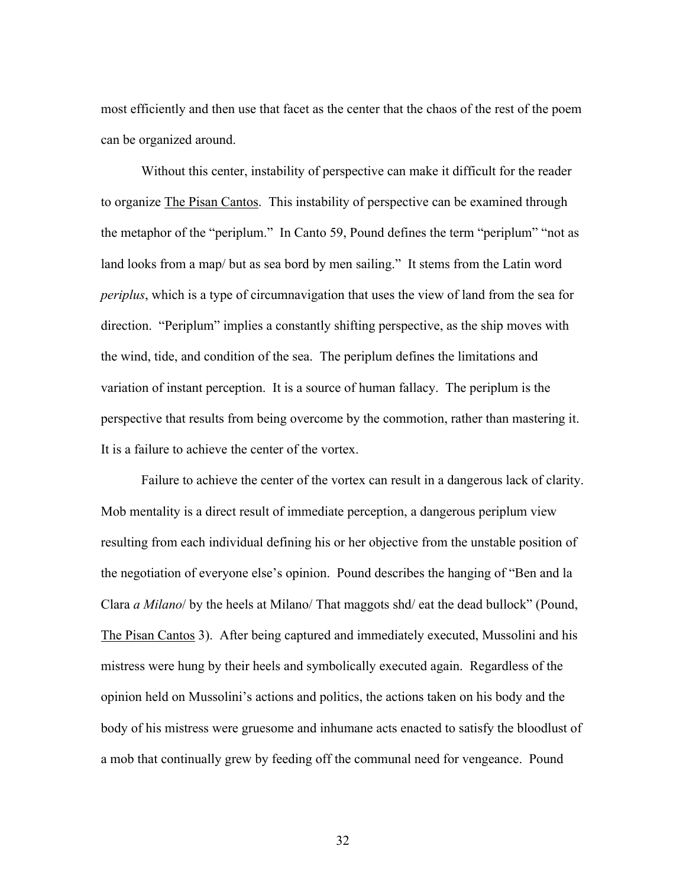most efficiently and then use that facet as the center that the chaos of the rest of the poem can be organized around.

Without this center, instability of perspective can make it difficult for the reader to organize The Pisan Cantos. This instability of perspective can be examined through the metaphor of the "periplum." In Canto 59, Pound defines the term "periplum" "not as land looks from a map/ but as sea bord by men sailing." It stems from the Latin word *periplus*, which is a type of circumnavigation that uses the view of land from the sea for direction. "Periplum" implies a constantly shifting perspective, as the ship moves with the wind, tide, and condition of the sea. The periplum defines the limitations and variation of instant perception. It is a source of human fallacy. The periplum is the perspective that results from being overcome by the commotion, rather than mastering it. It is a failure to achieve the center of the vortex.

Failure to achieve the center of the vortex can result in a dangerous lack of clarity. Mob mentality is a direct result of immediate perception, a dangerous periplum view resulting from each individual defining his or her objective from the unstable position of the negotiation of everyone else's opinion. Pound describes the hanging of "Ben and la Clara *a Milano*/ by the heels at Milano/ That maggots shd/ eat the dead bullock" (Pound, The Pisan Cantos 3). After being captured and immediately executed, Mussolini and his mistress were hung by their heels and symbolically executed again. Regardless of the opinion held on Mussolini's actions and politics, the actions taken on his body and the body of his mistress were gruesome and inhumane acts enacted to satisfy the bloodlust of a mob that continually grew by feeding off the communal need for vengeance. Pound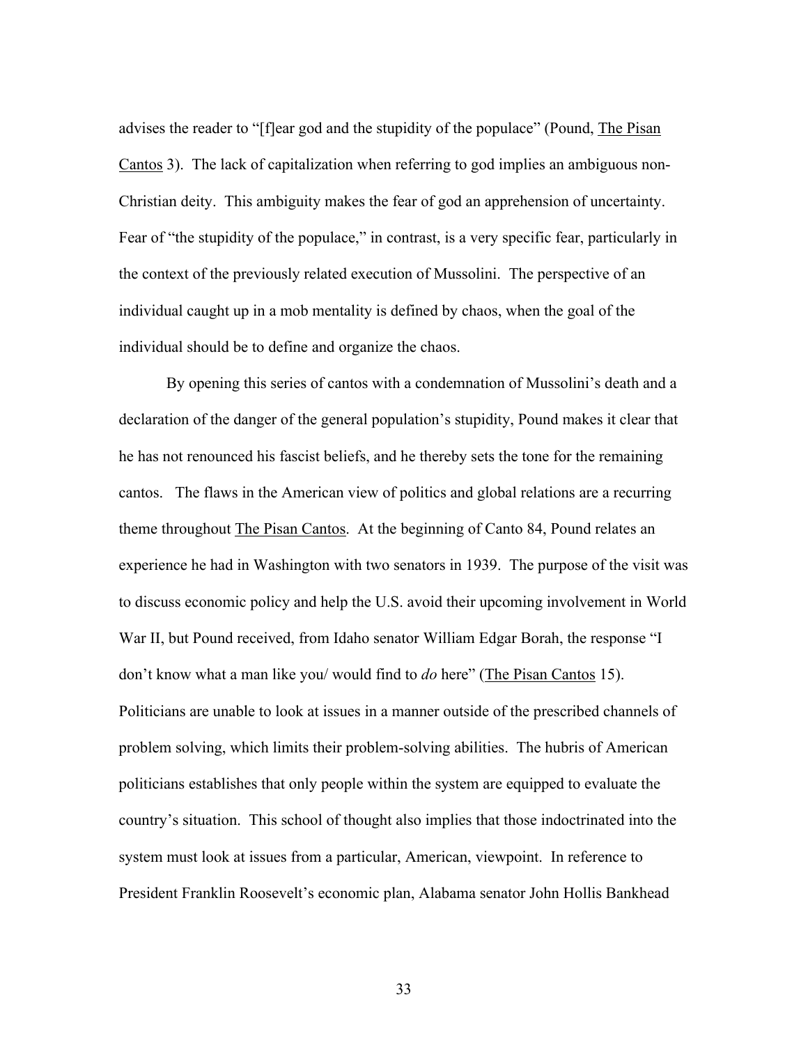advises the reader to "[f]ear god and the stupidity of the populace" (Pound, The Pisan Cantos 3). The lack of capitalization when referring to god implies an ambiguous non-Christian deity. This ambiguity makes the fear of god an apprehension of uncertainty. Fear of "the stupidity of the populace," in contrast, is a very specific fear, particularly in the context of the previously related execution of Mussolini. The perspective of an individual caught up in a mob mentality is defined by chaos, when the goal of the individual should be to define and organize the chaos.

By opening this series of cantos with a condemnation of Mussolini's death and a declaration of the danger of the general population's stupidity, Pound makes it clear that he has not renounced his fascist beliefs, and he thereby sets the tone for the remaining cantos. The flaws in the American view of politics and global relations are a recurring theme throughout The Pisan Cantos. At the beginning of Canto 84, Pound relates an experience he had in Washington with two senators in 1939. The purpose of the visit was to discuss economic policy and help the U.S. avoid their upcoming involvement in World War II, but Pound received, from Idaho senator William Edgar Borah, the response "I don't know what a man like you/ would find to *do* here" (The Pisan Cantos 15). Politicians are unable to look at issues in a manner outside of the prescribed channels of problem solving, which limits their problem-solving abilities. The hubris of American politicians establishes that only people within the system are equipped to evaluate the country's situation. This school of thought also implies that those indoctrinated into the system must look at issues from a particular, American, viewpoint. In reference to President Franklin Roosevelt's economic plan, Alabama senator John Hollis Bankhead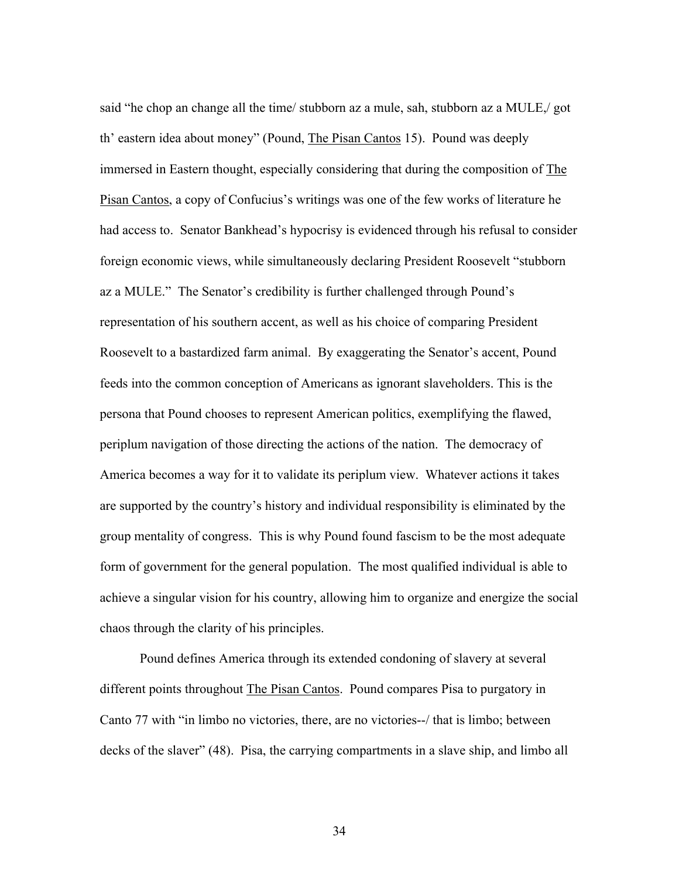said "he chop an change all the time/ stubborn az a mule, sah, stubborn az a MULE,/ got th' eastern idea about money" (Pound, The Pisan Cantos 15). Pound was deeply immersed in Eastern thought, especially considering that during the composition of The Pisan Cantos, a copy of Confucius's writings was one of the few works of literature he had access to. Senator Bankhead's hypocrisy is evidenced through his refusal to consider foreign economic views, while simultaneously declaring President Roosevelt "stubborn az a MULE." The Senator's credibility is further challenged through Pound's representation of his southern accent, as well as his choice of comparing President Roosevelt to a bastardized farm animal. By exaggerating the Senator's accent, Pound feeds into the common conception of Americans as ignorant slaveholders. This is the persona that Pound chooses to represent American politics, exemplifying the flawed, periplum navigation of those directing the actions of the nation. The democracy of America becomes a way for it to validate its periplum view. Whatever actions it takes are supported by the country's history and individual responsibility is eliminated by the group mentality of congress. This is why Pound found fascism to be the most adequate form of government for the general population. The most qualified individual is able to achieve a singular vision for his country, allowing him to organize and energize the social chaos through the clarity of his principles.

Pound defines America through its extended condoning of slavery at several different points throughout The Pisan Cantos. Pound compares Pisa to purgatory in Canto 77 with "in limbo no victories, there, are no victories--/ that is limbo; between decks of the slaver" (48). Pisa, the carrying compartments in a slave ship, and limbo all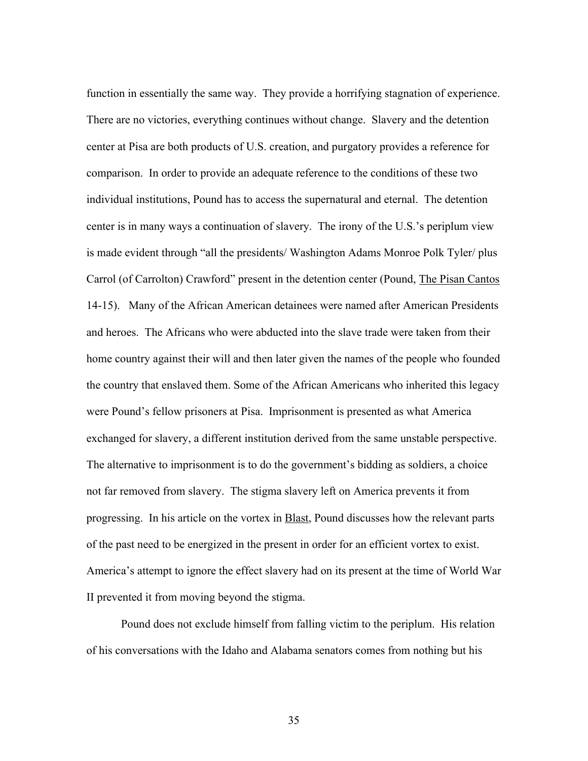function in essentially the same way. They provide a horrifying stagnation of experience. There are no victories, everything continues without change. Slavery and the detention center at Pisa are both products of U.S. creation, and purgatory provides a reference for comparison. In order to provide an adequate reference to the conditions of these two individual institutions, Pound has to access the supernatural and eternal. The detention center is in many ways a continuation of slavery. The irony of the U.S.'s periplum view is made evident through "all the presidents/ Washington Adams Monroe Polk Tyler/ plus Carrol (of Carrolton) Crawford" present in the detention center (Pound, <u>The Pisan Cantos</u> 14-15). Many of the African American detainees were named after American Presidents and heroes. The Africans who were abducted into the slave trade were taken from their home country against their will and then later given the names of the people who founded the country that enslaved them. Some of the African Americans who inherited this legacy were Pound's fellow prisoners at Pisa. Imprisonment is presented as what America exchanged for slavery, a different institution derived from the same unstable perspective. The alternative to imprisonment is to do the government's bidding as soldiers, a choice not far removed from slavery. The stigma slavery left on America prevents it from progressing. In his article on the vortex in <u>Blast</u>, Pound discusses how the relevant parts of the past need to be energized in the present in order for an efficient vortex to exist. America's attempt to ignore the effect slavery had on its present at the time of World War II prevented it from moving beyond the stigma.

Pound does not exclude himself from falling victim to the periplum. His relation of his conversations with the Idaho and Alabama senators comes from nothing but his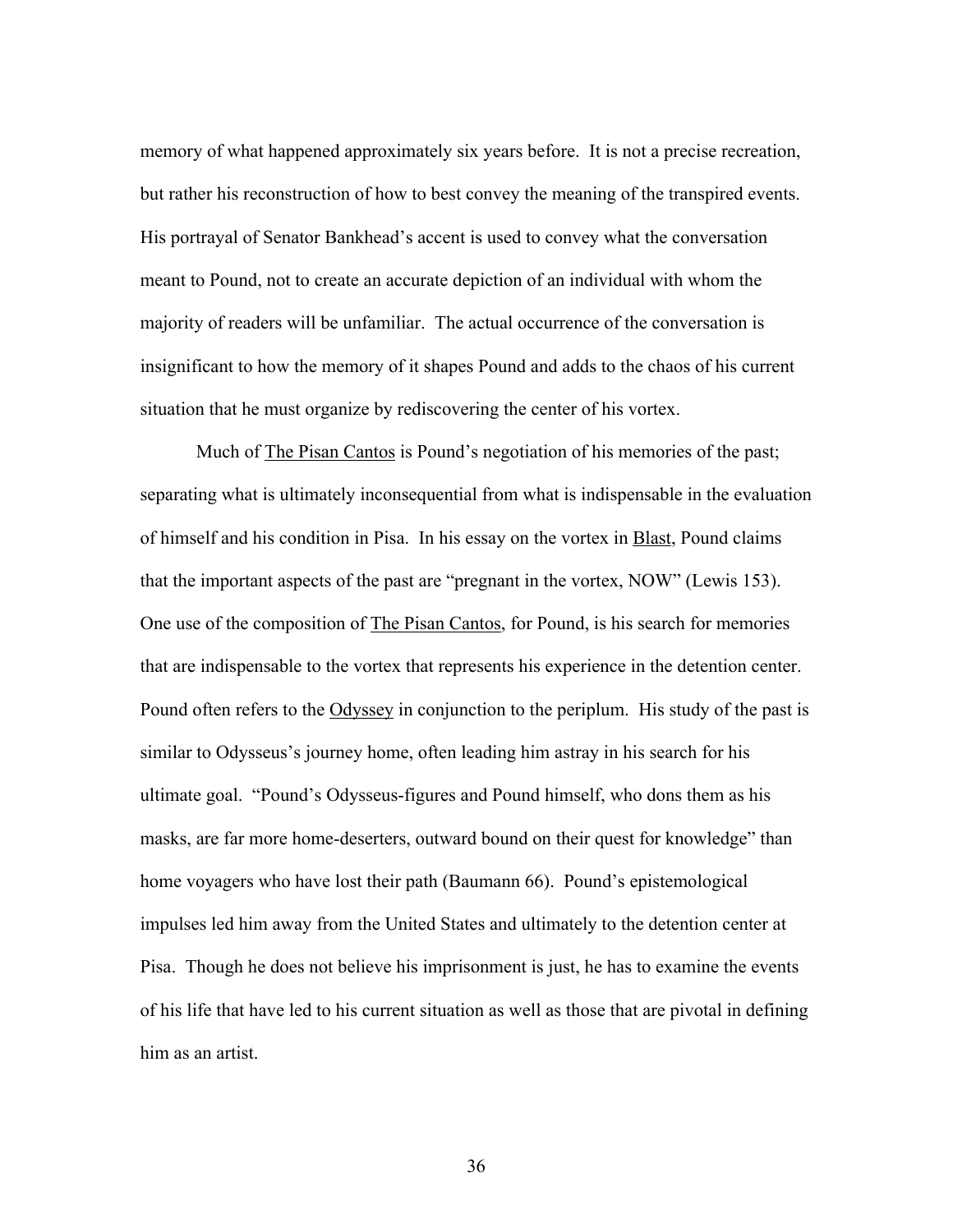memory of what happened approximately six years before. It is not a precise recreation, but rather his reconstruction of how to best convey the meaning of the transpired events. His portrayal of Senator Bankhead's accent is used to convey what the conversation meant to Pound, not to create an accurate depiction of an individual with whom the majority of readers will be unfamiliar. The actual occurrence of the conversation is insignificant to how the memory of it shapes Pound and adds to the chaos of his current situation that he must organize by rediscovering the center of his vortex.

Much of The Pisan Cantos is Pound's negotiation of his memories of the past; separating what is ultimately inconsequential from what is indispensable in the evaluation of himself and his condition in Pisa. In his essay on the vortex in Blast, Pound claims that the important aspects of the past are "pregnant in the vortex, NOW" (Lewis 153). One use of the composition of The Pisan Cantos, for Pound, is his search for memories that are indispensable to the vortex that represents his experience in the detention center. Pound often refers to the Odyssey in conjunction to the periplum. His study of the past is similar to Odysseus's journey home, often leading him astray in his search for his ultimate goal. "Pound's Odysseus-figures and Pound himself, who dons them as his masks, are far more home-deserters, outward bound on their quest for knowledge" than home voyagers who have lost their path (Baumann 66). Pound's epistemological impulses led him away from the United States and ultimately to the detention center at Pisa. Though he does not believe his imprisonment is just, he has to examine the events of his life that have led to his current situation as well as those that are pivotal in defining him as an artist.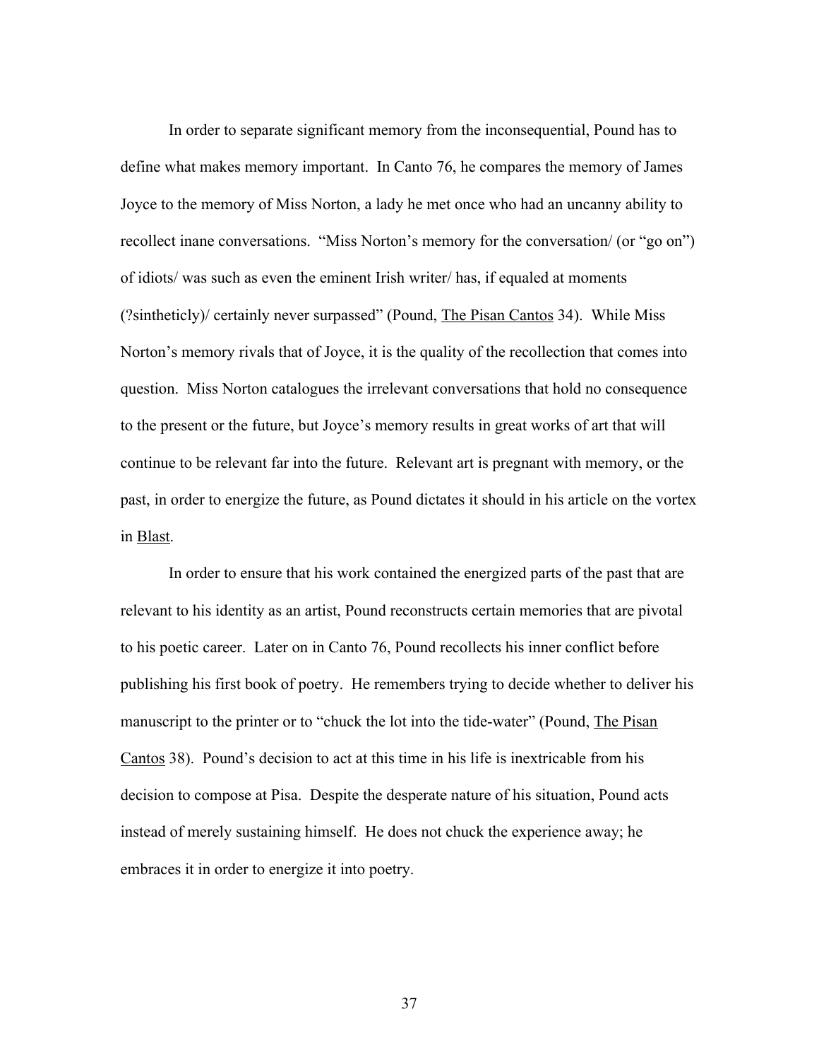In order to separate significant memory from the inconsequential, Pound has to define what makes memory important. In Canto 76, he compares the memory of James Joyce to the memory of Miss Norton, a lady he met once who had an uncanny ability to recollect inane conversations. "Miss Norton's memory for the conversation/ (or "go on") of idiots/ was such as even the eminent Irish writer/ has, if equaled at moments (?sintheticly)/ certainly never surpassed" (Pound, The Pisan Cantos 34). While Miss Norton's memory rivals that of Joyce, it is the quality of the recollection that comes into question. Miss Norton catalogues the irrelevant conversations that hold no consequence to the present or the future, but Joyce's memory results in great works of art that will continue to be relevant far into the future. Relevant art is pregnant with memory, or the past, in order to energize the future, as Pound dictates it should in his article on the vortex in Blast.

In order to ensure that his work contained the energized parts of the past that are relevant to his identity as an artist, Pound reconstructs certain memories that are pivotal to his poetic career. Later on in Canto 76, Pound recollects his inner conflict before publishing his first book of poetry. He remembers trying to decide whether to deliver his manuscript to the printer or to "chuck the lot into the tide-water" (Pound, The Pisan Cantos 38). Pound's decision to act at this time in his life is inextricable from his decision to compose at Pisa. Despite the desperate nature of his situation, Pound acts instead of merely sustaining himself. He does not chuck the experience away; he embraces it in order to energize it into poetry.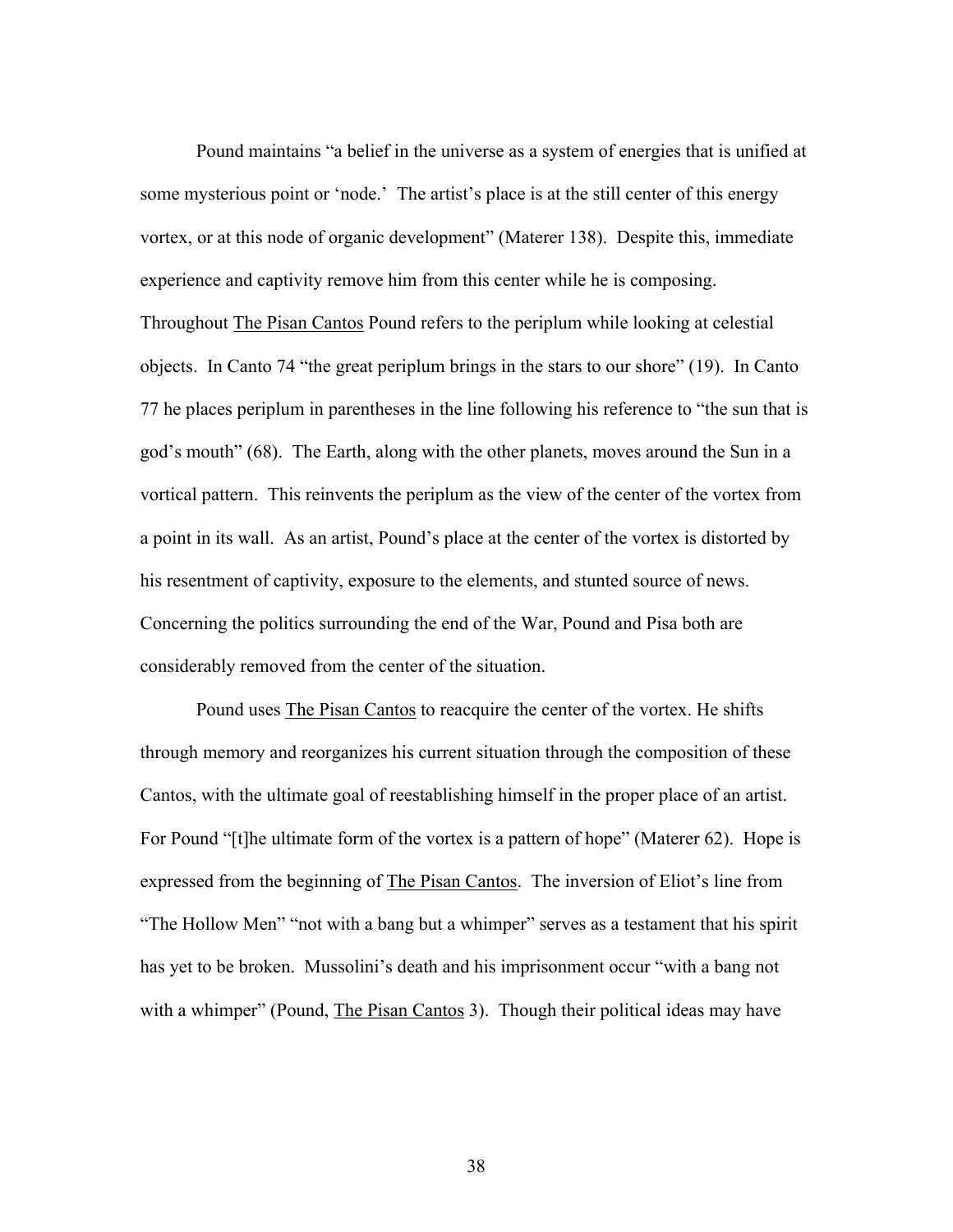Pound maintains “a belief in the universe as a system of energies that is unified at some mysterious point or ‘node.’ The artist’s place is at the still center of this energy vortex, or at this node of organic development” (Materer 138). Despite this, immediate experience and captivity remove him from this center while he is composing. Throughout The Pisan Cantos Pound refers to the periplum while looking at celestial objects. In Canto 74 “the great periplum brings in the stars to our shore” (19). In Canto 77 he places periplum in parentheses in the line following his reference to “the sun that is god’s mouth” (68). The Earth, along with the other planets, moves around the Sun in a vortical pattern. This reinvents the periplum as the view of the center of the vortex from a point in its wall. As an artist, Pound’s place at the center of the vortex is distorted by his resentment of captivity, exposure to the elements, and stunted source of news. Concerning the politics surrounding the end of the War, Pound and Pisa both are considerably removed from the center of the situation.

Pound uses The Pisan Cantos to reacquire the center of the vortex. He shifts through memory and reorganizes his current situation through the composition of these Cantos, with the ultimate goal of reestablishing himself in the proper place of an artist. For Pound “[t]he ultimate form of the vortex is a pattern of hope” (Materer 62). Hope is expressed from the beginning of The Pisan Cantos. The inversion of Eliot’s line from “The Hollow Men” “not with a bang but a whimper” serves as a testament that his spirit has yet to be broken. Mussolini’s death and his imprisonment occur “with a bang not with a whimper” (Pound, The Pisan Cantos 3). Though their political ideas may have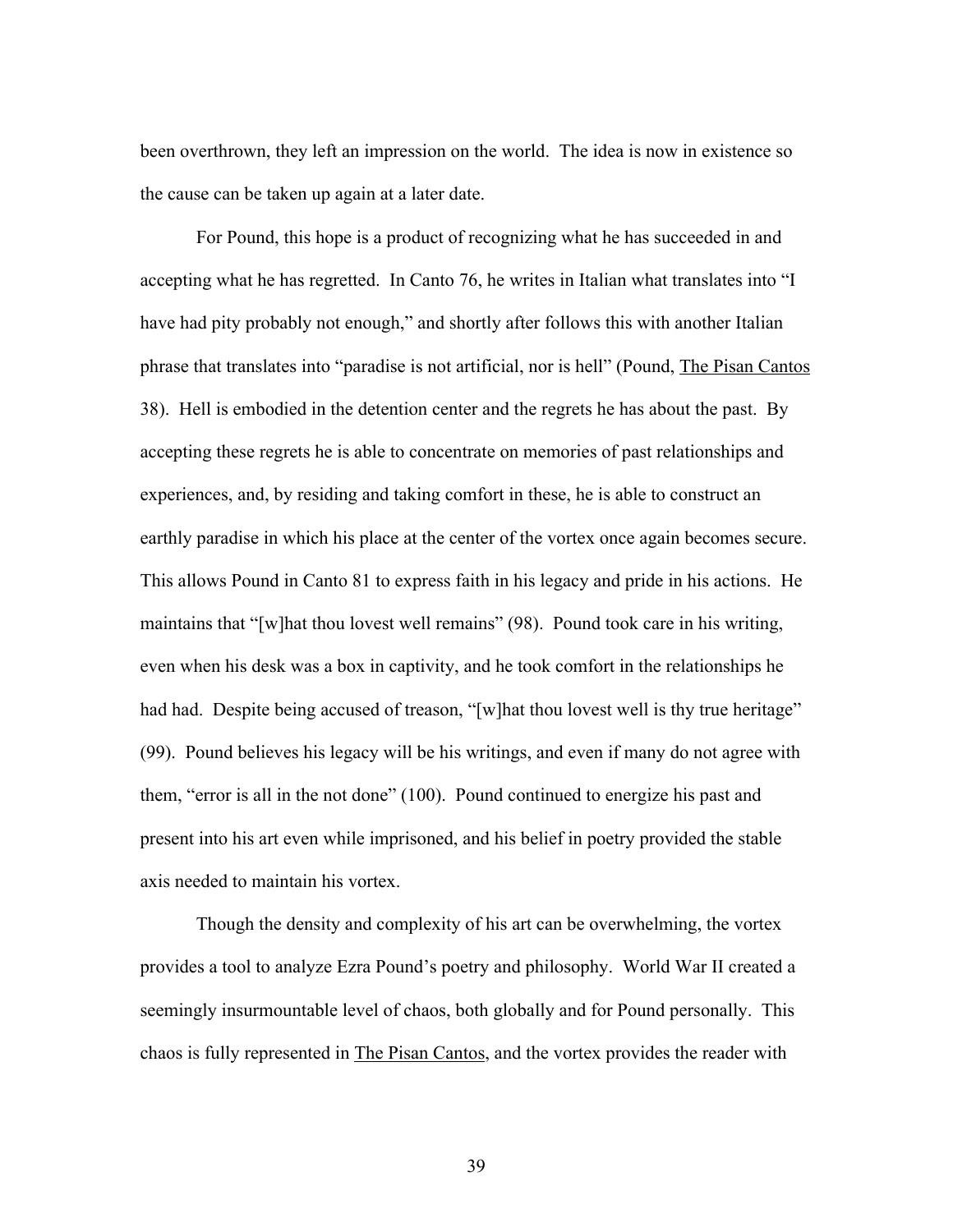been overthrown, they left an impression on the world. The idea is now in existence so the cause can be taken up again at a later date.

For Pound, this hope is a product of recognizing what he has succeeded in and accepting what he has regretted. In Canto 76, he writes in Italian what translates into "I have had pity probably not enough," and shortly after follows this with another Italian phrase that translates into "paradise is not artificial, nor is hell" (Pound, <u>The Pisan Cantos</u> 38). Hell is embodied in the detention center and the regrets he has about the past. By accepting these regrets he is able to concentrate on memories of past relationships and experiences, and, by residing and taking comfort in these, he is able to construct an earthly paradise in which his place at the center of the vortex once again becomes secure. This allows Pound in Canto 81 to express faith in his legacy and pride in his actions. He maintains that "[w]hat thou lovest well remains" (98). Pound took care in his writing, even when his desk was a box in captivity, and he took comfort in the relationships he had had. Despite being accused of treason, "[w]hat thou lovest well is thy true heritage" (99). Pound believes his legacy will be his writings, and even if many do not agree with them, "error is all in the not done" (100). Pound continued to energize his past and present into his art even while imprisoned, and his belief in poetry provided the stable axis needed to maintain his vortex.

Though the density and complexity of his art can be overwhelming, the vortex provides a tool to analyze Ezra Pound's poetry and philosophy. World War II created a seemingly insurmountable level of chaos, both globally and for Pound personally. This chaos is fully represented in <u>The Pisan Cantos</u>, and the vortex provides the reader with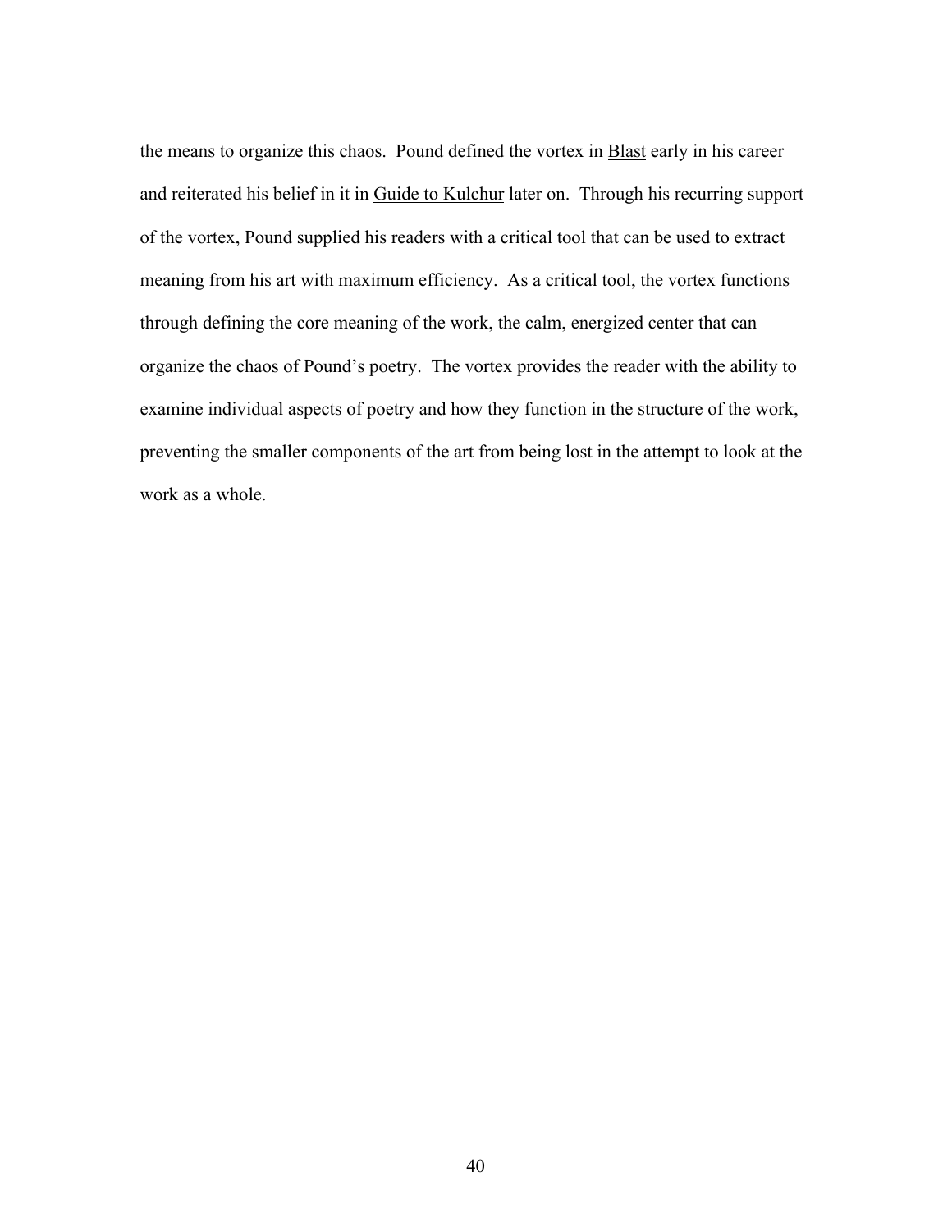the means to organize this chaos. Pound defined the vortex in Blast early in his career and reiterated his belief in it in Guide to Kulchur later on. Through his recurring support of the vortex, Pound supplied his readers with a critical tool that can be used to extract meaning from his art with maximum efficiency. As a critical tool, the vortex functions through defining the core meaning of the work, the calm, energized center that can organize the chaos of Pound's poetry. The vortex provides the reader with the ability to examine individual aspects of poetry and how they function in the structure of the work, preventing the smaller components of the art from being lost in the attempt to look at the work as a whole.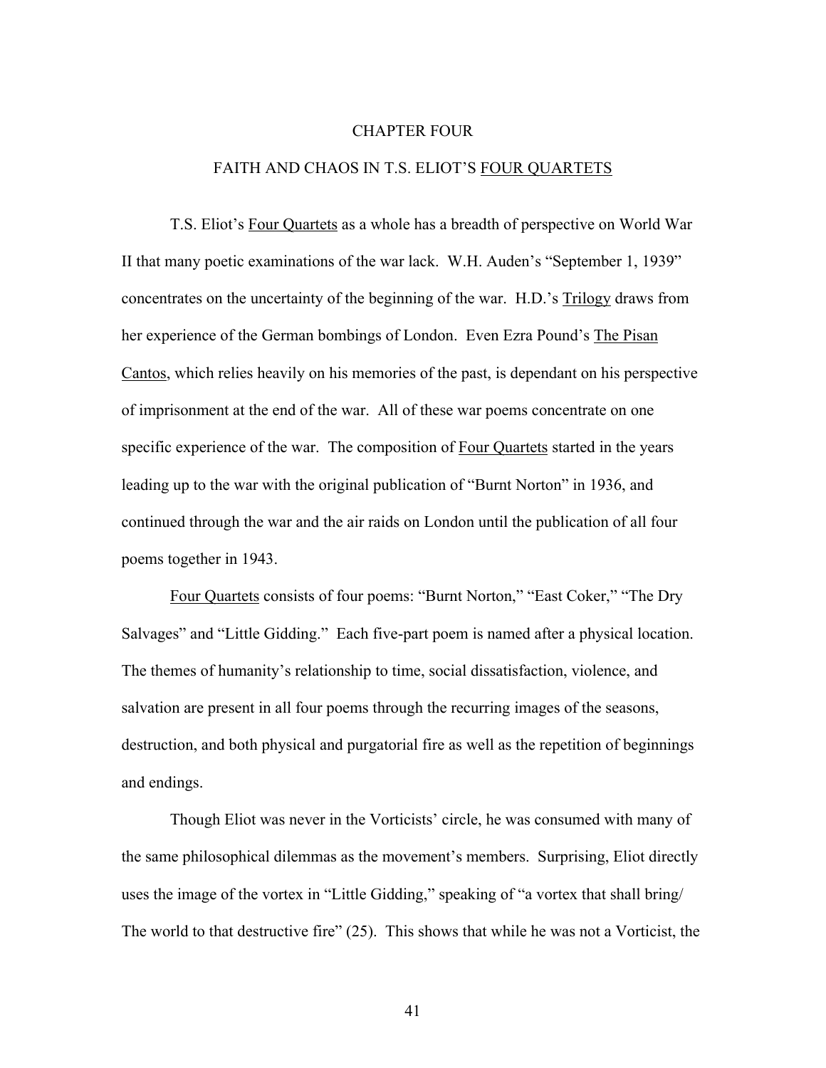# CHAPTER FOUR

## FAITH AND CHAOS IN T.S. ELIOT'S FOUR QUARTETS

T.S. Eliot's Four Quartets as a whole has a breadth of perspective on World War II that many poetic examinations of the war lack. W.H. Auden's "September 1, 1939" concentrates on the uncertainty of the beginning of the war. H.D.'s Trilogy draws from her experience of the German bombings of London. Even Ezra Pound's The Pisan Cantos, which relies heavily on his memories of the past, is dependant on his perspective of imprisonment at the end of the war. All of these war poems concentrate on one specific experience of the war. The composition of Four Quartets started in the years leading up to the war with the original publication of "Burnt Norton" in 1936, and continued through the war and the air raids on London until the publication of all four poems together in 1943.

Four Quartets consists of four poems: "Burnt Norton," "East Coker," "The Dry Salvages" and "Little Gidding." Each five-part poem is named after a physical location. The themes of humanity's relationship to time, social dissatisfaction, violence, and salvation are present in all four poems through the recurring images of the seasons, destruction, and both physical and purgatorial fire as well as the repetition of beginnings and endings.

Though Eliot was never in the Vorticists' circle, he was consumed with many of the same philosophical dilemmas as the movement's members. Surprising, Eliot directly uses the image of the vortex in "Little Gidding," speaking of "a vortex that shall bring/ The world to that destructive fire" (25). This shows that while he was not a Vorticist, the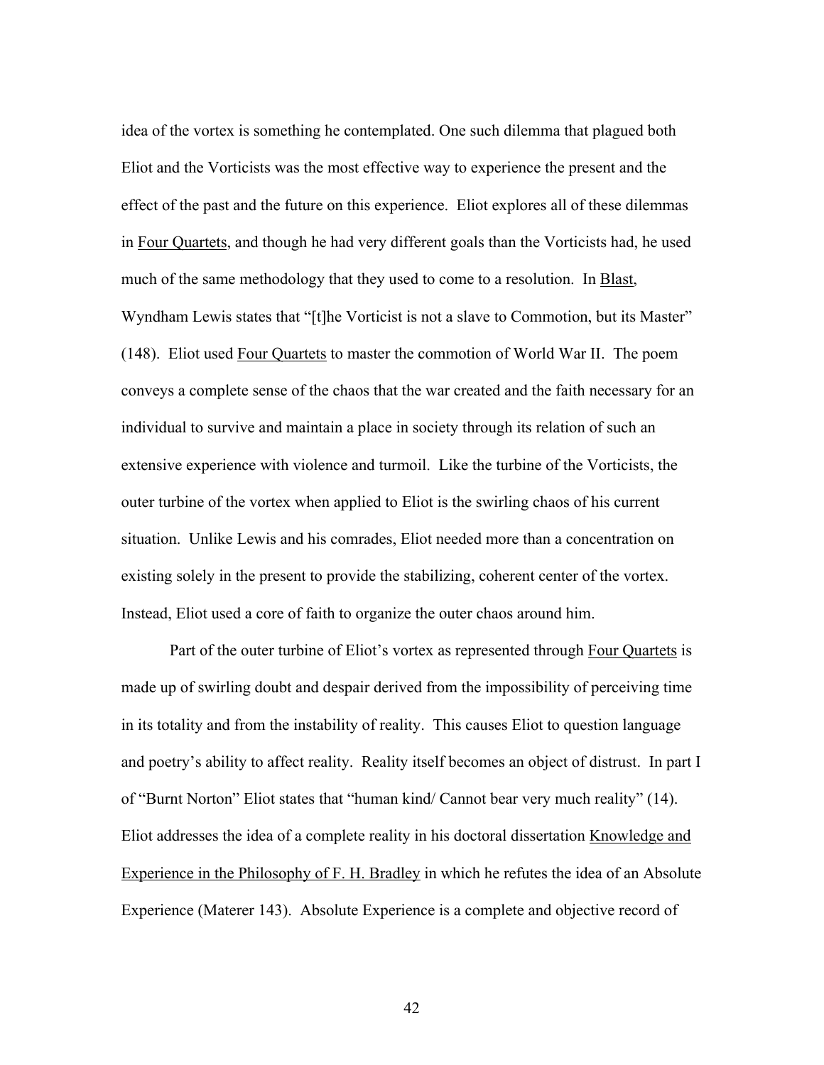idea of the vortex is something he contemplated. One such dilemma that plagued both Eliot and the Vorticists was the most effective way to experience the present and the effect of the past and the future on this experience. Eliot explores all of these dilemmas in Four Quartets, and though he had very different goals than the Vorticists had, he used much of the same methodology that they used to come to a resolution. In Blast, Wyndham Lewis states that "[t]he Vorticist is not a slave to Commotion, but its Master" (148). Eliot used Four Quartets to master the commotion of World War II. The poem conveys a complete sense of the chaos that the war created and the faith necessary for an individual to survive and maintain a place in society through its relation of such an extensive experience with violence and turmoil. Like the turbine of the Vorticists, the outer turbine of the vortex when applied to Eliot is the swirling chaos of his current situation. Unlike Lewis and his comrades, Eliot needed more than a concentration on existing solely in the present to provide the stabilizing, coherent center of the vortex. Instead, Eliot used a core of faith to organize the outer chaos around him.

Part of the outer turbine of Eliot's vortex as represented through Four Quartets is made up of swirling doubt and despair derived from the impossibility of perceiving time in its totality and from the instability of reality. This causes Eliot to question language and poetry's ability to affect reality. Reality itself becomes an object of distrust. In part I of "Burnt Norton" Eliot states that "human kind/ Cannot bear very much reality" (14). Eliot addresses the idea of a complete reality in his doctoral dissertation Knowledge and Experience in the Philosophy of F. H. Bradley in which he refutes the idea of an Absolute Experience (Materer 143). Absolute Experience is a complete and objective record of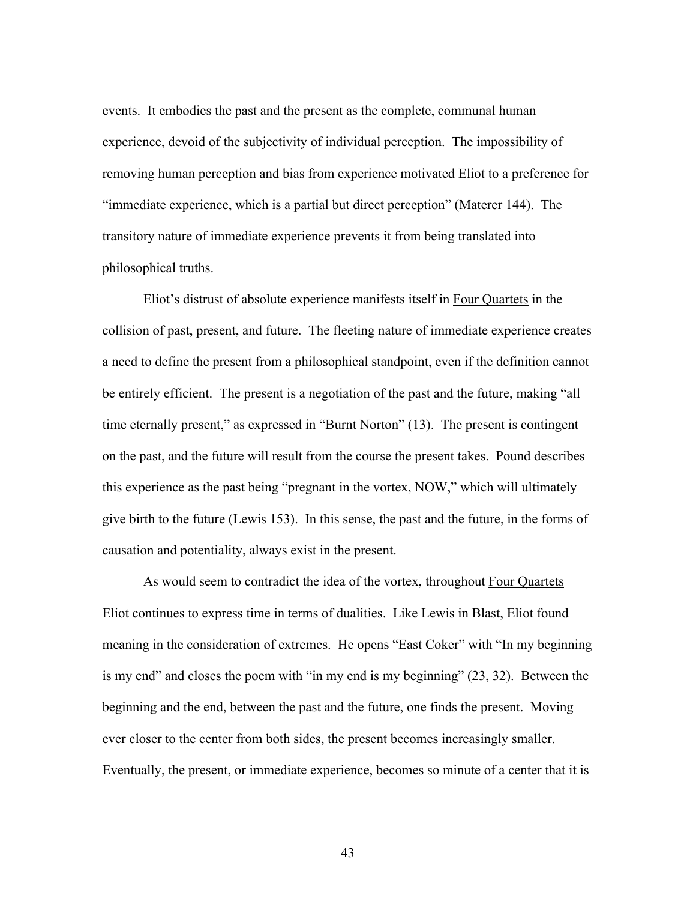events. It embodies the past and the present as the complete, communal human experience, devoid of the subjectivity of individual perception. The impossibility of removing human perception and bias from experience motivated Eliot to a preference for "immediate experience, which is a partial but direct perception" (Materer 144). The transitory nature of immediate experience prevents it from being translated into philosophical truths.

Eliot's distrust of absolute experience manifests itself in Four Quartets in the collision of past, present, and future. The fleeting nature of immediate experience creates a need to define the present from a philosophical standpoint, even if the definition cannot be entirely efficient. The present is a negotiation of the past and the future, making "all time eternally present," as expressed in "Burnt Norton" (13). The present is contingent on the past, and the future will result from the course the present takes. Pound describes this experience as the past being "pregnant in the vortex, NOW," which will ultimately give birth to the future (Lewis 153). In this sense, the past and the future, in the forms of causation and potentiality, always exist in the present.

As would seem to contradict the idea of the vortex, throughout Four Quartets Eliot continues to express time in terms of dualities. Like Lewis in Blast, Eliot found meaning in the consideration of extremes. He opens "East Coker" with "In my beginning is my end" and closes the poem with "in my end is my beginning" (23, 32). Between the beginning and the end, between the past and the future, one finds the present. Moving ever closer to the center from both sides, the present becomes increasingly smaller. Eventually, the present, or immediate experience, becomes so minute of a center that it is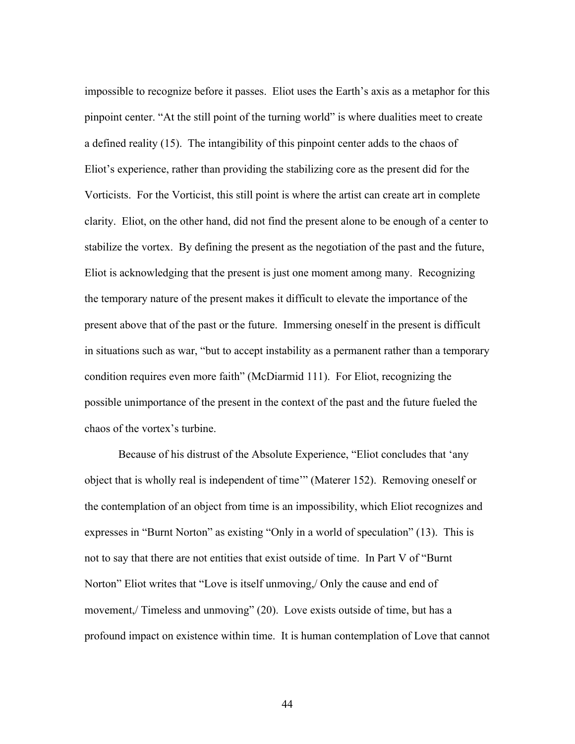impossible to recognize before it passes.  Eliot uses the Earth's axis as a metaphor for this pinpoint center. "At the still point of the turning world" is where dualities meet to create a defined reality (15).  The intangibility of this pinpoint center adds to the chaos of Eliot's experience, rather than providing the stabilizing core as the present did for the Vorticists.  For the Vorticist, this still point is where the artist can create art in complete clarity.  Eliot, on the other hand, did not find the present alone to be enough of a center to stabilize the vortex.  By defining the present as the negotiation of the past and the future, Eliot is acknowledging that the present is just one moment among many.  Recognizing the temporary nature of the present makes it difficult to elevate the importance of the present above that of the past or the future.  Immersing oneself in the present is difficult in situations such as war, "but to accept instability as a permanent rather than a temporary condition requires even more faith" (McDiarmid 111).  For Eliot, recognizing the possible unimportance of the present in the context of the past and the future fueled the chaos of the vortex's turbine.

Because of his distrust of the Absolute Experience, "Eliot concludes that 'any object that is wholly real is independent of time'" (Materer 152).  Removing oneself or the contemplation of an object from time is an impossibility, which Eliot recognizes and expresses in "Burnt Norton" as existing "Only in a world of speculation" (13).  This is not to say that there are not entities that exist outside of time.  In Part V of "Burnt Norton" Eliot writes that "Love is itself unmoving,/ Only the cause and end of movement,/ Timeless and unmoving" (20).  Love exists outside of time, but has a profound impact on existence within time.  It is human contemplation of Love that cannot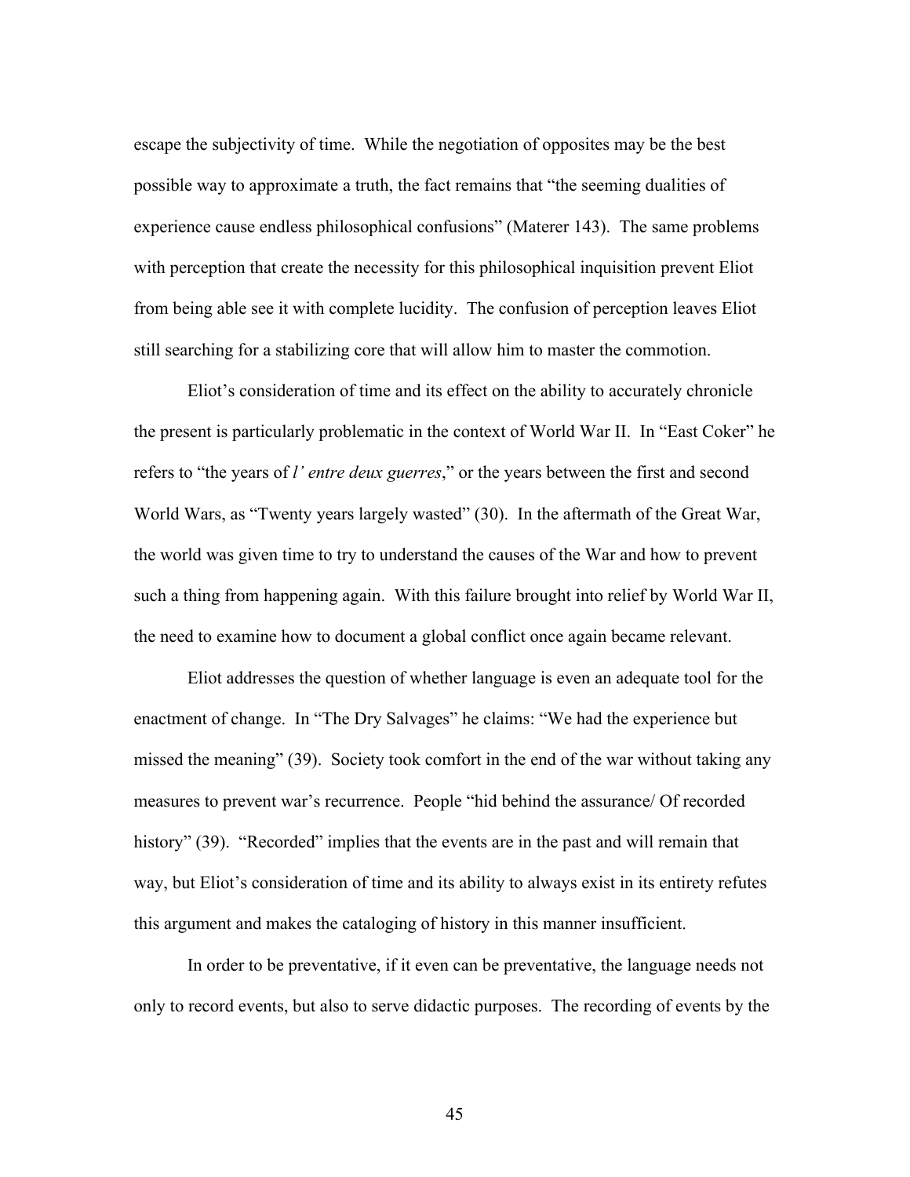escape the subjectivity of time. While the negotiation of opposites may be the best possible way to approximate a truth, the fact remains that "the seeming dualities of experience cause endless philosophical confusions" (Materer 143). The same problems with perception that create the necessity for this philosophical inquisition prevent Eliot from being able see it with complete lucidity. The confusion of perception leaves Eliot still searching for a stabilizing core that will allow him to master the commotion.

Eliot's consideration of time and its effect on the ability to accurately chronicle the present is particularly problematic in the context of World War II. In "East Coker" he refers to "the years of *l' entre deux guerres*," or the years between the first and second World Wars, as "Twenty years largely wasted" (30). In the aftermath of the Great War, the world was given time to try to understand the causes of the War and how to prevent such a thing from happening again. With this failure brought into relief by World War II, the need to examine how to document a global conflict once again became relevant.

Eliot addresses the question of whether language is even an adequate tool for the enactment of change. In "The Dry Salvages" he claims: "We had the experience but missed the meaning" (39). Society took comfort in the end of the war without taking any measures to prevent war's recurrence. People "hid behind the assurance/ Of recorded history" (39). "Recorded" implies that the events are in the past and will remain that way, but Eliot's consideration of time and its ability to always exist in its entirety refutes this argument and makes the cataloging of history in this manner insufficient.

In order to be preventative, if it even can be preventative, the language needs not only to record events, but also to serve didactic purposes. The recording of events by the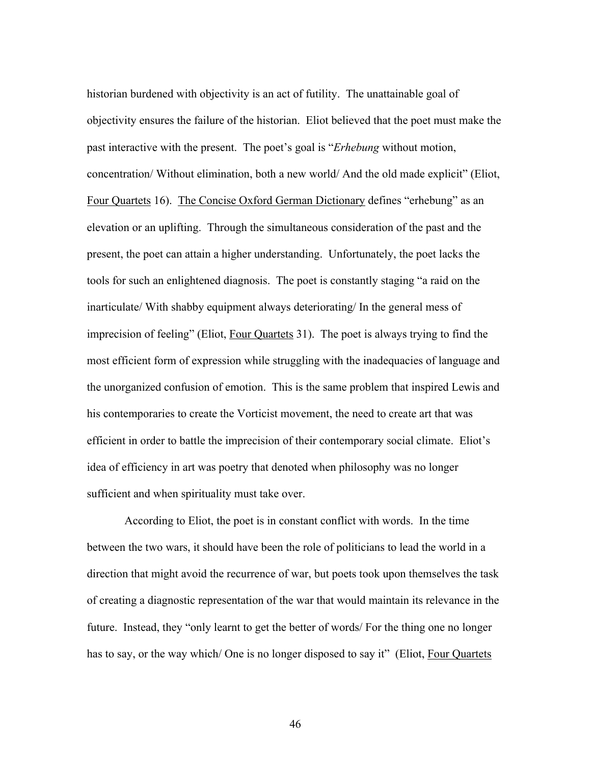historian burdened with objectivity is an act of futility. The unattainable goal of objectivity ensures the failure of the historian. Eliot believed that the poet must make the past interactive with the present. The poet's goal is "*Erhebung* without motion, concentration/ Without elimination, both a new world/ And the old made explicit" (Eliot, Four Quartets 16). The Concise Oxford German Dictionary defines "erhebung" as an elevation or an uplifting. Through the simultaneous consideration of the past and the present, the poet can attain a higher understanding. Unfortunately, the poet lacks the tools for such an enlightened diagnosis. The poet is constantly staging "a raid on the inarticulate/ With shabby equipment always deteriorating/ In the general mess of imprecision of feeling" (Eliot, Four Quartets 31). The poet is always trying to find the most efficient form of expression while struggling with the inadequacies of language and the unorganized confusion of emotion. This is the same problem that inspired Lewis and his contemporaries to create the Vorticist movement, the need to create art that was efficient in order to battle the imprecision of their contemporary social climate. Eliot's idea of efficiency in art was poetry that denoted when philosophy was no longer sufficient and when spirituality must take over.

According to Eliot, the poet is in constant conflict with words. In the time between the two wars, it should have been the role of politicians to lead the world in a direction that might avoid the recurrence of war, but poets took upon themselves the task of creating a diagnostic representation of the war that would maintain its relevance in the future. Instead, they "only learnt to get the better of words/ For the thing one no longer has to say, or the way which/ One is no longer disposed to say it" (Eliot, Four Quartets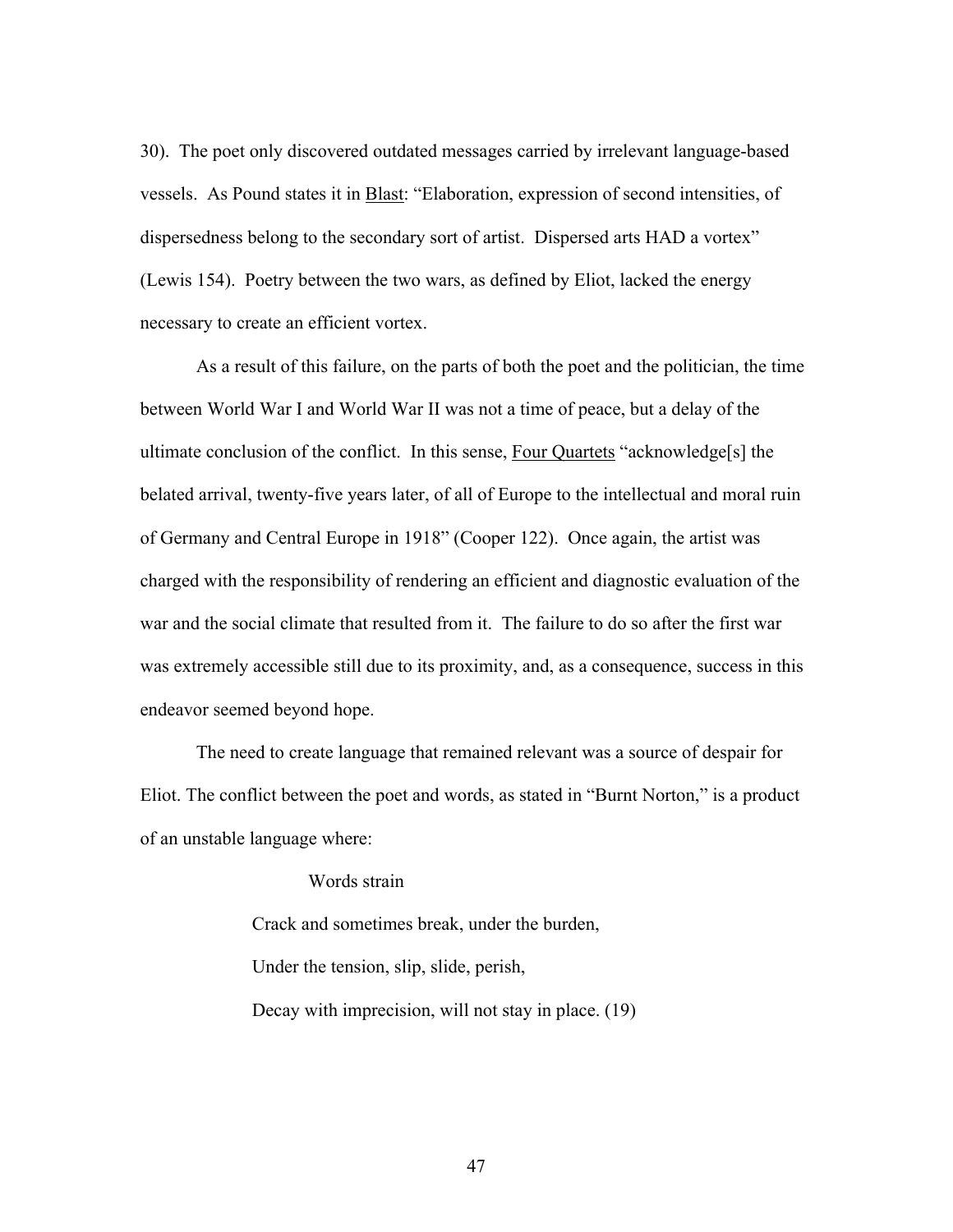30). The poet only discovered outdated messages carried by irrelevant language-based vessels. As Pound states it in Blast: "Elaboration, expression of second intensities, of dispersedness belong to the secondary sort of artist. Dispersed arts HAD a vortex" (Lewis 154). Poetry between the two wars, as defined by Eliot, lacked the energy necessary to create an efficient vortex.

As a result of this failure, on the parts of both the poet and the politician, the time between World War I and World War II was not a time of peace, but a delay of the ultimate conclusion of the conflict. In this sense, Four Quartets "acknowledge[s] the belated arrival, twenty-five years later, of all of Europe to the intellectual and moral ruin of Germany and Central Europe in 1918" (Cooper 122). Once again, the artist was charged with the responsibility of rendering an efficient and diagnostic evaluation of the war and the social climate that resulted from it. The failure to do so after the first war was extremely accessible still due to its proximity, and, as a consequence, success in this endeavor seemed beyond hope.

The need to create language that remained relevant was a source of despair for Eliot. The conflict between the poet and words, as stated in "Burnt Norton," is a product of an unstable language where:

> Words strain
> Crack and sometimes break, under the burden,
> Under the tension, slip, slide, perish,
> Decay with imprecision, will not stay in place. (19)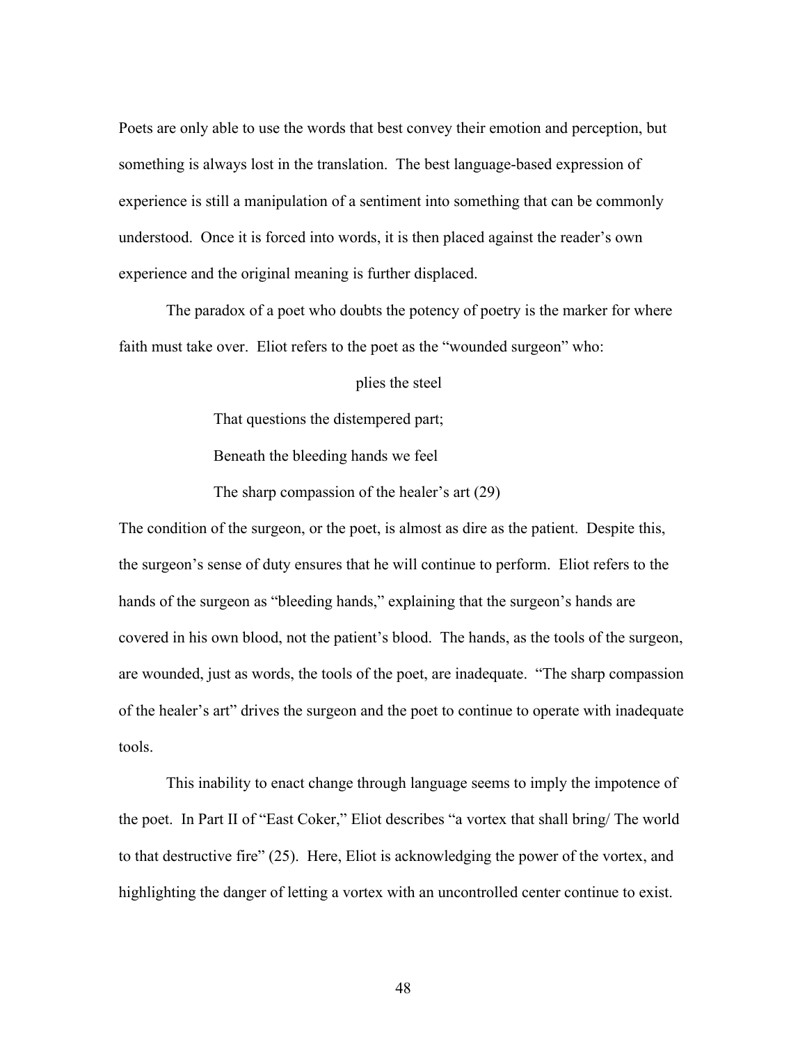Poets are only able to use the words that best convey their emotion and perception, but something is always lost in the translation. The best language-based expression of experience is still a manipulation of a sentiment into something that can be commonly understood. Once it is forced into words, it is then placed against the reader's own experience and the original meaning is further displaced.

The paradox of a poet who doubts the potency of poetry is the marker for where faith must take over. Eliot refers to the poet as the "wounded surgeon" who:

> plies the steel
> That questions the distempered part;
> Beneath the bleeding hands we feel
> The sharp compassion of the healer's art (29)

The condition of the surgeon, or the poet, is almost as dire as the patient. Despite this, the surgeon's sense of duty ensures that he will continue to perform. Eliot refers to the hands of the surgeon as "bleeding hands," explaining that the surgeon's hands are covered in his own blood, not the patient's blood. The hands, as the tools of the surgeon, are wounded, just as words, the tools of the poet, are inadequate. "The sharp compassion of the healer's art" drives the surgeon and the poet to continue to operate with inadequate tools.

This inability to enact change through language seems to imply the impotence of the poet. In Part II of "East Coker," Eliot describes "a vortex that shall bring/ The world to that destructive fire" (25). Here, Eliot is acknowledging the power of the vortex, and highlighting the danger of letting a vortex with an uncontrolled center continue to exist.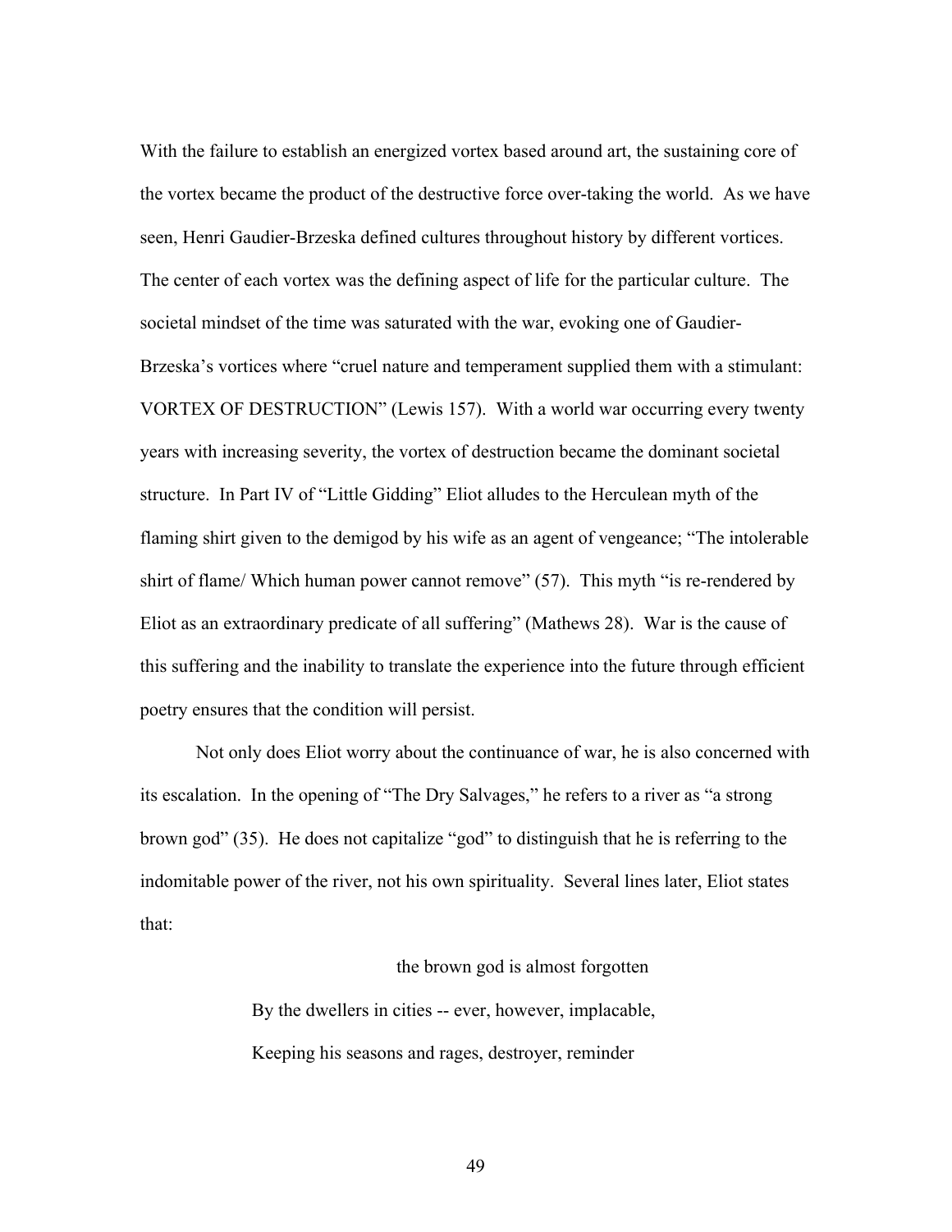With the failure to establish an energized vortex based around art, the sustaining core of the vortex became the product of the destructive force over-taking the world. As we have seen, Henri Gaudier-Brzeska defined cultures throughout history by different vortices. The center of each vortex was the defining aspect of life for the particular culture. The societal mindset of the time was saturated with the war, evoking one of Gaudier-Brzeska's vortices where "cruel nature and temperament supplied them with a stimulant: VORTEX OF DESTRUCTION" (Lewis 157). With a world war occurring every twenty years with increasing severity, the vortex of destruction became the dominant societal structure. In Part IV of "Little Gidding" Eliot alludes to the Herculean myth of the flaming shirt given to the demigod by his wife as an agent of vengeance; "The intolerable shirt of flame/ Which human power cannot remove" (57). This myth "is re-rendered by Eliot as an extraordinary predicate of all suffering" (Mathews 28). War is the cause of this suffering and the inability to translate the experience into the future through efficient poetry ensures that the condition will persist.

Not only does Eliot worry about the continuance of war, he is also concerned with its escalation. In the opening of "The Dry Salvages," he refers to a river as "a strong brown god" (35). He does not capitalize "god" to distinguish that he is referring to the indomitable power of the river, not his own spirituality. Several lines later, Eliot states that:

> the brown god is almost forgotten
>
> By the dwellers in cities -- ever, however, implacable,
>
> Keeping his seasons and rages, destroyer, reminder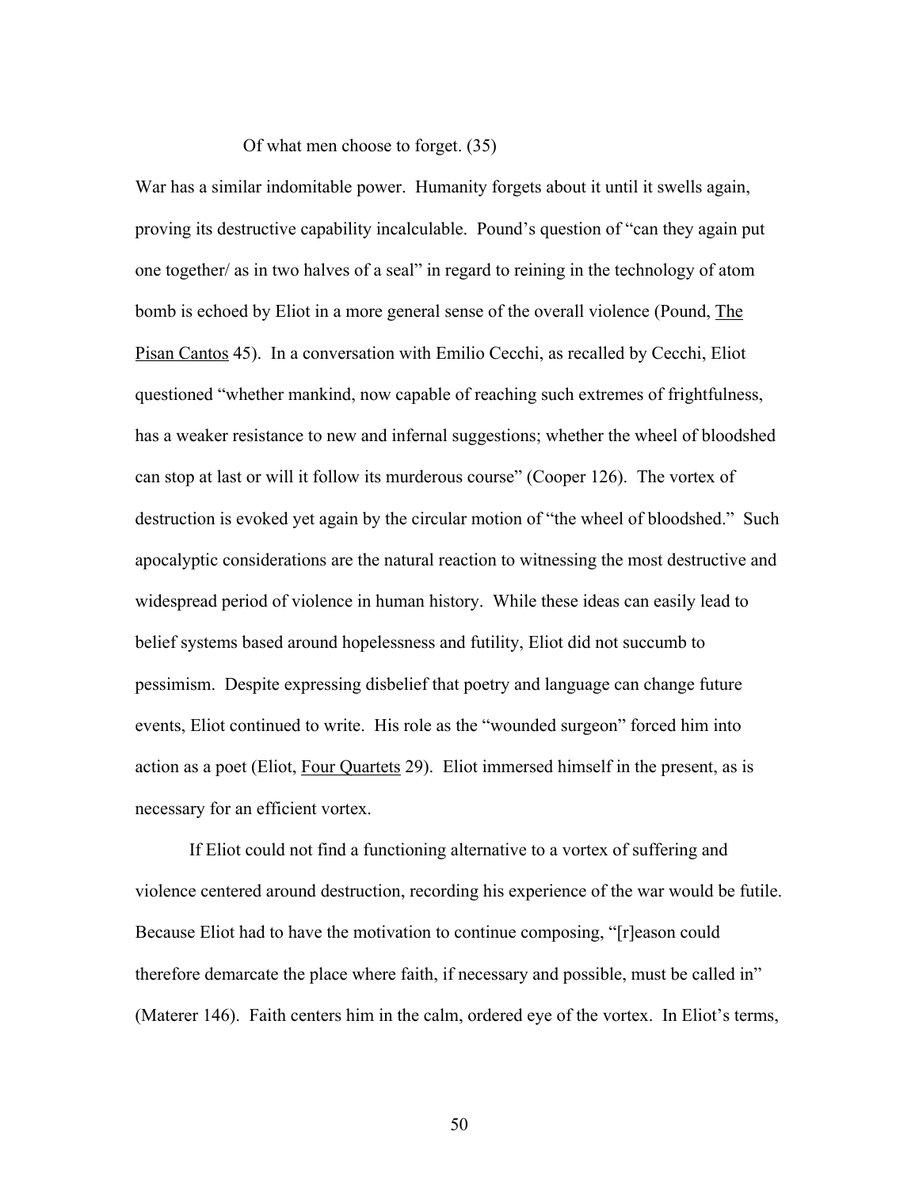Of what men choose to forget. (35)

War has a similar indomitable power. Humanity forgets about it until it swells again, proving its destructive capability incalculable. Pound's question of "can they again put one together/ as in two halves of a seal" in regard to reining in the technology of atom bomb is echoed by Eliot in a more general sense of the overall violence (Pound, The Pisan Cantos 45). In a conversation with Emilio Cecchi, as recalled by Cecchi, Eliot questioned "whether mankind, now capable of reaching such extremes of frightfulness, has a weaker resistance to new and infernal suggestions; whether the wheel of bloodshed can stop at last or will it follow its murderous course" (Cooper 126). The vortex of destruction is evoked yet again by the circular motion of "the wheel of bloodshed." Such apocalyptic considerations are the natural reaction to witnessing the most destructive and widespread period of violence in human history. While these ideas can easily lead to belief systems based around hopelessness and futility, Eliot did not succumb to pessimism. Despite expressing disbelief that poetry and language can change future events, Eliot continued to write. His role as the "wounded surgeon" forced him into action as a poet (Eliot, Four Quartets 29). Eliot immersed himself in the present, as is necessary for an efficient vortex.

If Eliot could not find a functioning alternative to a vortex of suffering and violence centered around destruction, recording his experience of the war would be futile. Because Eliot had to have the motivation to continue composing, "[r]eason could therefore demarcate the place where faith, if necessary and possible, must be called in" (Materer 146). Faith centers him in the calm, ordered eye of the vortex. In Eliot's terms,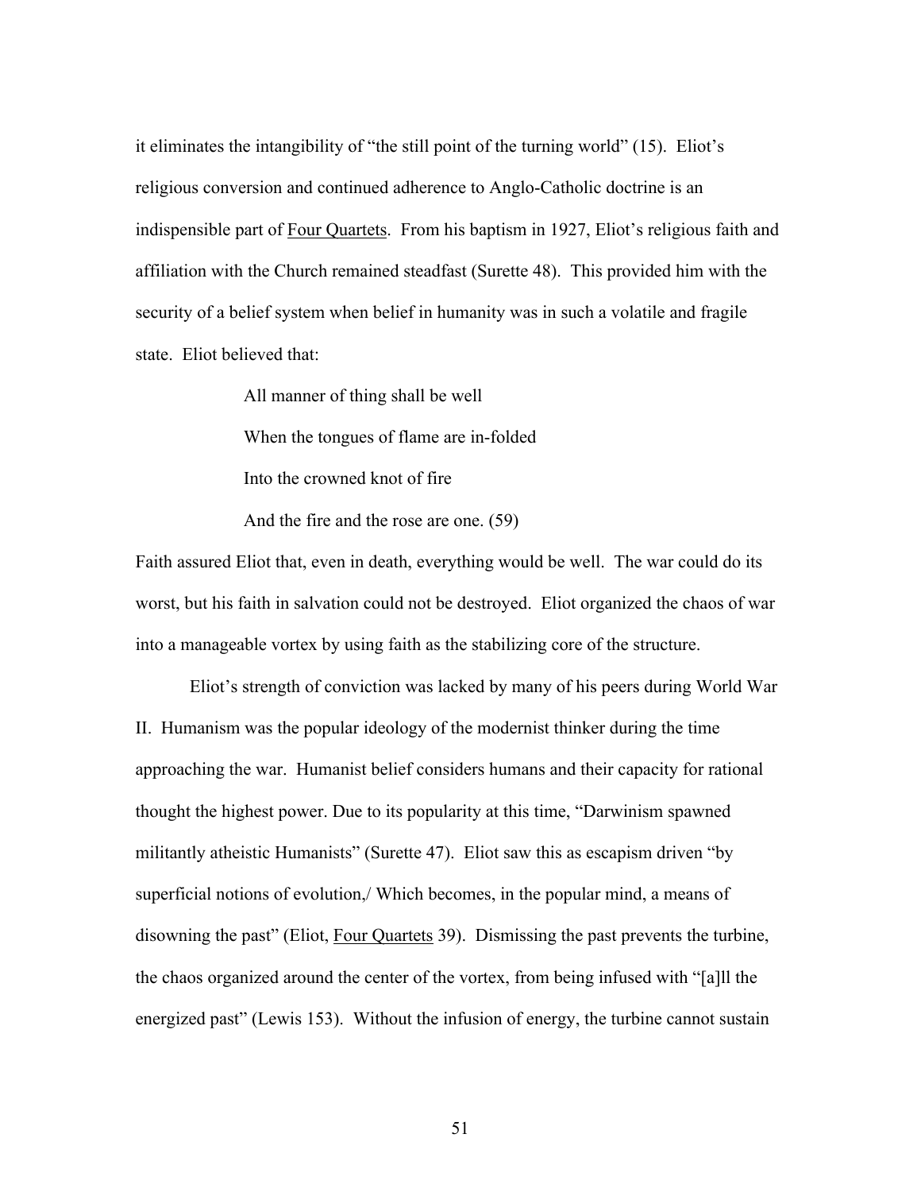it eliminates the intangibility of "the still point of the turning world" (15). Eliot's religious conversion and continued adherence to Anglo-Catholic doctrine is an indispensible part of Four Quartets. From his baptism in 1927, Eliot's religious faith and affiliation with the Church remained steadfast (Surette 48). This provided him with the security of a belief system when belief in humanity was in such a volatile and fragile state. Eliot believed that:

> All manner of thing shall be well
>
> When the tongues of flame are in-folded
>
> Into the crowned knot of fire
>
> And the fire and the rose are one. (59)

Faith assured Eliot that, even in death, everything would be well. The war could do its worst, but his faith in salvation could not be destroyed. Eliot organized the chaos of war into a manageable vortex by using faith as the stabilizing core of the structure.

Eliot's strength of conviction was lacked by many of his peers during World War II. Humanism was the popular ideology of the modernist thinker during the time approaching the war. Humanist belief considers humans and their capacity for rational thought the highest power. Due to its popularity at this time, "Darwinism spawned militantly atheistic Humanists" (Surette 47). Eliot saw this as escapism driven "by superficial notions of evolution,/ Which becomes, in the popular mind, a means of disowning the past" (Eliot, Four Quartets 39). Dismissing the past prevents the turbine, the chaos organized around the center of the vortex, from being infused with "[a]ll the energized past" (Lewis 153). Without the infusion of energy, the turbine cannot sustain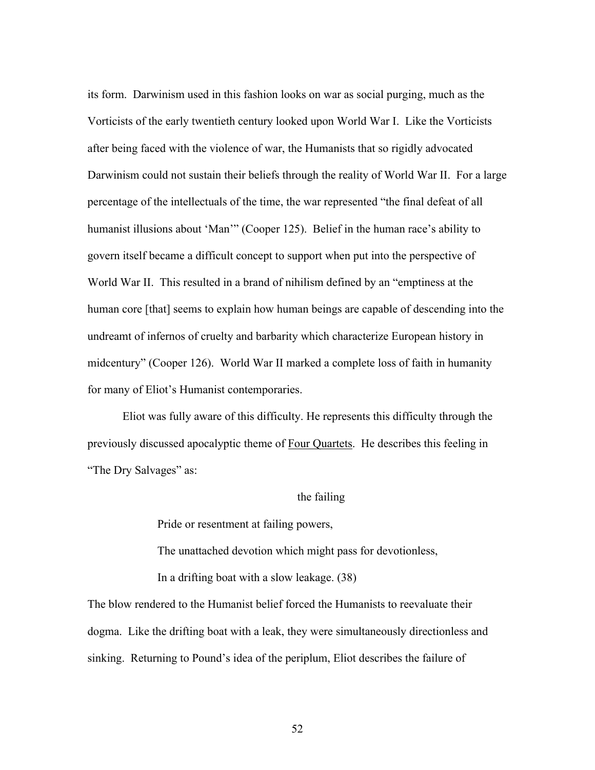its form. Darwinism used in this fashion looks on war as social purging, much as the Vorticists of the early twentieth century looked upon World War I. Like the Vorticists after being faced with the violence of war, the Humanists that so rigidly advocated Darwinism could not sustain their beliefs through the reality of World War II. For a large percentage of the intellectuals of the time, the war represented "the final defeat of all humanist illusions about 'Man'" (Cooper 125). Belief in the human race's ability to govern itself became a difficult concept to support when put into the perspective of World War II. This resulted in a brand of nihilism defined by an "emptiness at the human core [that] seems to explain how human beings are capable of descending into the undreamt of infernos of cruelty and barbarity which characterize European history in midcentury" (Cooper 126). World War II marked a complete loss of faith in humanity for many of Eliot's Humanist contemporaries.

Eliot was fully aware of this difficulty. He represents this difficulty through the previously discussed apocalyptic theme of Four Quartets. He describes this feeling in "The Dry Salvages" as:

> the failing
>
> Pride or resentment at failing powers,
>
> The unattached devotion which might pass for devotionless,
>
> In a drifting boat with a slow leakage. (38)

The blow rendered to the Humanist belief forced the Humanists to reevaluate their dogma. Like the drifting boat with a leak, they were simultaneously directionless and sinking. Returning to Pound's idea of the periplum, Eliot describes the failure of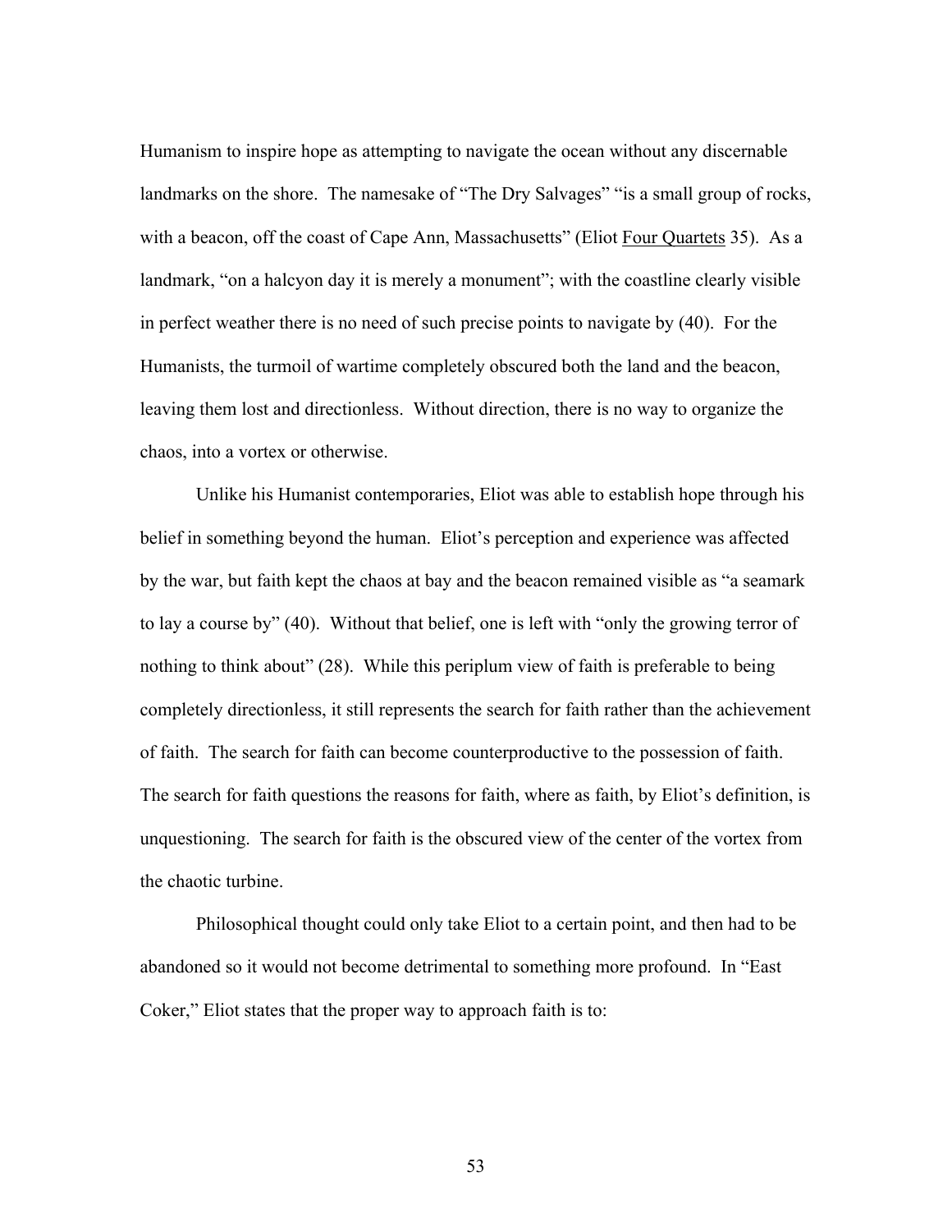Humanism to inspire hope as attempting to navigate the ocean without any discernable landmarks on the shore. The namesake of "The Dry Salvages" "is a small group of rocks, with a beacon, off the coast of Cape Ann, Massachusetts" (Eliot Four Quartets 35). As a landmark, "on a halcyon day it is merely a monument"; with the coastline clearly visible in perfect weather there is no need of such precise points to navigate by (40). For the Humanists, the turmoil of wartime completely obscured both the land and the beacon, leaving them lost and directionless. Without direction, there is no way to organize the chaos, into a vortex or otherwise.

Unlike his Humanist contemporaries, Eliot was able to establish hope through his belief in something beyond the human. Eliot's perception and experience was affected by the war, but faith kept the chaos at bay and the beacon remained visible as "a seamark to lay a course by" (40). Without that belief, one is left with "only the growing terror of nothing to think about" (28). While this periplum view of faith is preferable to being completely directionless, it still represents the search for faith rather than the achievement of faith. The search for faith can become counterproductive to the possession of faith. The search for faith questions the reasons for faith, where as faith, by Eliot's definition, is unquestioning. The search for faith is the obscured view of the center of the vortex from the chaotic turbine.

Philosophical thought could only take Eliot to a certain point, and then had to be abandoned so it would not become detrimental to something more profound. In "East Coker," Eliot states that the proper way to approach faith is to: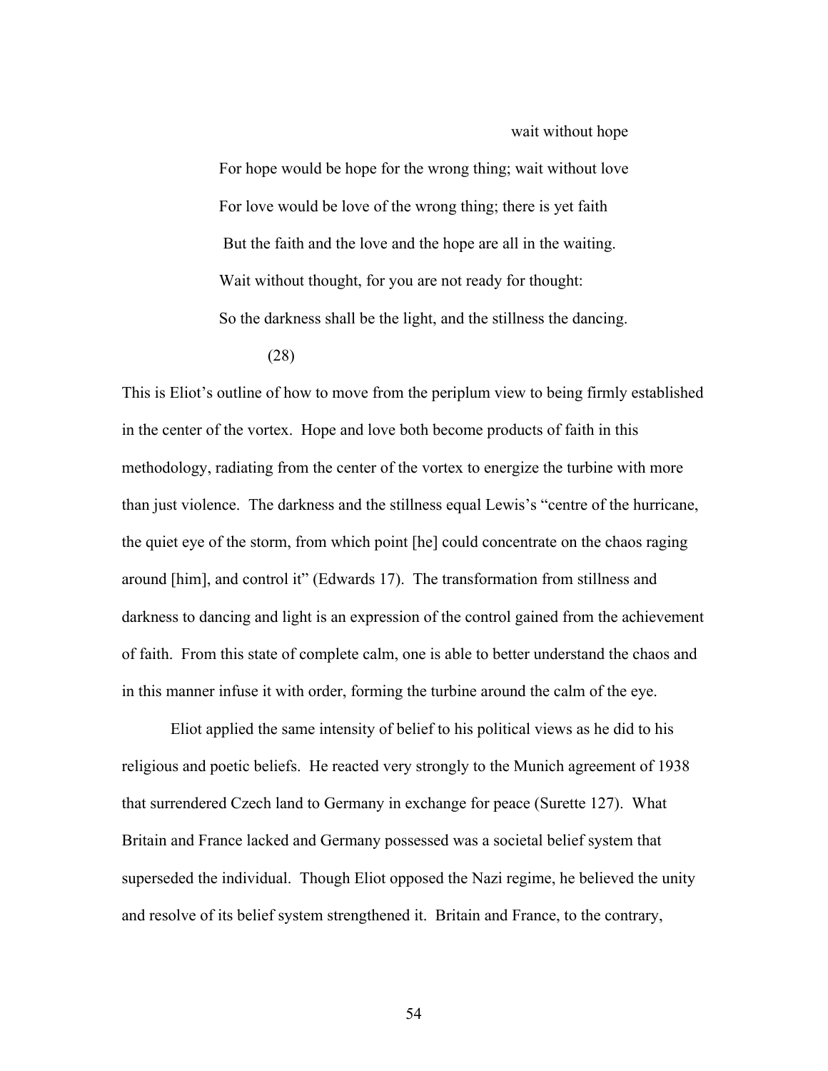wait without hope

For hope would be hope for the wrong thing; wait without love

For love would be love of the wrong thing; there is yet faith

But the faith and the love and the hope are all in the waiting.

Wait without thought, for you are not ready for thought:

So the darkness shall be the light, and the stillness the dancing.

(28)

This is Eliot's outline of how to move from the periplum view to being firmly established in the center of the vortex. Hope and love both become products of faith in this methodology, radiating from the center of the vortex to energize the turbine with more than just violence. The darkness and the stillness equal Lewis's "centre of the hurricane, the quiet eye of the storm, from which point [he] could concentrate on the chaos raging around [him], and control it" (Edwards 17). The transformation from stillness and darkness to dancing and light is an expression of the control gained from the achievement of faith. From this state of complete calm, one is able to better understand the chaos and in this manner infuse it with order, forming the turbine around the calm of the eye.

Eliot applied the same intensity of belief to his political views as he did to his religious and poetic beliefs. He reacted very strongly to the Munich agreement of 1938 that surrendered Czech land to Germany in exchange for peace (Surette 127). What Britain and France lacked and Germany possessed was a societal belief system that superseded the individual. Though Eliot opposed the Nazi regime, he believed the unity and resolve of its belief system strengthened it. Britain and France, to the contrary,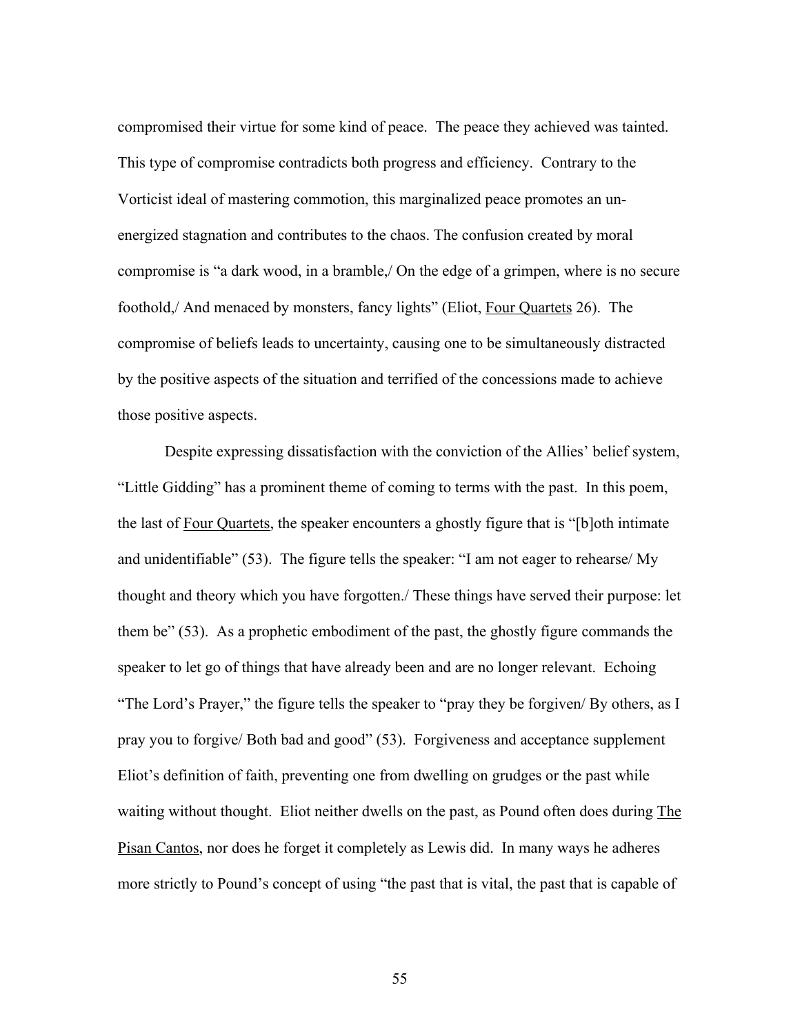compromised their virtue for some kind of peace. The peace they achieved was tainted. This type of compromise contradicts both progress and efficiency. Contrary to the Vorticist ideal of mastering commotion, this marginalized peace promotes an un-energized stagnation and contributes to the chaos. The confusion created by moral compromise is "a dark wood, in a bramble,/ On the edge of a grimpen, where is no secure foothold,/ And menaced by monsters, fancy lights" (Eliot, Four Quartets 26). The compromise of beliefs leads to uncertainty, causing one to be simultaneously distracted by the positive aspects of the situation and terrified of the concessions made to achieve those positive aspects.

Despite expressing dissatisfaction with the conviction of the Allies' belief system, "Little Gidding" has a prominent theme of coming to terms with the past. In this poem, the last of Four Quartets, the speaker encounters a ghostly figure that is "[b]oth intimate and unidentifiable" (53). The figure tells the speaker: "I am not eager to rehearse/ My thought and theory which you have forgotten./ These things have served their purpose: let them be" (53). As a prophetic embodiment of the past, the ghostly figure commands the speaker to let go of things that have already been and are no longer relevant. Echoing "The Lord's Prayer," the figure tells the speaker to "pray they be forgiven/ By others, as I pray you to forgive/ Both bad and good" (53). Forgiveness and acceptance supplement Eliot's definition of faith, preventing one from dwelling on grudges or the past while waiting without thought. Eliot neither dwells on the past, as Pound often does during The Pisan Cantos, nor does he forget it completely as Lewis did. In many ways he adheres more strictly to Pound's concept of using "the past that is vital, the past that is capable of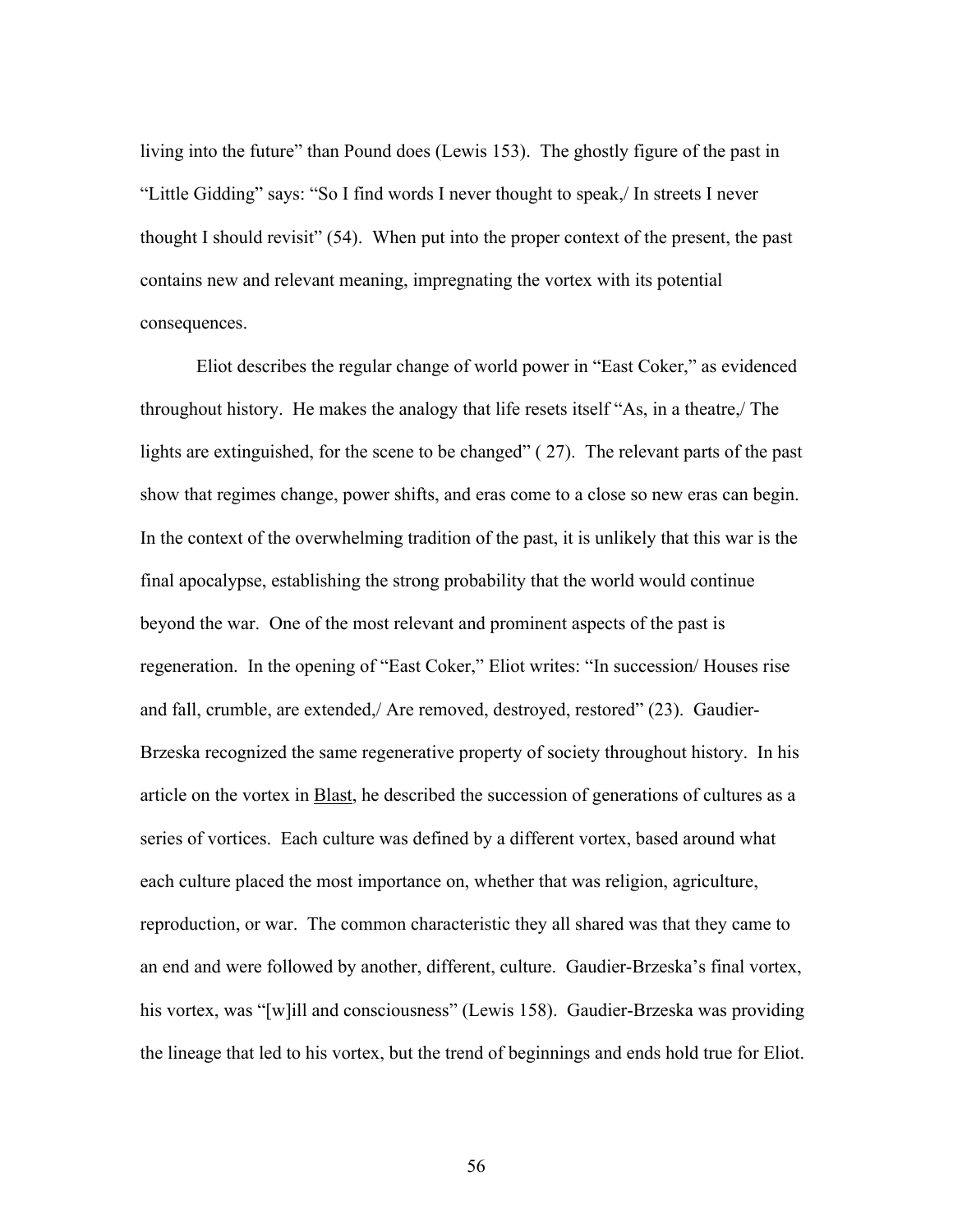living into the future" than Pound does (Lewis 153). The ghostly figure of the past in "Little Gidding" says: "So I find words I never thought to speak,/ In streets I never thought I should revisit" (54). When put into the proper context of the present, the past contains new and relevant meaning, impregnating the vortex with its potential consequences.

Eliot describes the regular change of world power in "East Coker," as evidenced throughout history. He makes the analogy that life resets itself "As, in a theatre,/ The lights are extinguished, for the scene to be changed" ( 27). The relevant parts of the past show that regimes change, power shifts, and eras come to a close so new eras can begin. In the context of the overwhelming tradition of the past, it is unlikely that this war is the final apocalypse, establishing the strong probability that the world would continue beyond the war. One of the most relevant and prominent aspects of the past is regeneration. In the opening of "East Coker," Eliot writes: "In succession/ Houses rise and fall, crumble, are extended,/ Are removed, destroyed, restored" (23). Gaudier-Brzeska recognized the same regenerative property of society throughout history. In his article on the vortex in Blast, he described the succession of generations of cultures as a series of vortices. Each culture was defined by a different vortex, based around what each culture placed the most importance on, whether that was religion, agriculture, reproduction, or war. The common characteristic they all shared was that they came to an end and were followed by another, different, culture. Gaudier-Brzeska's final vortex, his vortex, was "[w]ill and consciousness" (Lewis 158). Gaudier-Brzeska was providing the lineage that led to his vortex, but the trend of beginnings and ends hold true for Eliot.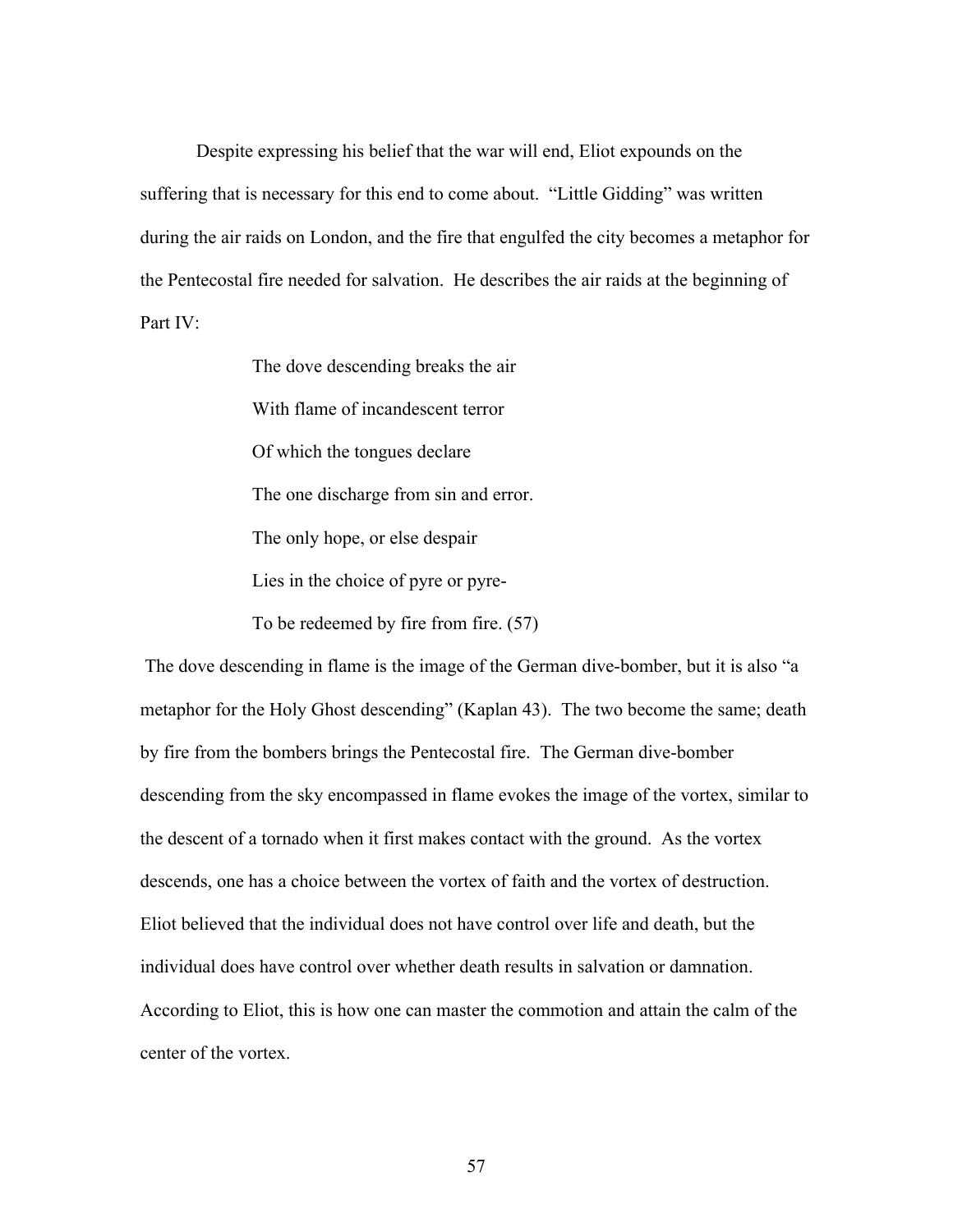Despite expressing his belief that the war will end, Eliot expounds on the suffering that is necessary for this end to come about. "Little Gidding" was written during the air raids on London, and the fire that engulfed the city becomes a metaphor for the Pentecostal fire needed for salvation. He describes the air raids at the beginning of Part IV:

> The dove descending breaks the air
>
> With flame of incandescent terror
>
> Of which the tongues declare
>
> The one discharge from sin and error.
>
> The only hope, or else despair
>
> Lies in the choice of pyre or pyre-
>
> To be redeemed by fire from fire. (57)

The dove descending in flame is the image of the German dive-bomber, but it is also "a metaphor for the Holy Ghost descending" (Kaplan 43). The two become the same; death by fire from the bombers brings the Pentecostal fire. The German dive-bomber descending from the sky encompassed in flame evokes the image of the vortex, similar to the descent of a tornado when it first makes contact with the ground. As the vortex descends, one has a choice between the vortex of faith and the vortex of destruction. Eliot believed that the individual does not have control over life and death, but the individual does have control over whether death results in salvation or damnation. According to Eliot, this is how one can master the commotion and attain the calm of the center of the vortex.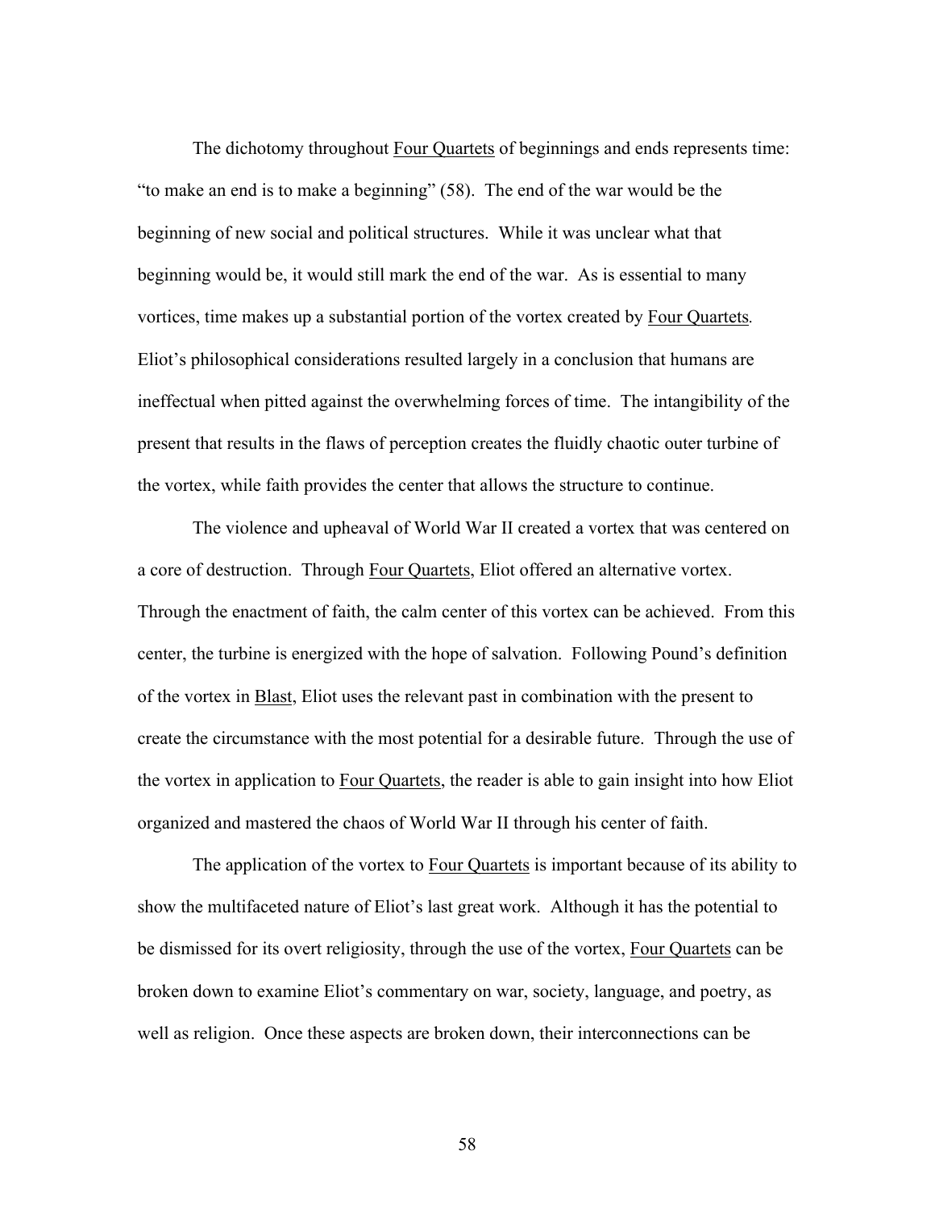The dichotomy throughout Four Quartets of beginnings and ends represents time: "to make an end is to make a beginning" (58). The end of the war would be the beginning of new social and political structures. While it was unclear what that beginning would be, it would still mark the end of the war. As is essential to many vortices, time makes up a substantial portion of the vortex created by Four Quartets. Eliot's philosophical considerations resulted largely in a conclusion that humans are ineffectual when pitted against the overwhelming forces of time. The intangibility of the present that results in the flaws of perception creates the fluidly chaotic outer turbine of the vortex, while faith provides the center that allows the structure to continue.

The violence and upheaval of World War II created a vortex that was centered on a core of destruction. Through Four Quartets, Eliot offered an alternative vortex. Through the enactment of faith, the calm center of this vortex can be achieved. From this center, the turbine is energized with the hope of salvation. Following Pound's definition of the vortex in Blast, Eliot uses the relevant past in combination with the present to create the circumstance with the most potential for a desirable future. Through the use of the vortex in application to Four Quartets, the reader is able to gain insight into how Eliot organized and mastered the chaos of World War II through his center of faith.

The application of the vortex to Four Quartets is important because of its ability to show the multifaceted nature of Eliot's last great work. Although it has the potential to be dismissed for its overt religiosity, through the use of the vortex, Four Quartets can be broken down to examine Eliot's commentary on war, society, language, and poetry, as well as religion. Once these aspects are broken down, their interconnections can be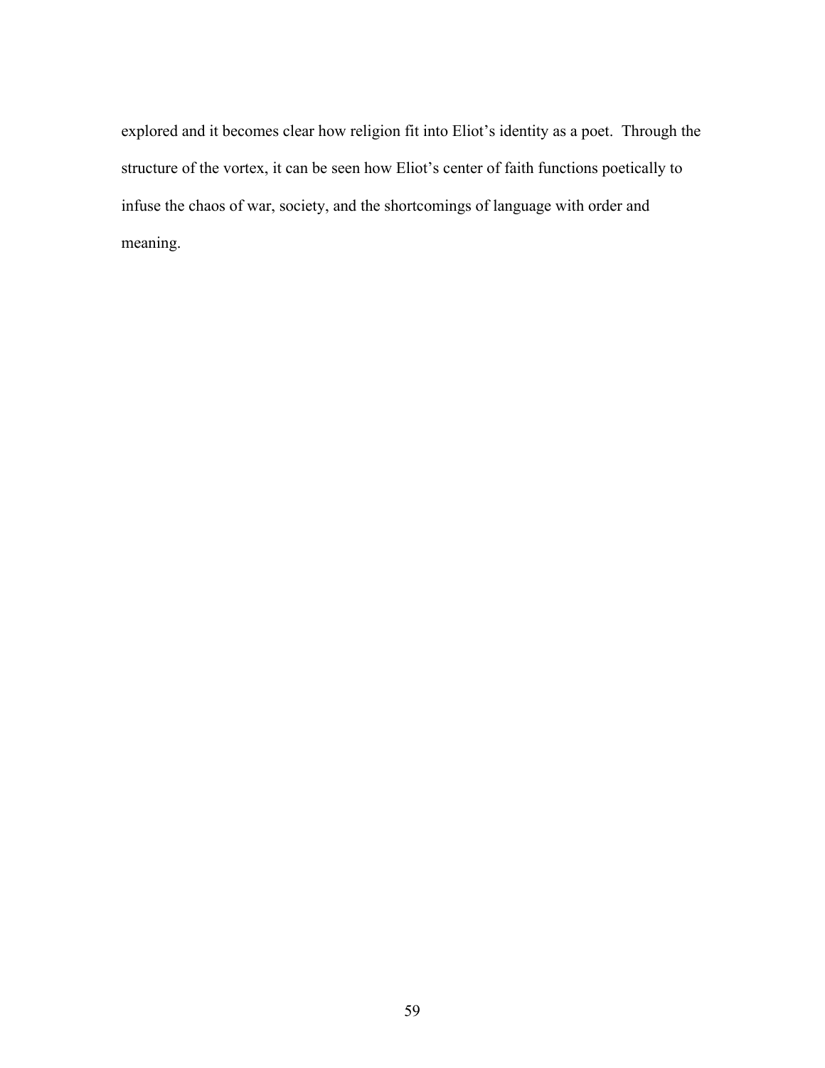explored and it becomes clear how religion fit into Eliot's identity as a poet. Through the structure of the vortex, it can be seen how Eliot's center of faith functions poetically to infuse the chaos of war, society, and the shortcomings of language with order and meaning.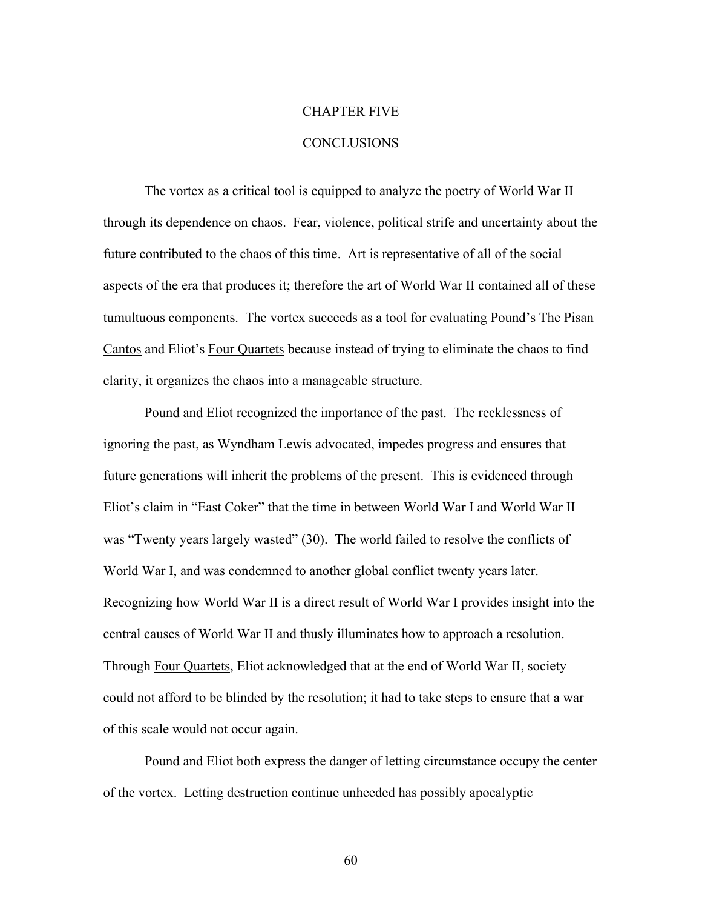# CHAPTER FIVE

# CONCLUSIONS

The vortex as a critical tool is equipped to analyze the poetry of World War II through its dependence on chaos. Fear, violence, political strife and uncertainty about the future contributed to the chaos of this time. Art is representative of all of the social aspects of the era that produces it; therefore the art of World War II contained all of these tumultuous components. The vortex succeeds as a tool for evaluating Pound's <u>The Pisan Cantos</u> and Eliot's <u>Four Quartets</u> because instead of trying to eliminate the chaos to find clarity, it organizes the chaos into a manageable structure.

Pound and Eliot recognized the importance of the past. The recklessness of ignoring the past, as Wyndham Lewis advocated, impedes progress and ensures that future generations will inherit the problems of the present. This is evidenced through Eliot's claim in "East Coker" that the time in between World War I and World War II was "Twenty years largely wasted" (30). The world failed to resolve the conflicts of World War I, and was condemned to another global conflict twenty years later. Recognizing how World War II is a direct result of World War I provides insight into the central causes of World War II and thusly illuminates how to approach a resolution. Through <u>Four Quartets</u>, Eliot acknowledged that at the end of World War II, society could not afford to be blinded by the resolution; it had to take steps to ensure that a war of this scale would not occur again.

Pound and Eliot both express the danger of letting circumstance occupy the center of the vortex. Letting destruction continue unheeded has possibly apocalyptic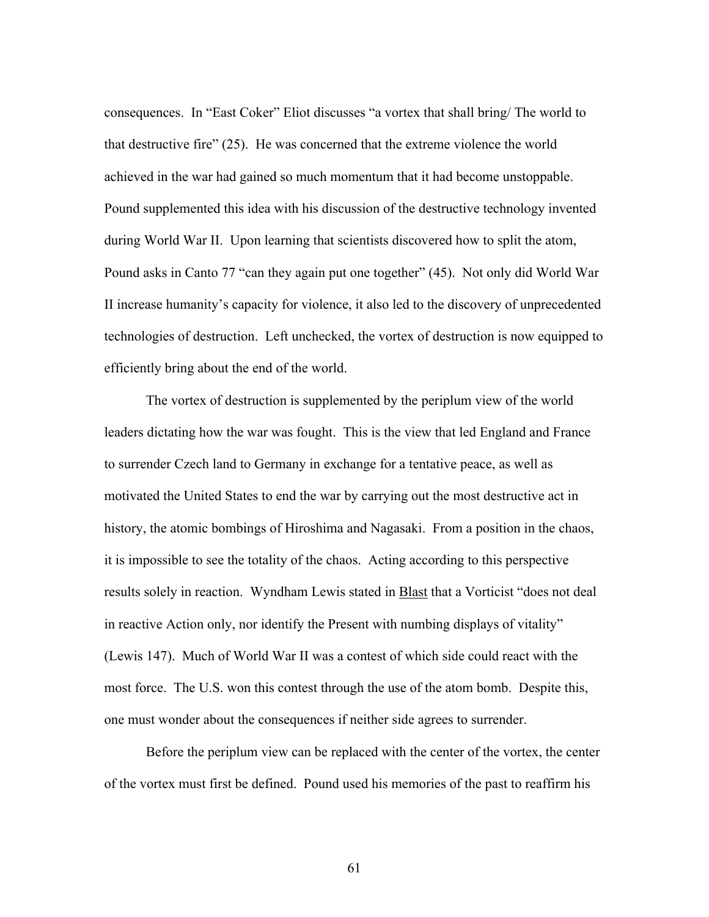consequences. In "East Coker" Eliot discusses "a vortex that shall bring/ The world to that destructive fire" (25). He was concerned that the extreme violence the world achieved in the war had gained so much momentum that it had become unstoppable. Pound supplemented this idea with his discussion of the destructive technology invented during World War II. Upon learning that scientists discovered how to split the atom, Pound asks in Canto 77 "can they again put one together" (45). Not only did World War II increase humanity's capacity for violence, it also led to the discovery of unprecedented technologies of destruction. Left unchecked, the vortex of destruction is now equipped to efficiently bring about the end of the world.

The vortex of destruction is supplemented by the periplum view of the world leaders dictating how the war was fought. This is the view that led England and France to surrender Czech land to Germany in exchange for a tentative peace, as well as motivated the United States to end the war by carrying out the most destructive act in history, the atomic bombings of Hiroshima and Nagasaki. From a position in the chaos, it is impossible to see the totality of the chaos. Acting according to this perspective results solely in reaction. Wyndham Lewis stated in Blast that a Vorticist "does not deal in reactive Action only, nor identify the Present with numbing displays of vitality" (Lewis 147). Much of World War II was a contest of which side could react with the most force. The U.S. won this contest through the use of the atom bomb. Despite this, one must wonder about the consequences if neither side agrees to surrender.

Before the periplum view can be replaced with the center of the vortex, the center of the vortex must first be defined. Pound used his memories of the past to reaffirm his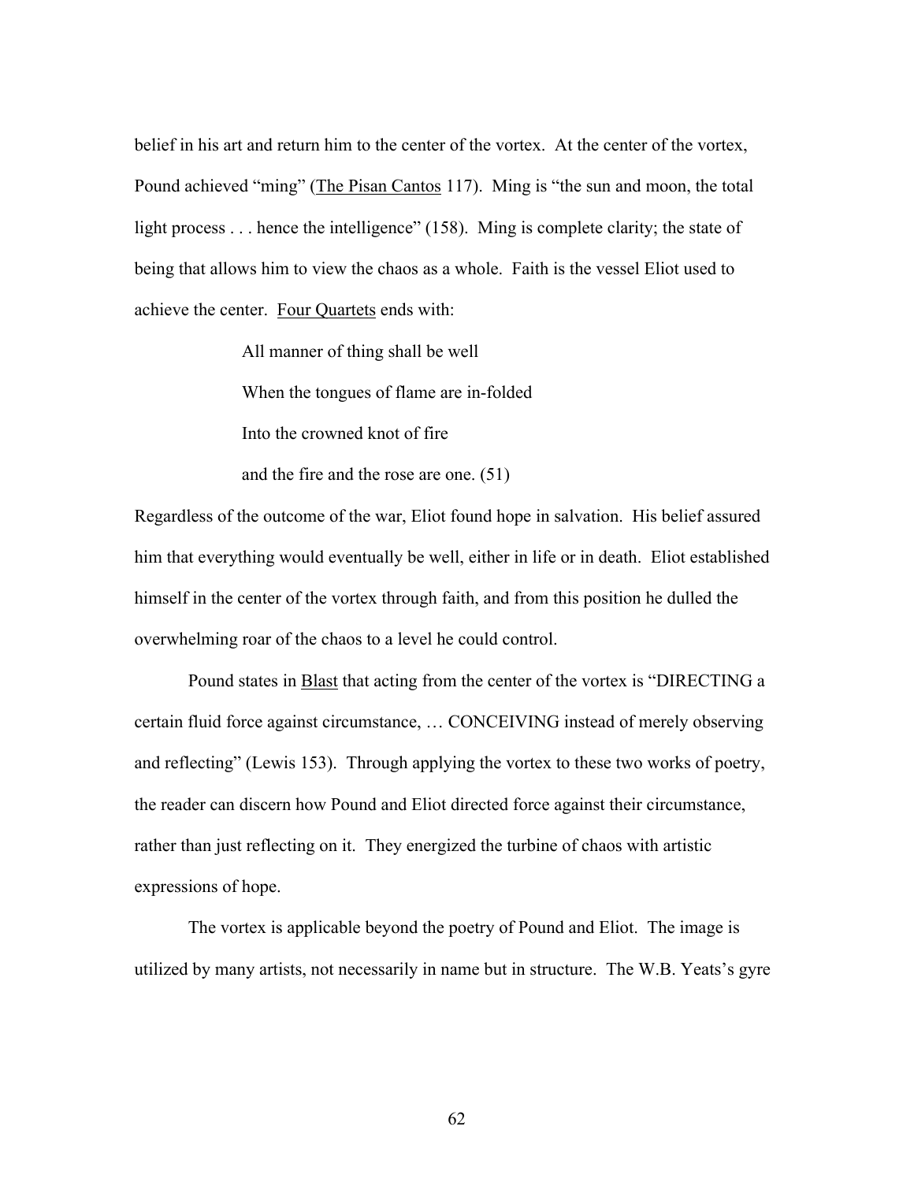belief in his art and return him to the center of the vortex. At the center of the vortex, Pound achieved "ming" (The Pisan Cantos 117). Ming is "the sun and moon, the total light process . . . hence the intelligence" (158). Ming is complete clarity; the state of being that allows him to view the chaos as a whole. Faith is the vessel Eliot used to achieve the center. Four Quartets ends with:

> All manner of thing shall be well
>
> When the tongues of flame are in-folded
>
> Into the crowned knot of fire
>
> and the fire and the rose are one. (51)

Regardless of the outcome of the war, Eliot found hope in salvation. His belief assured him that everything would eventually be well, either in life or in death. Eliot established himself in the center of the vortex through faith, and from this position he dulled the overwhelming roar of the chaos to a level he could control.

Pound states in Blast that acting from the center of the vortex is "DIRECTING a certain fluid force against circumstance, … CONCEIVING instead of merely observing and reflecting" (Lewis 153). Through applying the vortex to these two works of poetry, the reader can discern how Pound and Eliot directed force against their circumstance, rather than just reflecting on it. They energized the turbine of chaos with artistic expressions of hope.

The vortex is applicable beyond the poetry of Pound and Eliot. The image is utilized by many artists, not necessarily in name but in structure. The W.B. Yeats's gyre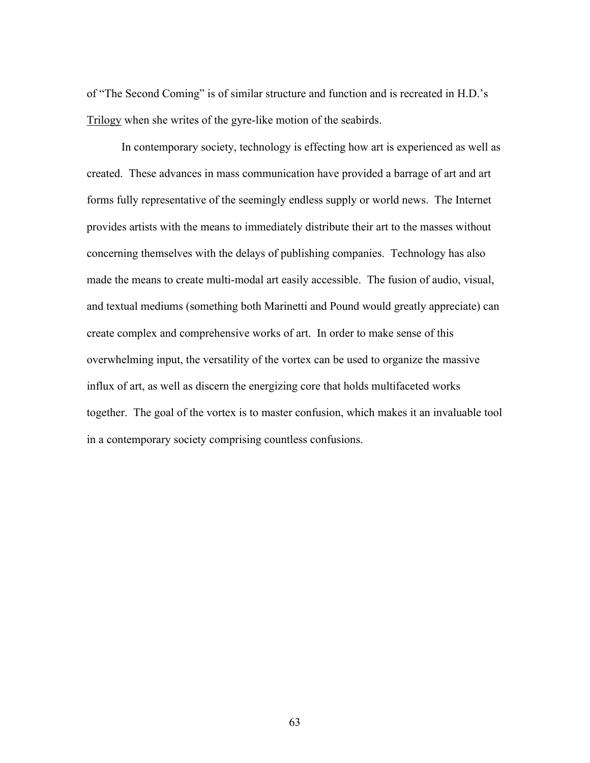of "The Second Coming" is of similar structure and function and is recreated in H.D.'s Trilogy when she writes of the gyre-like motion of the seabirds.

In contemporary society, technology is effecting how art is experienced as well as created. These advances in mass communication have provided a barrage of art and art forms fully representative of the seemingly endless supply or world news. The Internet provides artists with the means to immediately distribute their art to the masses without concerning themselves with the delays of publishing companies. Technology has also made the means to create multi-modal art easily accessible. The fusion of audio, visual, and textual mediums (something both Marinetti and Pound would greatly appreciate) can create complex and comprehensive works of art. In order to make sense of this overwhelming input, the versatility of the vortex can be used to organize the massive influx of art, as well as discern the energizing core that holds multifaceted works together. The goal of the vortex is to master confusion, which makes it an invaluable tool in a contemporary society comprising countless confusions.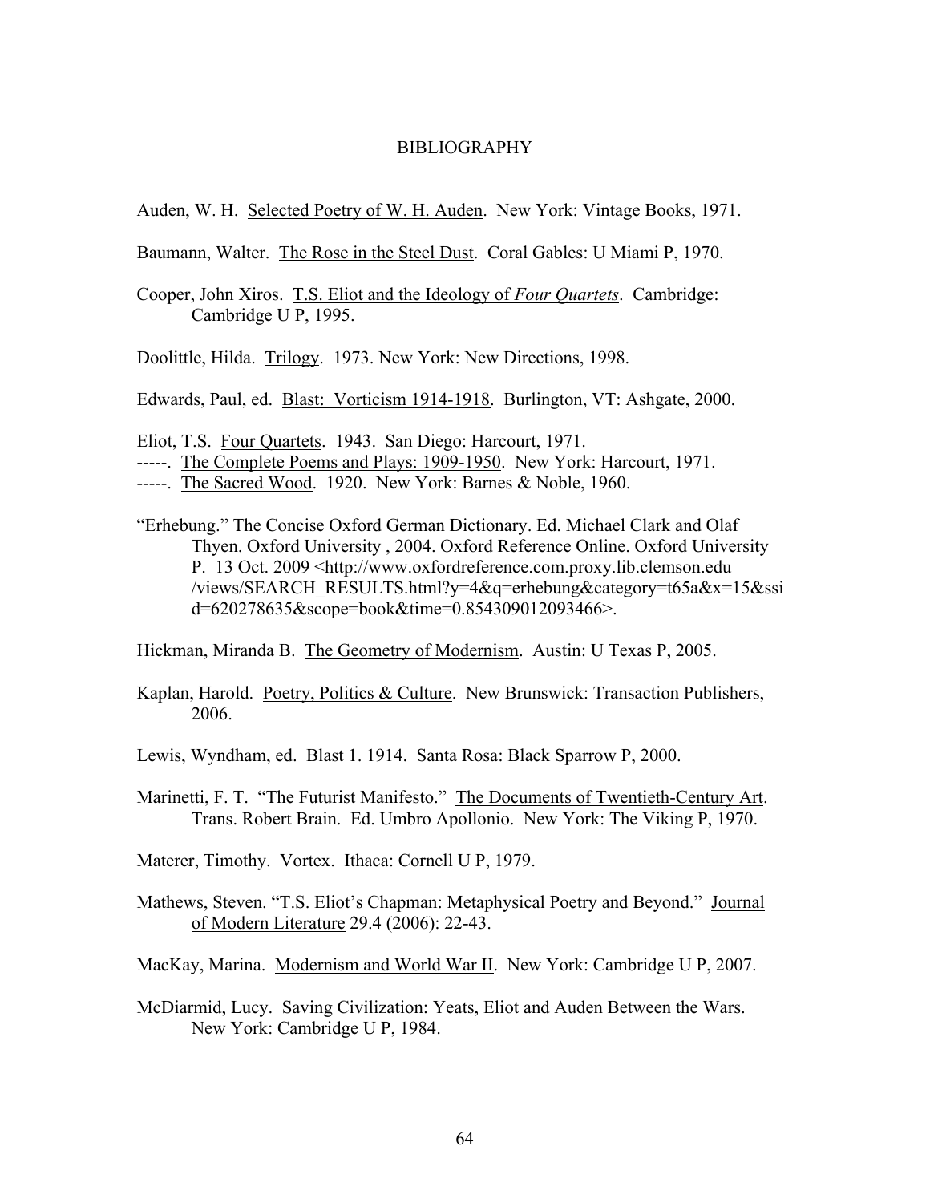# BIBLIOGRAPHY

Auden, W. H. Selected Poetry of W. H. Auden. New York: Vintage Books, 1971.

Baumann, Walter. The Rose in the Steel Dust. Coral Gables: U Miami P, 1970.

Cooper, John Xiros. T.S. Eliot and the Ideology of *Four Quartets*. Cambridge: Cambridge U P, 1995.

Doolittle, Hilda. Trilogy. 1973. New York: New Directions, 1998.

Edwards, Paul, ed. Blast: Vorticism 1914-1918. Burlington, VT: Ashgate, 2000.

Eliot, T.S. Four Quartets. 1943. San Diego: Harcourt, 1971.
-----. The Complete Poems and Plays: 1909-1950. New York: Harcourt, 1971.
-----. The Sacred Wood. 1920. New York: Barnes & Noble, 1960.

"Erhebung." The Concise Oxford German Dictionary. Ed. Michael Clark and Olaf Thyen. Oxford University , 2004. Oxford Reference Online. Oxford University P. 13 Oct. 2009 <http://www.oxfordreference.com.proxy.lib.clemson.edu/views/SEARCH_RESULTS.html?y=4&q=erhebung&category=t65a&x=15&ssid=620278635&scope=book&time=0.854309012093466>.

Hickman, Miranda B. The Geometry of Modernism. Austin: U Texas P, 2005.

Kaplan, Harold. Poetry, Politics & Culture. New Brunswick: Transaction Publishers, 2006.

Lewis, Wyndham, ed. Blast 1. 1914. Santa Rosa: Black Sparrow P, 2000.

Marinetti, F. T. "The Futurist Manifesto." The Documents of Twentieth-Century Art. Trans. Robert Brain. Ed. Umbro Apollonio. New York: The Viking P, 1970.

Materer, Timothy. Vortex. Ithaca: Cornell U P, 1979.

Mathews, Steven. "T.S. Eliot's Chapman: Metaphysical Poetry and Beyond." Journal of Modern Literature 29.4 (2006): 22-43.

MacKay, Marina. Modernism and World War II. New York: Cambridge U P, 2007.

McDiarmid, Lucy. Saving Civilization: Yeats, Eliot and Auden Between the Wars. New York: Cambridge U P, 1984.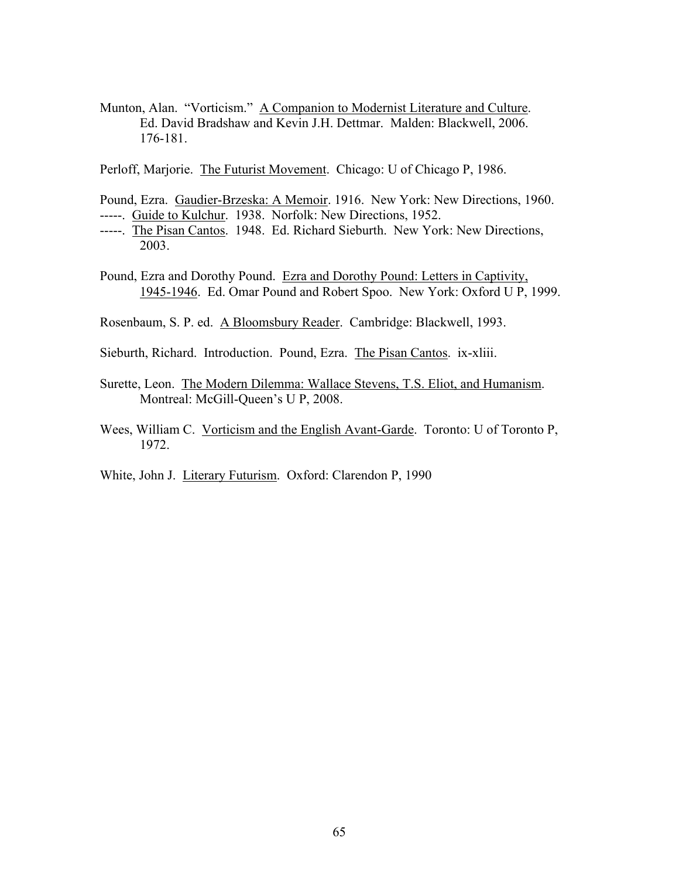Munton, Alan. "Vorticism." A Companion to Modernist Literature and Culture. Ed. David Bradshaw and Kevin J.H. Dettmar. Malden: Blackwell, 2006. 176-181.

Perloff, Marjorie. The Futurist Movement. Chicago: U of Chicago P, 1986.

Pound, Ezra. Gaudier-Brzeska: A Memoir. 1916. New York: New Directions, 1960.
-----. Guide to Kulchur. 1938. Norfolk: New Directions, 1952.
-----. The Pisan Cantos. 1948. Ed. Richard Sieburth. New York: New Directions, 2003.

Pound, Ezra and Dorothy Pound. Ezra and Dorothy Pound: Letters in Captivity, 1945-1946. Ed. Omar Pound and Robert Spoo. New York: Oxford U P, 1999.

Rosenbaum, S. P. ed. A Bloomsbury Reader. Cambridge: Blackwell, 1993.

Sieburth, Richard. Introduction. Pound, Ezra. The Pisan Cantos. ix-xliii.

Surette, Leon. The Modern Dilemma: Wallace Stevens, T.S. Eliot, and Humanism. Montreal: McGill-Queen's U P, 2008.

Wees, William C. Vorticism and the English Avant-Garde. Toronto: U of Toronto P, 1972.

White, John J. Literary Futurism. Oxford: Clarendon P, 1990